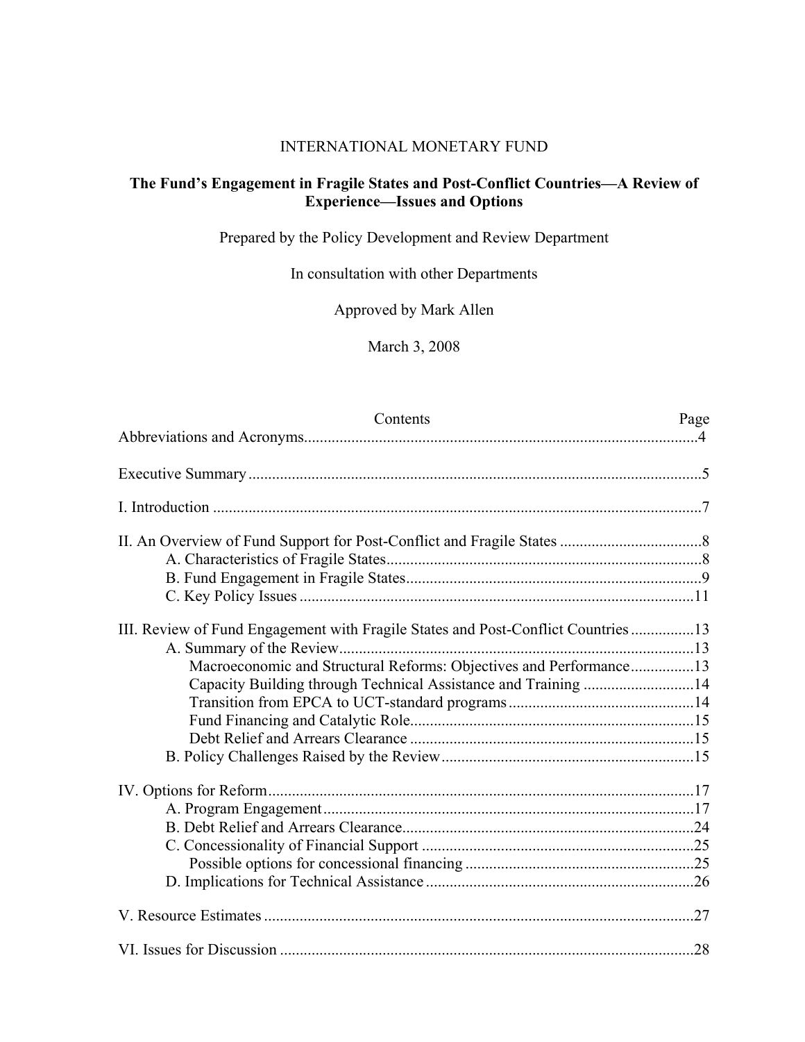INTERNATIONAL MONETARY FUND

**The Fund's Engagement in Fragile States and Post-Conflict Countries—A Review of Experience—Issues and Options**

Prepared by the Policy Development and Review Department

In consultation with other Departments

Approved by Mark Allen

March 3, 2008

| Contents | Page |
|---|---|
| Abbreviations and Acronyms | 4 |
| Executive Summary | 5 |
| I. Introduction | 7 |
| II. An Overview of Fund Support for Post-Conflict and Fragile States | 8 |
| A. Characteristics of Fragile States | 8 |
| B. Fund Engagement in Fragile States | 9 |
| C. Key Policy Issues | 11 |
| III. Review of Fund Engagement with Fragile States and Post-Conflict Countries | 13 |
| A. Summary of the Review | 13 |
| Macroeconomic and Structural Reforms: Objectives and Performance | 13 |
| Capacity Building through Technical Assistance and Training | 14 |
| Transition from EPCA to UCT-standard programs | 14 |
| Fund Financing and Catalytic Role | 15 |
| Debt Relief and Arrears Clearance | 15 |
| B. Policy Challenges Raised by the Review | 15 |
| IV. Options for Reform | 17 |
| A. Program Engagement | 17 |
| B. Debt Relief and Arrears Clearance | 24 |
| C. Concessionality of Financial Support | 25 |
| Possible options for concessional financing | 25 |
| D. Implications for Technical Assistance | 26 |
| V. Resource Estimates | 27 |
| VI. Issues for Discussion | 28 |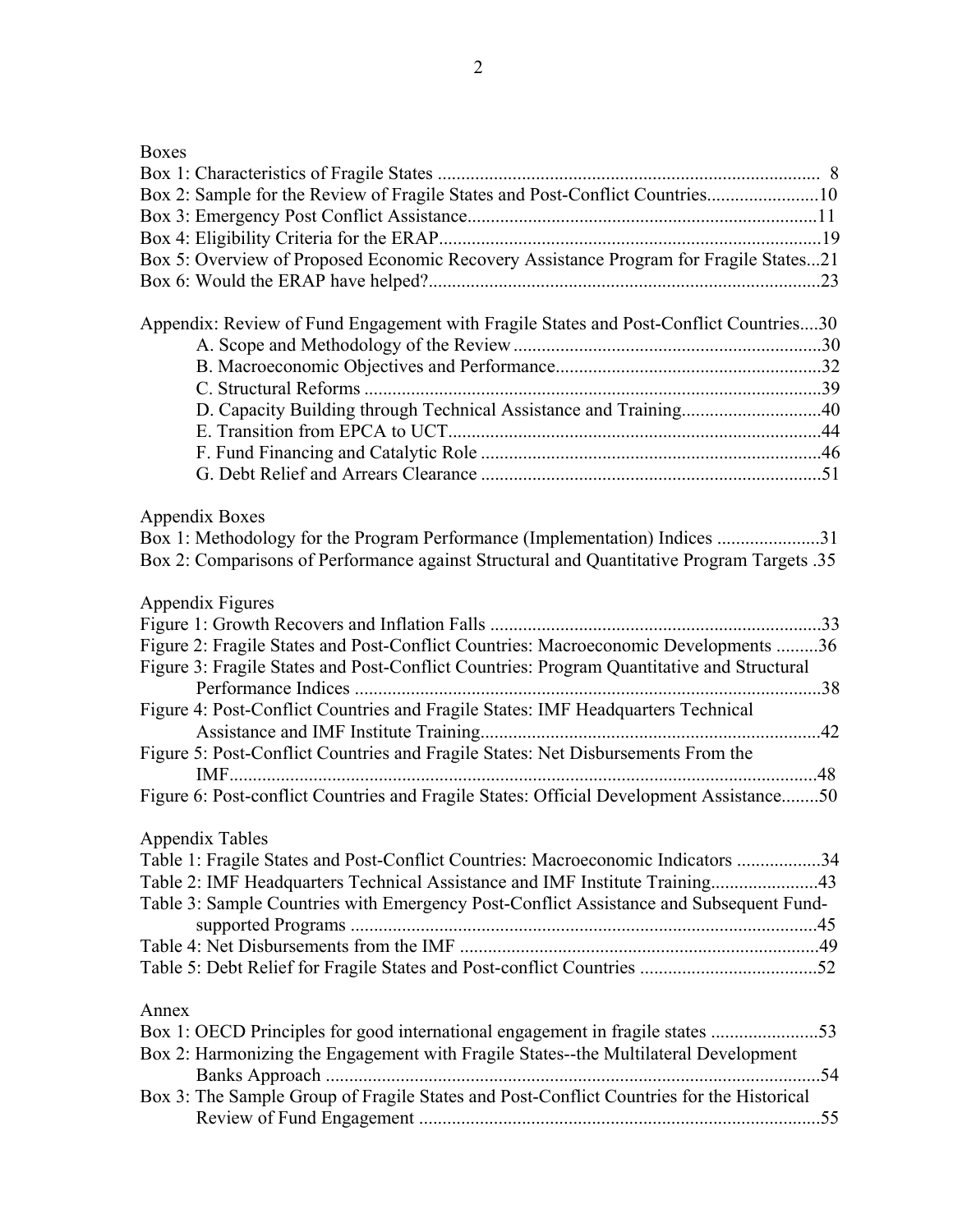Boxes

Box 1: Characteristics of Fragile States ..................................................................................... 8
Box 2: Sample for the Review of Fragile States and Post-Conflict Countries........................10
Box 3: Emergency Post Conflict Assistance...........................................................................11
Box 4: Eligibility Criteria for the ERAP.................................................................................19
Box 5: Overview of Proposed Economic Recovery Assistance Program for Fragile States...21
Box 6: Would the ERAP have helped?...................................................................................23

Appendix: Review of Fund Engagement with Fragile States and Post-Conflict Countries....30

- A. Scope and Methodology of the Review ..................................................................30
- B. Macroeconomic Objectives and Performance..........................................................32
- C. Structural Reforms ..................................................................................................39
- D. Capacity Building through Technical Assistance and Training..............................40
- E. Transition from EPCA to UCT................................................................................44
- F. Fund Financing and Catalytic Role .........................................................................46
- G. Debt Relief and Arrears Clearance .........................................................................51

Appendix Boxes

Box 1: Methodology for the Program Performance (Implementation) Indices ......................31
Box 2: Comparisons of Performance against Structural and Quantitative Program Targets .35

Appendix Figures

Figure 1: Growth Recovers and Inflation Falls .......................................................................33
Figure 2: Fragile States and Post-Conflict Countries: Macroeconomic Developments .........36
Figure 3: Fragile States and Post-Conflict Countries: Program Quantitative and Structural Performance Indices ....................................................................................................38
Figure 4: Post-Conflict Countries and Fragile States: IMF Headquarters Technical Assistance and IMF Institute Training.........................................................................42
Figure 5: Post-Conflict Countries and Fragile States: Net Disbursements From the IMF..............................................................................................................................48
Figure 6: Post-conflict Countries and Fragile States: Official Development Assistance........50

Appendix Tables

Table 1: Fragile States and Post-Conflict Countries: Macroeconomic Indicators ..................34
Table 2: IMF Headquarters Technical Assistance and IMF Institute Training.......................43
Table 3: Sample Countries with Emergency Post-Conflict Assistance and Subsequent Fund-supported Programs ....................................................................................................45
Table 4: Net Disbursements from the IMF .............................................................................49
Table 5: Debt Relief for Fragile States and Post-conflict Countries ......................................52

Annex

Box 1: OECD Principles for good international engagement in fragile states .......................53
Box 2: Harmonizing the Engagement with Fragile States--the Multilateral Development Banks Approach .........................................................................................................54
Box 3: The Sample Group of Fragile States and Post-Conflict Countries for the Historical Review of Fund Engagement ......................................................................................55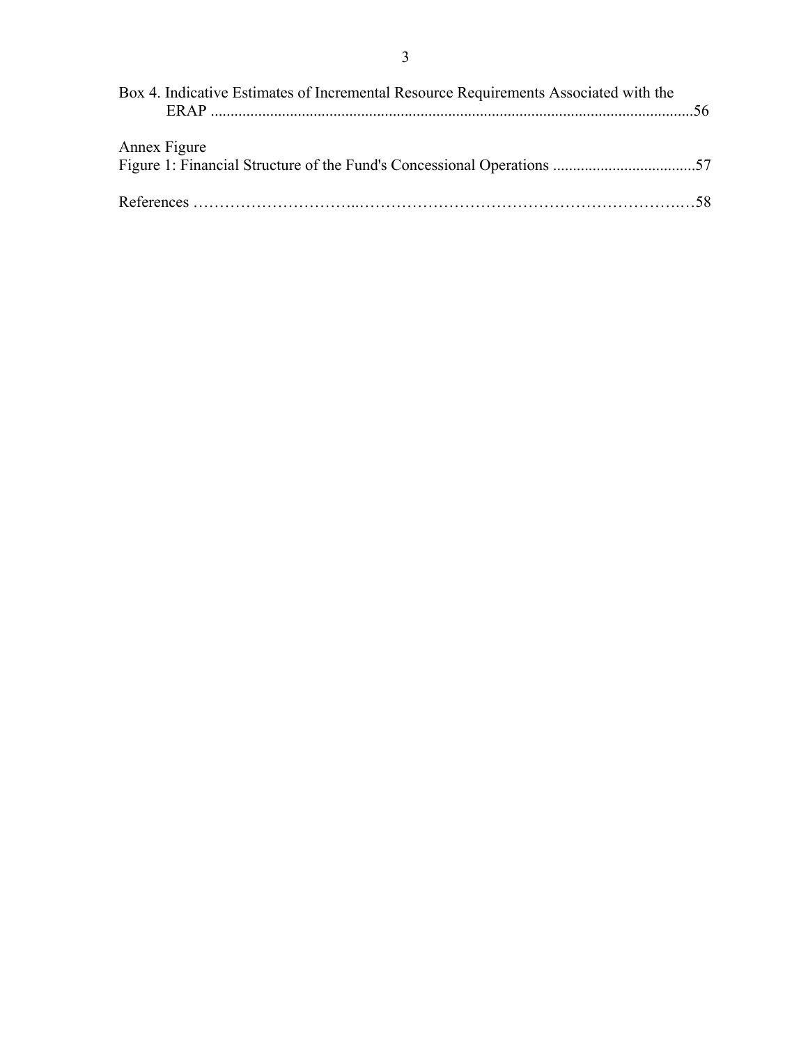Box 4. Indicative Estimates of Incremental Resource Requirements Associated with the ERAP ..........................................................................................................................56

Annex Figure

Figure 1: Financial Structure of the Fund's Concessional Operations ...................................57

References …………………………..…………………………………………………….…58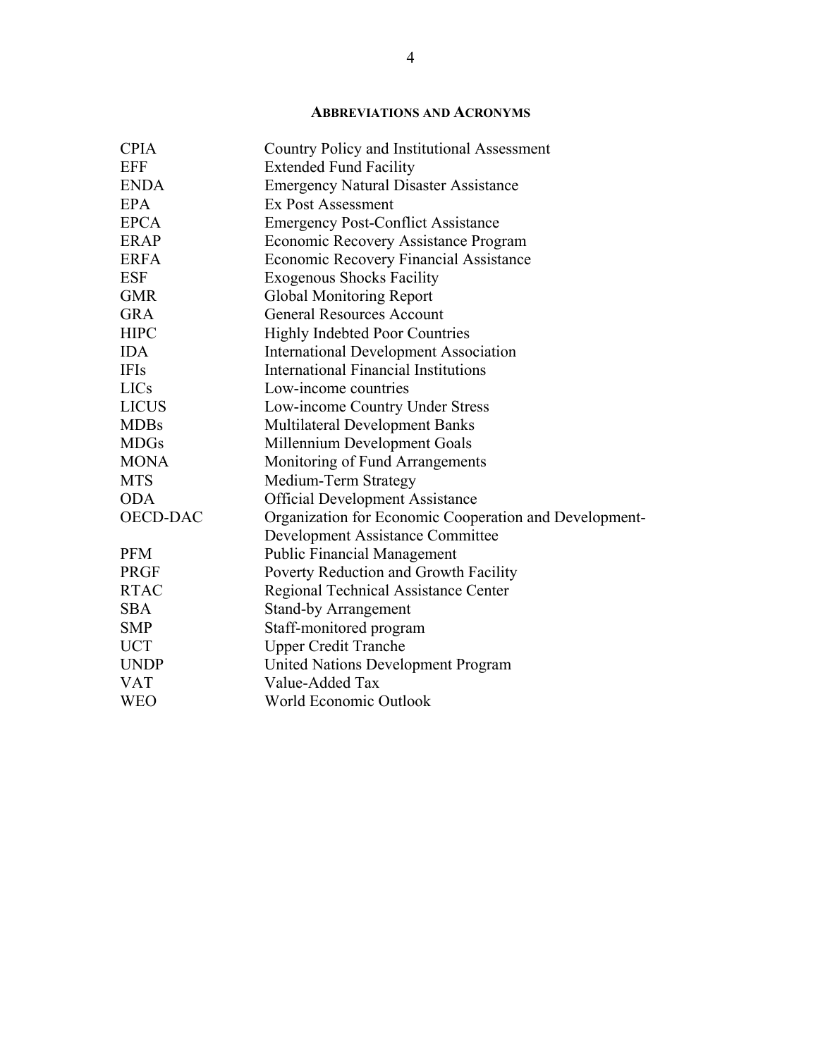## ABBREVIATIONS AND ACRONYMS

| | |
|---|---|
| CPIA | Country Policy and Institutional Assessment |
| EFF | Extended Fund Facility |
| ENDA | Emergency Natural Disaster Assistance |
| EPA | Ex Post Assessment |
| EPCA | Emergency Post-Conflict Assistance |
| ERAP | Economic Recovery Assistance Program |
| ERFA | Economic Recovery Financial Assistance |
| ESF | Exogenous Shocks Facility |
| GMR | Global Monitoring Report |
| GRA | General Resources Account |
| HIPC | Highly Indebted Poor Countries |
| IDA | International Development Association |
| IFIs | International Financial Institutions |
| LICs | Low-income countries |
| LICUS | Low-income Country Under Stress |
| MDBs | Multilateral Development Banks |
| MDGs | Millennium Development Goals |
| MONA | Monitoring of Fund Arrangements |
| MTS | Medium-Term Strategy |
| ODA | Official Development Assistance |
| OECD-DAC | Organization for Economic Cooperation and Development-Development Assistance Committee |
| PFM | Public Financial Management |
| PRGF | Poverty Reduction and Growth Facility |
| RTAC | Regional Technical Assistance Center |
| SBA | Stand-by Arrangement |
| SMP | Staff-monitored program |
| UCT | Upper Credit Tranche |
| UNDP | United Nations Development Program |
| VAT | Value-Added Tax |
| WEO | World Economic Outlook |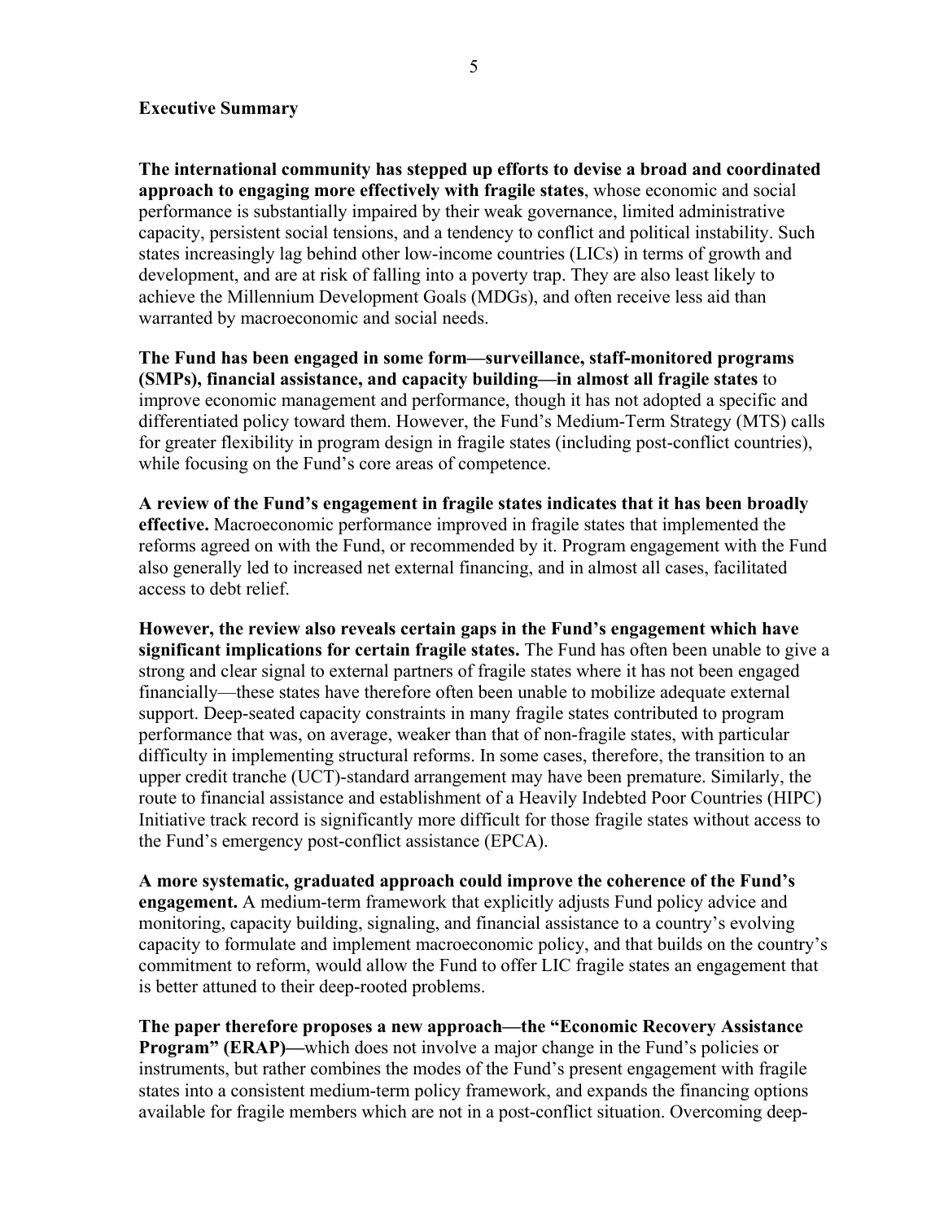## Executive Summary

**The international community has stepped up efforts to devise a broad and coordinated approach to engaging more effectively with fragile states**, whose economic and social performance is substantially impaired by their weak governance, limited administrative capacity, persistent social tensions, and a tendency to conflict and political instability. Such states increasingly lag behind other low-income countries (LICs) in terms of growth and development, and are at risk of falling into a poverty trap. They are also least likely to achieve the Millennium Development Goals (MDGs), and often receive less aid than warranted by macroeconomic and social needs.

**The Fund has been engaged in some form—surveillance, staff-monitored programs (SMPs), financial assistance, and capacity building—in almost all fragile states** to improve economic management and performance, though it has not adopted a specific and differentiated policy toward them. However, the Fund's Medium-Term Strategy (MTS) calls for greater flexibility in program design in fragile states (including post-conflict countries), while focusing on the Fund's core areas of competence.

**A review of the Fund's engagement in fragile states indicates that it has been broadly effective.** Macroeconomic performance improved in fragile states that implemented the reforms agreed on with the Fund, or recommended by it. Program engagement with the Fund also generally led to increased net external financing, and in almost all cases, facilitated access to debt relief.

**However, the review also reveals certain gaps in the Fund's engagement which have significant implications for certain fragile states.** The Fund has often been unable to give a strong and clear signal to external partners of fragile states where it has not been engaged financially—these states have therefore often been unable to mobilize adequate external support. Deep-seated capacity constraints in many fragile states contributed to program performance that was, on average, weaker than that of non-fragile states, with particular difficulty in implementing structural reforms. In some cases, therefore, the transition to an upper credit tranche (UCT)-standard arrangement may have been premature. Similarly, the route to financial assistance and establishment of a Heavily Indebted Poor Countries (HIPC) Initiative track record is significantly more difficult for those fragile states without access to the Fund's emergency post-conflict assistance (EPCA).

**A more systematic, graduated approach could improve the coherence of the Fund's engagement.** A medium-term framework that explicitly adjusts Fund policy advice and monitoring, capacity building, signaling, and financial assistance to a country's evolving capacity to formulate and implement macroeconomic policy, and that builds on the country's commitment to reform, would allow the Fund to offer LIC fragile states an engagement that is better attuned to their deep-rooted problems.

**The paper therefore proposes a new approach—the "Economic Recovery Assistance Program" (ERAP)—**which does not involve a major change in the Fund's policies or instruments, but rather combines the modes of the Fund's present engagement with fragile states into a consistent medium-term policy framework, and expands the financing options available for fragile members which are not in a post-conflict situation. Overcoming deep-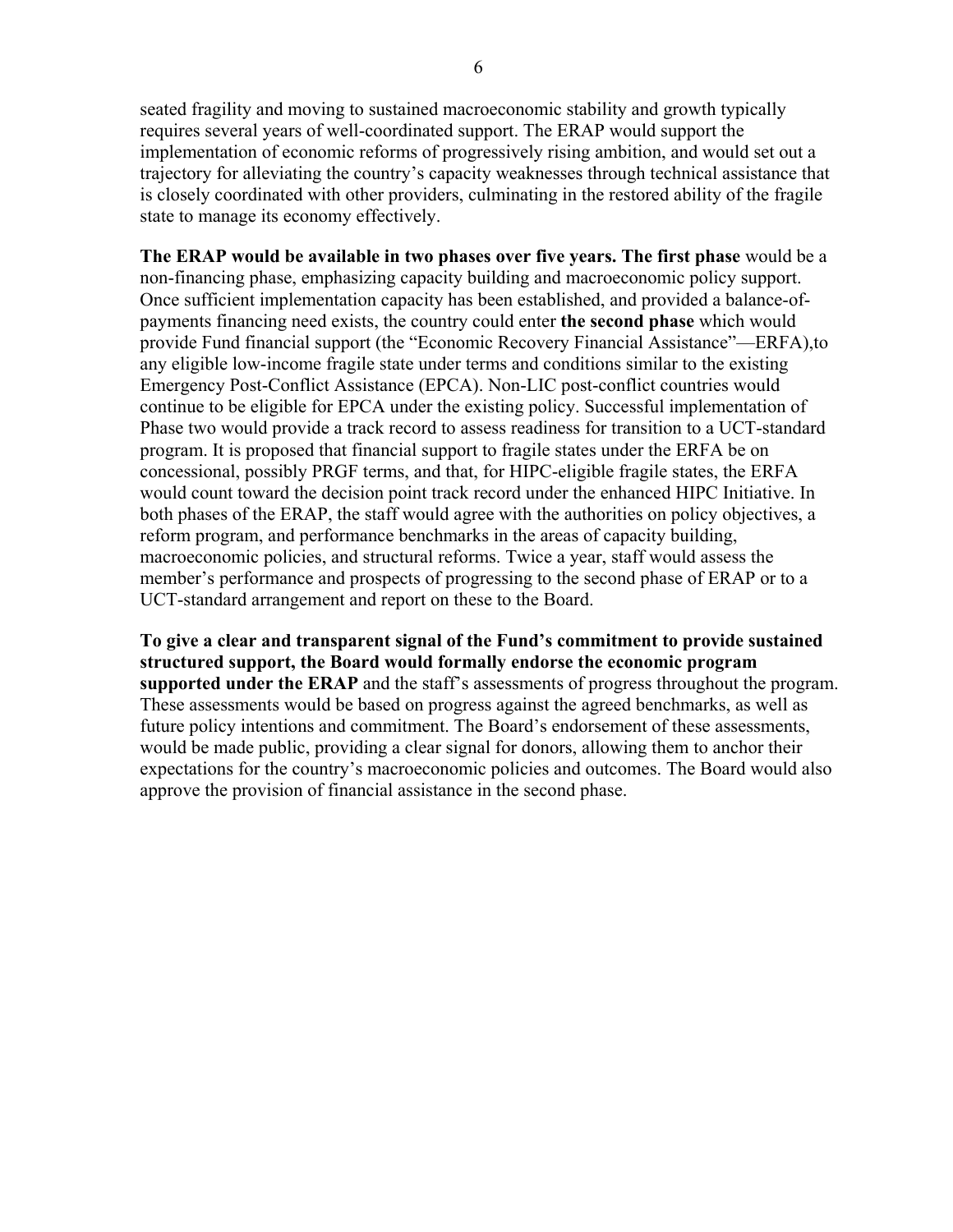seated fragility and moving to sustained macroeconomic stability and growth typically requires several years of well-coordinated support. The ERAP would support the implementation of economic reforms of progressively rising ambition, and would set out a trajectory for alleviating the country's capacity weaknesses through technical assistance that is closely coordinated with other providers, culminating in the restored ability of the fragile state to manage its economy effectively.

**The ERAP would be available in two phases over five years. The first phase** would be a non-financing phase, emphasizing capacity building and macroeconomic policy support. Once sufficient implementation capacity has been established, and provided a balance-of-payments financing need exists, the country could enter **the second phase** which would provide Fund financial support (the "Economic Recovery Financial Assistance"—ERFA),to any eligible low-income fragile state under terms and conditions similar to the existing Emergency Post-Conflict Assistance (EPCA). Non-LIC post-conflict countries would continue to be eligible for EPCA under the existing policy. Successful implementation of Phase two would provide a track record to assess readiness for transition to a UCT-standard program. It is proposed that financial support to fragile states under the ERFA be on concessional, possibly PRGF terms, and that, for HIPC-eligible fragile states, the ERFA would count toward the decision point track record under the enhanced HIPC Initiative. In both phases of the ERAP, the staff would agree with the authorities on policy objectives, a reform program, and performance benchmarks in the areas of capacity building, macroeconomic policies, and structural reforms. Twice a year, staff would assess the member's performance and prospects of progressing to the second phase of ERAP or to a UCT-standard arrangement and report on these to the Board.

**To give a clear and transparent signal of the Fund's commitment to provide sustained structured support, the Board would formally endorse the economic program supported under the ERAP** and the staff's assessments of progress throughout the program. These assessments would be based on progress against the agreed benchmarks, as well as future policy intentions and commitment. The Board's endorsement of these assessments, would be made public, providing a clear signal for donors, allowing them to anchor their expectations for the country's macroeconomic policies and outcomes. The Board would also approve the provision of financial assistance in the second phase.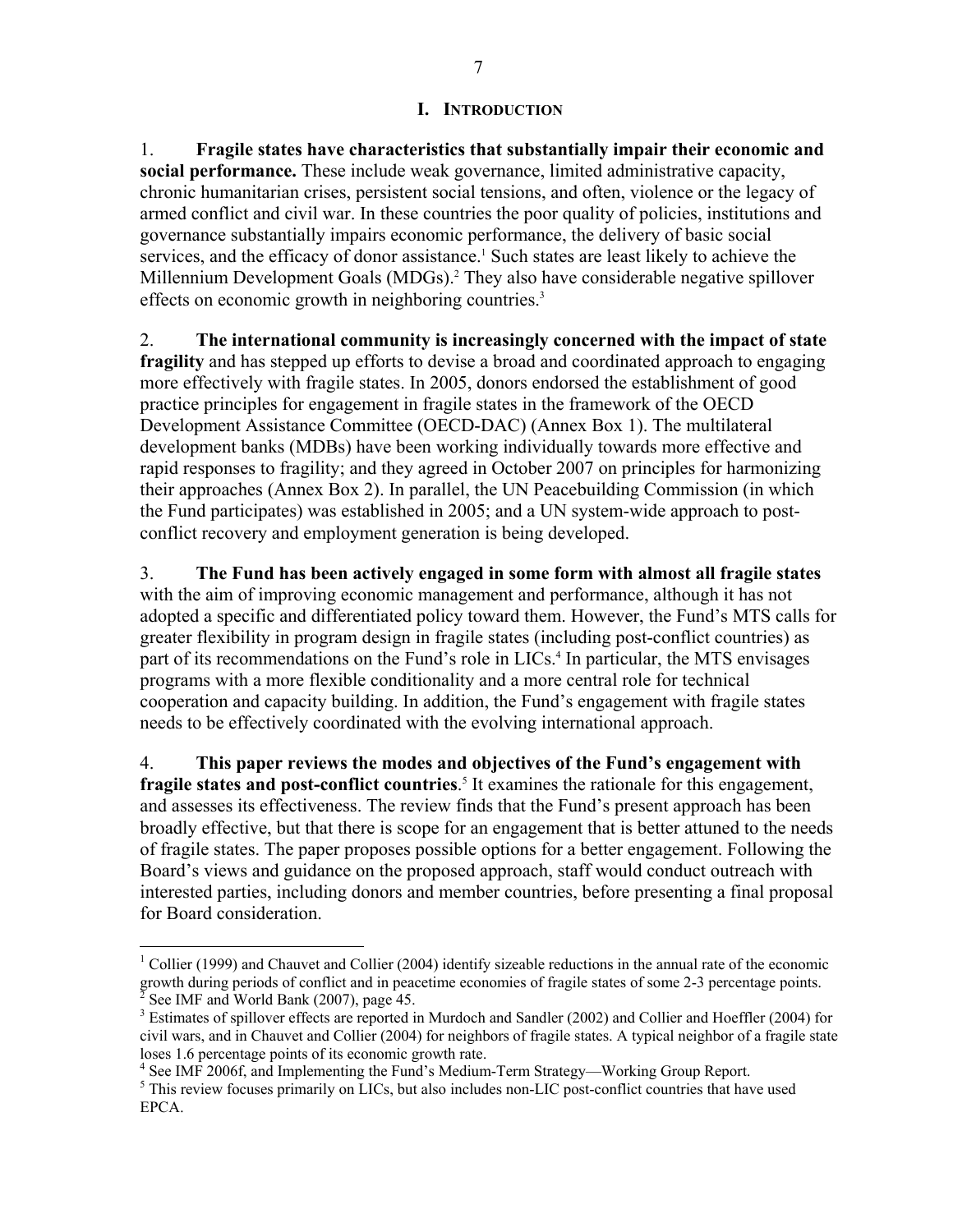# I. INTRODUCTION

1. **Fragile states have characteristics that substantially impair their economic and social performance.** These include weak governance, limited administrative capacity, chronic humanitarian crises, persistent social tensions, and often, violence or the legacy of armed conflict and civil war. In these countries the poor quality of policies, institutions and governance substantially impairs economic performance, the delivery of basic social services, and the efficacy of donor assistance.[1] Such states are least likely to achieve the Millennium Development Goals (MDGs).[2] They also have considerable negative spillover effects on economic growth in neighboring countries.[3]

2. **The international community is increasingly concerned with the impact of state fragility** and has stepped up efforts to devise a broad and coordinated approach to engaging more effectively with fragile states. In 2005, donors endorsed the establishment of good practice principles for engagement in fragile states in the framework of the OECD Development Assistance Committee (OECD-DAC) (Annex Box 1). The multilateral development banks (MDBs) have been working individually towards more effective and rapid responses to fragility; and they agreed in October 2007 on principles for harmonizing their approaches (Annex Box 2). In parallel, the UN Peacebuilding Commission (in which the Fund participates) was established in 2005; and a UN system-wide approach to post-conflict recovery and employment generation is being developed.

3. **The Fund has been actively engaged in some form with almost all fragile states** with the aim of improving economic management and performance, although it has not adopted a specific and differentiated policy toward them. However, the Fund's MTS calls for greater flexibility in program design in fragile states (including post-conflict countries) as part of its recommendations on the Fund's role in LICs.[4] In particular, the MTS envisages programs with a more flexible conditionality and a more central role for technical cooperation and capacity building. In addition, the Fund's engagement with fragile states needs to be effectively coordinated with the evolving international approach.

4. **This paper reviews the modes and objectives of the Fund's engagement with fragile states and post-conflict countries**.[5] It examines the rationale for this engagement, and assesses its effectiveness. The review finds that the Fund's present approach has been broadly effective, but that there is scope for an engagement that is better attuned to the needs of fragile states. The paper proposes possible options for a better engagement. Following the Board's views and guidance on the proposed approach, staff would conduct outreach with interested parties, including donors and member countries, before presenting a final proposal for Board consideration.

---

[1] Collier (1999) and Chauvet and Collier (2004) identify sizeable reductions in the annual rate of the economic growth during periods of conflict and in peacetime economies of fragile states of some 2-3 percentage points.

[2] See IMF and World Bank (2007), page 45.

[3] Estimates of spillover effects are reported in Murdoch and Sandler (2002) and Collier and Hoeffler (2004) for civil wars, and in Chauvet and Collier (2004) for neighbors of fragile states. A typical neighbor of a fragile state loses 1.6 percentage points of its economic growth rate.

[4] See IMF 2006f, and Implementing the Fund's Medium-Term Strategy—Working Group Report.

[5] This review focuses primarily on LICs, but also includes non-LIC post-conflict countries that have used EPCA.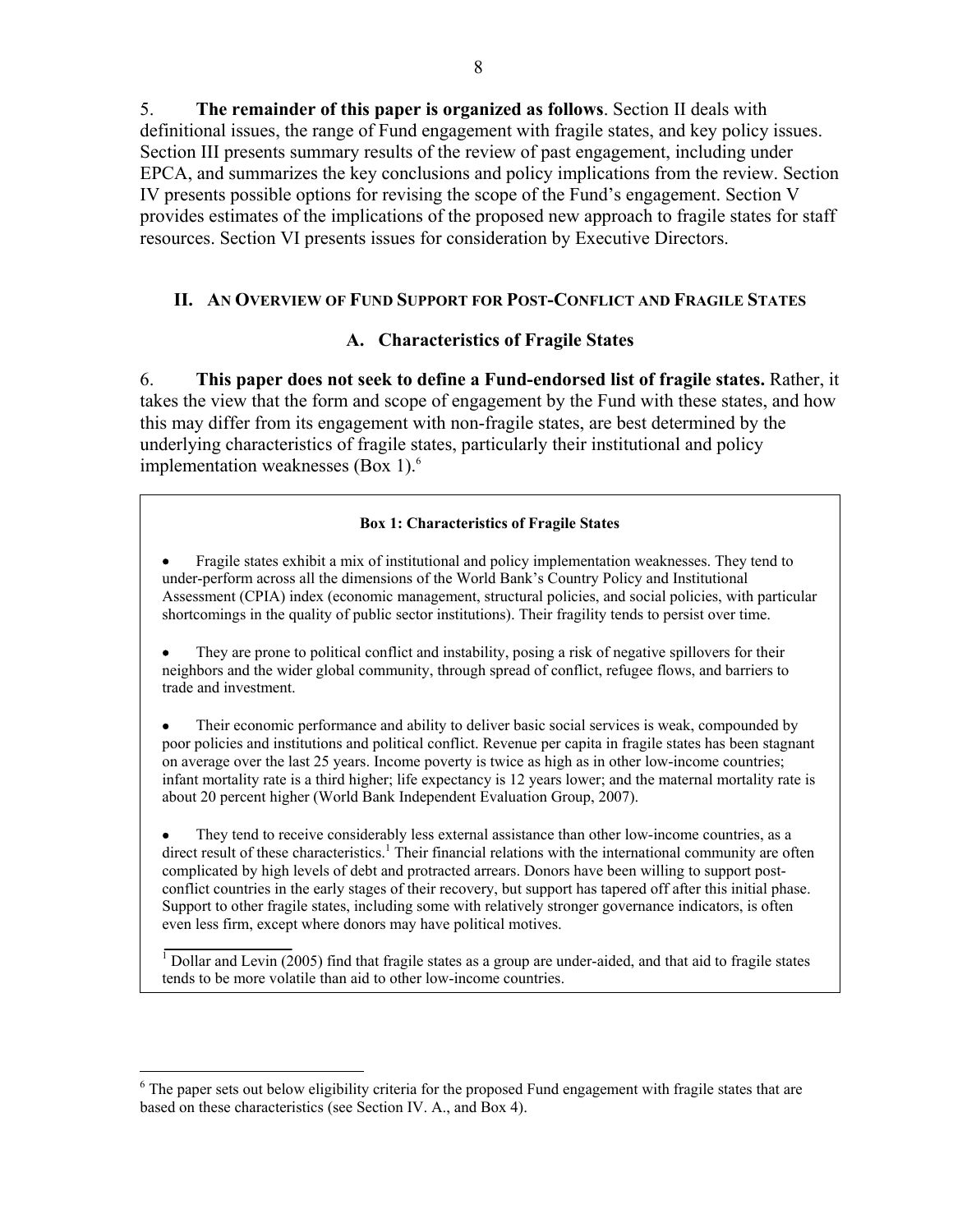5. **The remainder of this paper is organized as follows**. Section II deals with definitional issues, the range of Fund engagement with fragile states, and key policy issues. Section III presents summary results of the review of past engagement, including under EPCA, and summarizes the key conclusions and policy implications from the review. Section IV presents possible options for revising the scope of the Fund's engagement. Section V provides estimates of the implications of the proposed new approach to fragile states for staff resources. Section VI presents issues for consideration by Executive Directors.

## II. An Overview of Fund Support for Post-Conflict and Fragile States

### A. Characteristics of Fragile States

6. **This paper does not seek to define a Fund-endorsed list of fragile states.** Rather, it takes the view that the form and scope of engagement by the Fund with these states, and how this may differ from its engagement with non-fragile states, are best determined by the underlying characteristics of fragile states, particularly their institutional and policy implementation weaknesses (Box 1).[6]

**Box 1: Characteristics of Fragile States**

- Fragile states exhibit a mix of institutional and policy implementation weaknesses. They tend to under-perform across all the dimensions of the World Bank's Country Policy and Institutional Assessment (CPIA) index (economic management, structural policies, and social policies, with particular shortcomings in the quality of public sector institutions). Their fragility tends to persist over time.

- They are prone to political conflict and instability, posing a risk of negative spillovers for their neighbors and the wider global community, through spread of conflict, refugee flows, and barriers to trade and investment.

- Their economic performance and ability to deliver basic social services is weak, compounded by poor policies and institutions and political conflict. Revenue per capita in fragile states has been stagnant on average over the last 25 years. Income poverty is twice as high as in other low-income countries; infant mortality rate is a third higher; life expectancy is 12 years lower; and the maternal mortality rate is about 20 percent higher (World Bank Independent Evaluation Group, 2007).

- They tend to receive considerably less external assistance than other low-income countries, as a direct result of these characteristics.[1] Their financial relations with the international community are often complicated by high levels of debt and protracted arrears. Donors have been willing to support post-conflict countries in the early stages of their recovery, but support has tapered off after this initial phase. Support to other fragile states, including some with relatively stronger governance indicators, is often even less firm, except where donors may have political motives.

[1] Dollar and Levin (2005) find that fragile states as a group are under-aided, and that aid to fragile states tends to be more volatile than aid to other low-income countries.

[6] The paper sets out below eligibility criteria for the proposed Fund engagement with fragile states that are based on these characteristics (see Section IV. A., and Box 4).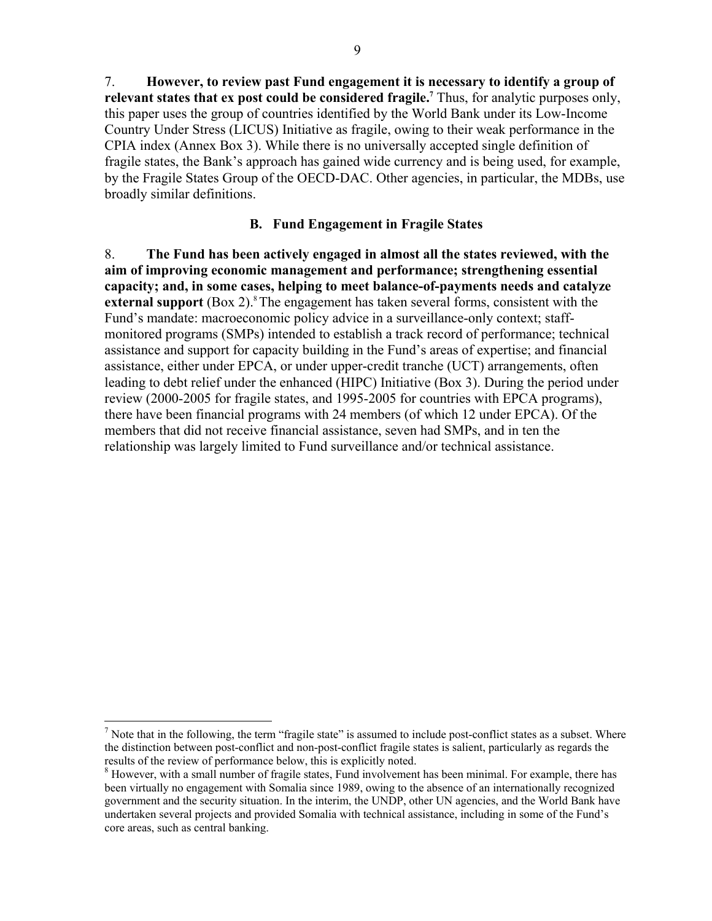7. **However, to review past Fund engagement it is necessary to identify a group of relevant states that ex post could be considered fragile.**[7] Thus, for analytic purposes only, this paper uses the group of countries identified by the World Bank under its Low-Income Country Under Stress (LICUS) Initiative as fragile, owing to their weak performance in the CPIA index (Annex Box 3). While there is no universally accepted single definition of fragile states, the Bank's approach has gained wide currency and is being used, for example, by the Fragile States Group of the OECD-DAC. Other agencies, in particular, the MDBs, use broadly similar definitions.

### B. Fund Engagement in Fragile States

8. **The Fund has been actively engaged in almost all the states reviewed, with the aim of improving economic management and performance; strengthening essential capacity; and, in some cases, helping to meet balance-of-payments needs and catalyze external support** (Box 2).[8] The engagement has taken several forms, consistent with the Fund's mandate: macroeconomic policy advice in a surveillance-only context; staff-monitored programs (SMPs) intended to establish a track record of performance; technical assistance and support for capacity building in the Fund's areas of expertise; and financial assistance, either under EPCA, or under upper-credit tranche (UCT) arrangements, often leading to debt relief under the enhanced (HIPC) Initiative (Box 3). During the period under review (2000-2005 for fragile states, and 1995-2005 for countries with EPCA programs), there have been financial programs with 24 members (of which 12 under EPCA). Of the members that did not receive financial assistance, seven had SMPs, and in ten the relationship was largely limited to Fund surveillance and/or technical assistance.

---

[7] Note that in the following, the term "fragile state" is assumed to include post-conflict states as a subset. Where the distinction between post-conflict and non-post-conflict fragile states is salient, particularly as regards the results of the review of performance below, this is explicitly noted.

[8] However, with a small number of fragile states, Fund involvement has been minimal. For example, there has been virtually no engagement with Somalia since 1989, owing to the absence of an internationally recognized government and the security situation. In the interim, the UNDP, other UN agencies, and the World Bank have undertaken several projects and provided Somalia with technical assistance, including in some of the Fund's core areas, such as central banking.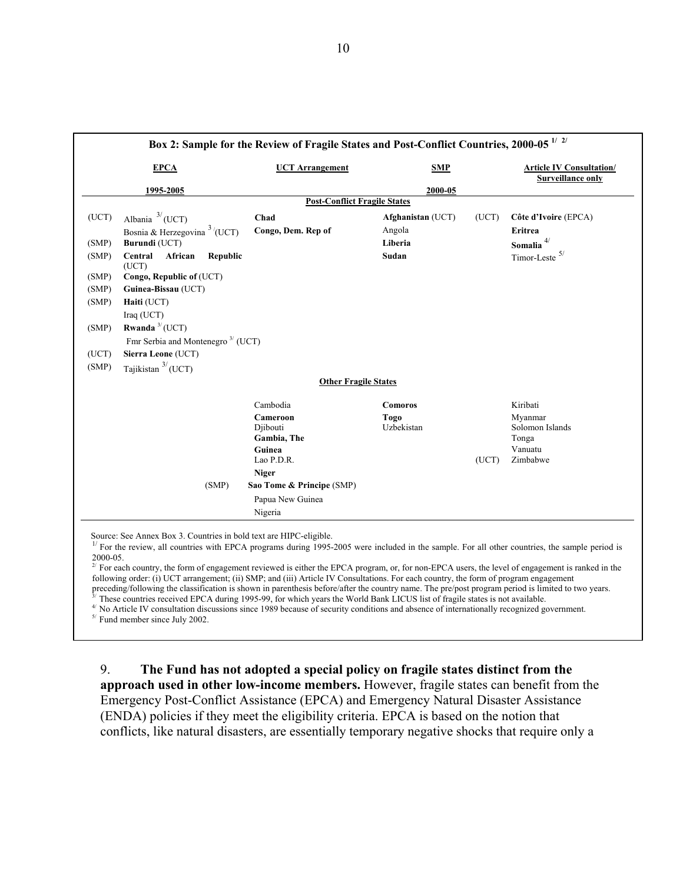**Box 2: Sample for the Review of Fragile States and Post-Conflict Countries, 2000-05 [1/] [2/]**

| | EPCA 1995-2005 | UCT Arrangement | SMP 2000-05 | | Article IV Consultation/ Surveillance only |
|---|---|---|---|---|---|
| | | **Post-Conflict Fragile States** | | | |
| (UCT) | Albania [3/] (UCT) | **Chad** | **Afghanistan** (UCT) | (UCT) | **Côte d'Ivoire** (EPCA) |
| | Bosnia & Herzegovina [3/] (UCT) | **Congo, Dem. Rep of** | Angola | | **Eritrea** |
| (SMP) | **Burundi** (UCT) | | **Liberia** | | **Somalia** [4/] |
| (SMP) | **Central African Republic** (UCT) | | **Sudan** | | Timor-Leste [5/] |
| (SMP) | **Congo, Republic of** (UCT) | | | | |
| (SMP) | **Guinea-Bissau** (UCT) | | | | |
| (SMP) | **Haiti** (UCT) | | | | |
| | Iraq (UCT) | | | | |
| (SMP) | **Rwanda** [3/] (UCT) | | | | |
| | Fmr Serbia and Montenegro [3/] (UCT) | | | | |
| (UCT) | **Sierra Leone** (UCT) | | | | |
| (SMP) | Tajikistan [3/] (UCT) | | | | |
| | | **Other Fragile States** | | | |
| | | Cambodia | **Comoros** | | Kiribati |
| | | **Cameroon** | **Togo** | | Myanmar |
| | | Djibouti | Uzbekistan | | Solomon Islands |
| | | **Gambia, The** | | | Tonga |
| | | **Guinea** | | | Vanuatu |
| | | Lao P.D.R. | | (UCT) | Zimbabwe |
| | | **Niger** | | | |
| | (SMP) | **Sao Tome & Principe** (SMP) | | | |
| | | Papua New Guinea | | | |
| | | Nigeria | | | |

Source: See Annex Box 3. Countries in bold text are HIPC-eligible.

[1/] For the review, all countries with EPCA programs during 1995-2005 were included in the sample. For all other countries, the sample period is 2000-05.

[2/] For each country, the form of engagement reviewed is either the EPCA program, or, for non-EPCA users, the level of engagement is ranked in the following order: (i) UCT arrangement; (ii) SMP; and (iii) Article IV Consultations. For each country, the form of program engagement preceding/following the classification is shown in parenthesis before/after the country name. The pre/post program period is limited to two years.

[3/] These countries received EPCA during 1995-99, for which years the World Bank LICUS list of fragile states is not available.

[4/] No Article IV consultation discussions since 1989 because of security conditions and absence of internationally recognized government.

[5/] Fund member since July 2002.

9. **The Fund has not adopted a special policy on fragile states distinct from the approach used in other low-income members.** However, fragile states can benefit from the Emergency Post-Conflict Assistance (EPCA) and Emergency Natural Disaster Assistance (ENDA) policies if they meet the eligibility criteria. EPCA is based on the notion that conflicts, like natural disasters, are essentially temporary negative shocks that require only a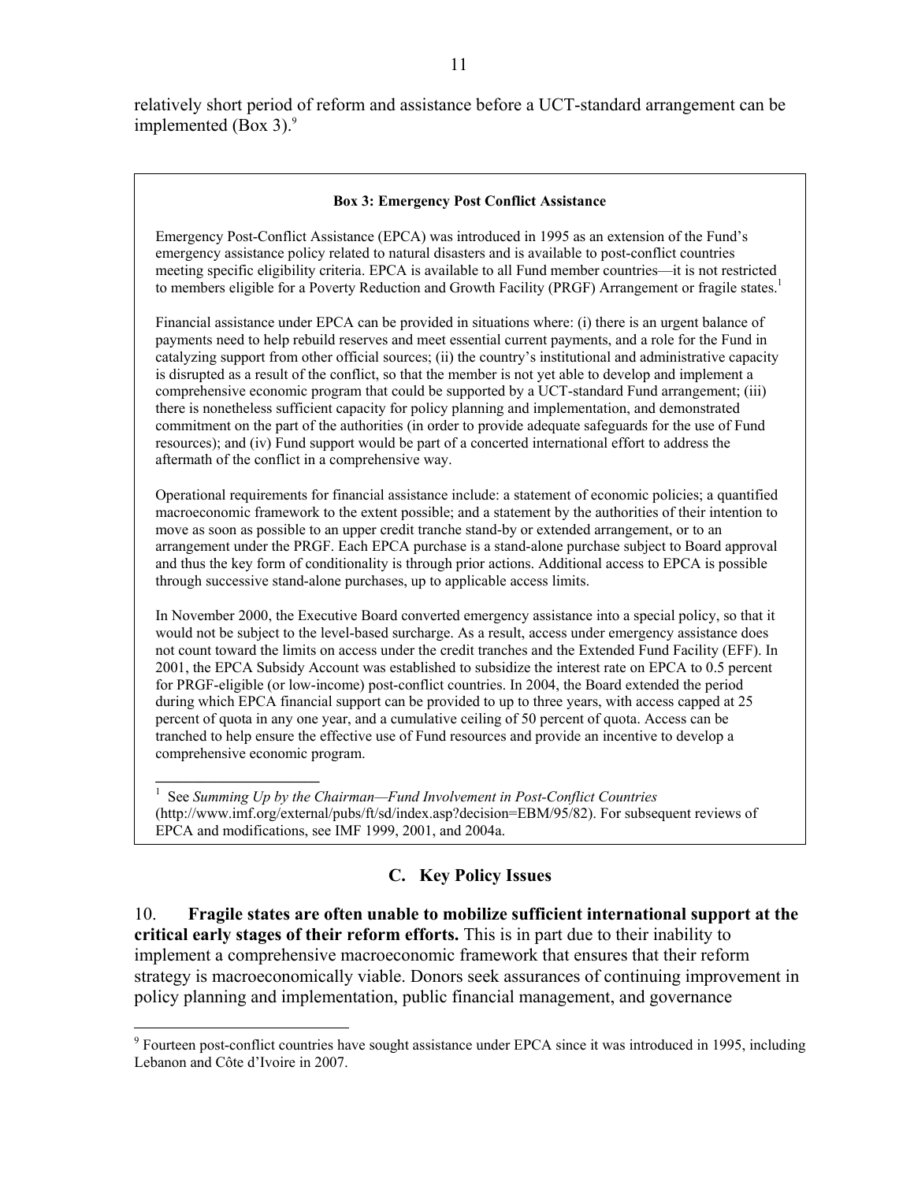relatively short period of reform and assistance before a UCT-standard arrangement can be implemented (Box 3).[9]

---

**Box 3: Emergency Post Conflict Assistance**

Emergency Post-Conflict Assistance (EPCA) was introduced in 1995 as an extension of the Fund's emergency assistance policy related to natural disasters and is available to post-conflict countries meeting specific eligibility criteria. EPCA is available to all Fund member countries—it is not restricted to members eligible for a Poverty Reduction and Growth Facility (PRGF) Arrangement or fragile states.[1]

Financial assistance under EPCA can be provided in situations where: (i) there is an urgent balance of payments need to help rebuild reserves and meet essential current payments, and a role for the Fund in catalyzing support from other official sources; (ii) the country's institutional and administrative capacity is disrupted as a result of the conflict, so that the member is not yet able to develop and implement a comprehensive economic program that could be supported by a UCT-standard Fund arrangement; (iii) there is nonetheless sufficient capacity for policy planning and implementation, and demonstrated commitment on the part of the authorities (in order to provide adequate safeguards for the use of Fund resources); and (iv) Fund support would be part of a concerted international effort to address the aftermath of the conflict in a comprehensive way.

Operational requirements for financial assistance include: a statement of economic policies; a quantified macroeconomic framework to the extent possible; and a statement by the authorities of their intention to move as soon as possible to an upper credit tranche stand-by or extended arrangement, or to an arrangement under the PRGF. Each EPCA purchase is a stand-alone purchase subject to Board approval and thus the key form of conditionality is through prior actions. Additional access to EPCA is possible through successive stand-alone purchases, up to applicable access limits.

In November 2000, the Executive Board converted emergency assistance into a special policy, so that it would not be subject to the level-based surcharge. As a result, access under emergency assistance does not count toward the limits on access under the credit tranches and the Extended Fund Facility (EFF). In 2001, the EPCA Subsidy Account was established to subsidize the interest rate on EPCA to 0.5 percent for PRGF-eligible (or low-income) post-conflict countries. In 2004, the Board extended the period during which EPCA financial support can be provided to up to three years, with access capped at 25 percent of quota in any one year, and a cumulative ceiling of 50 percent of quota. Access can be tranched to help ensure the effective use of Fund resources and provide an incentive to develop a comprehensive economic program.

[1] See *Summing Up by the Chairman—Fund Involvement in Post-Conflict Countries* (http://www.imf.org/external/pubs/ft/sd/index.asp?decision=EBM/95/82). For subsequent reviews of EPCA and modifications, see IMF 1999, 2001, and 2004a.

---

## C. Key Policy Issues

10. **Fragile states are often unable to mobilize sufficient international support at the critical early stages of their reform efforts.** This is in part due to their inability to implement a comprehensive macroeconomic framework that ensures that their reform strategy is macroeconomically viable. Donors seek assurances of continuing improvement in policy planning and implementation, public financial management, and governance

[9] Fourteen post-conflict countries have sought assistance under EPCA since it was introduced in 1995, including Lebanon and Côte d'Ivoire in 2007.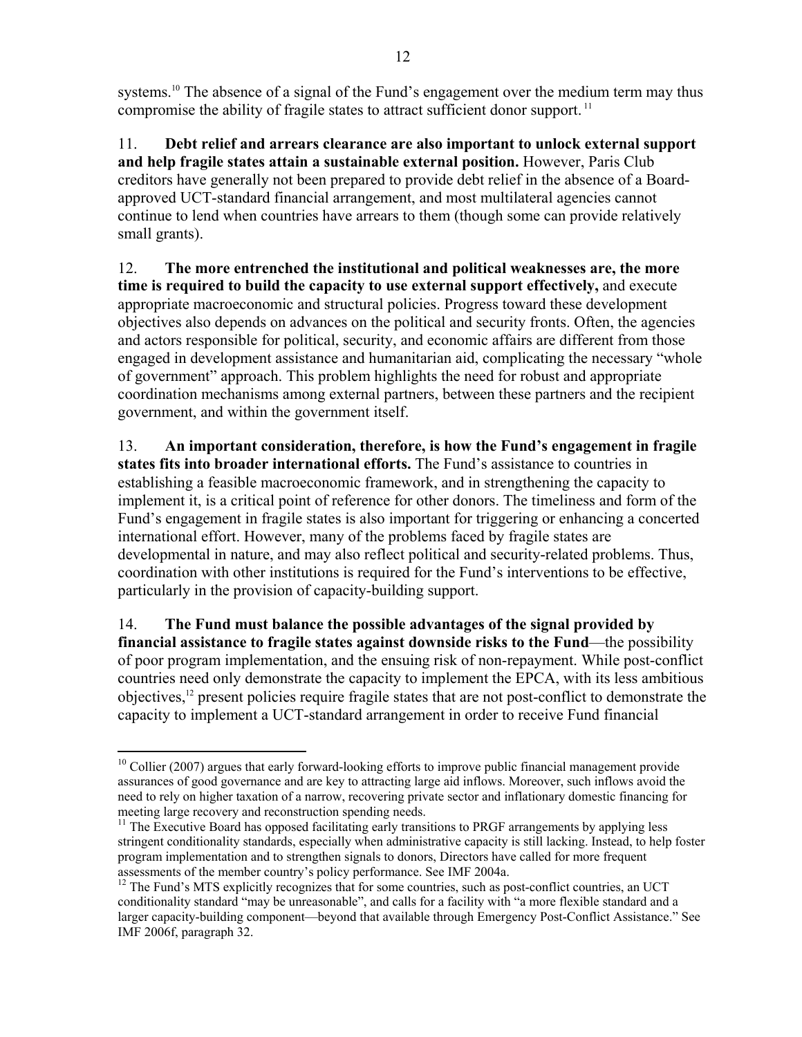systems.[10] The absence of a signal of the Fund's engagement over the medium term may thus compromise the ability of fragile states to attract sufficient donor support.[11]

11. **Debt relief and arrears clearance are also important to unlock external support and help fragile states attain a sustainable external position.** However, Paris Club creditors have generally not been prepared to provide debt relief in the absence of a Board-approved UCT-standard financial arrangement, and most multilateral agencies cannot continue to lend when countries have arrears to them (though some can provide relatively small grants).

12. **The more entrenched the institutional and political weaknesses are, the more time is required to build the capacity to use external support effectively,** and execute appropriate macroeconomic and structural policies. Progress toward these development objectives also depends on advances on the political and security fronts. Often, the agencies and actors responsible for political, security, and economic affairs are different from those engaged in development assistance and humanitarian aid, complicating the necessary "whole of government" approach. This problem highlights the need for robust and appropriate coordination mechanisms among external partners, between these partners and the recipient government, and within the government itself.

13. **An important consideration, therefore, is how the Fund's engagement in fragile states fits into broader international efforts.** The Fund's assistance to countries in establishing a feasible macroeconomic framework, and in strengthening the capacity to implement it, is a critical point of reference for other donors. The timeliness and form of the Fund's engagement in fragile states is also important for triggering or enhancing a concerted international effort. However, many of the problems faced by fragile states are developmental in nature, and may also reflect political and security-related problems. Thus, coordination with other institutions is required for the Fund's interventions to be effective, particularly in the provision of capacity-building support.

14. **The Fund must balance the possible advantages of the signal provided by financial assistance to fragile states against downside risks to the Fund**—the possibility of poor program implementation, and the ensuing risk of non-repayment. While post-conflict countries need only demonstrate the capacity to implement the EPCA, with its less ambitious objectives,[12] present policies require fragile states that are not post-conflict to demonstrate the capacity to implement a UCT-standard arrangement in order to receive Fund financial

---

[10] Collier (2007) argues that early forward-looking efforts to improve public financial management provide assurances of good governance and are key to attracting large aid inflows. Moreover, such inflows avoid the need to rely on higher taxation of a narrow, recovering private sector and inflationary domestic financing for meeting large recovery and reconstruction spending needs.

[11] The Executive Board has opposed facilitating early transitions to PRGF arrangements by applying less stringent conditionality standards, especially when administrative capacity is still lacking. Instead, to help foster program implementation and to strengthen signals to donors, Directors have called for more frequent assessments of the member country's policy performance. See IMF 2004a.

[12] The Fund's MTS explicitly recognizes that for some countries, such as post-conflict countries, an UCT conditionality standard "may be unreasonable", and calls for a facility with "a more flexible standard and a larger capacity-building component—beyond that available through Emergency Post-Conflict Assistance." See IMF 2006f, paragraph 32.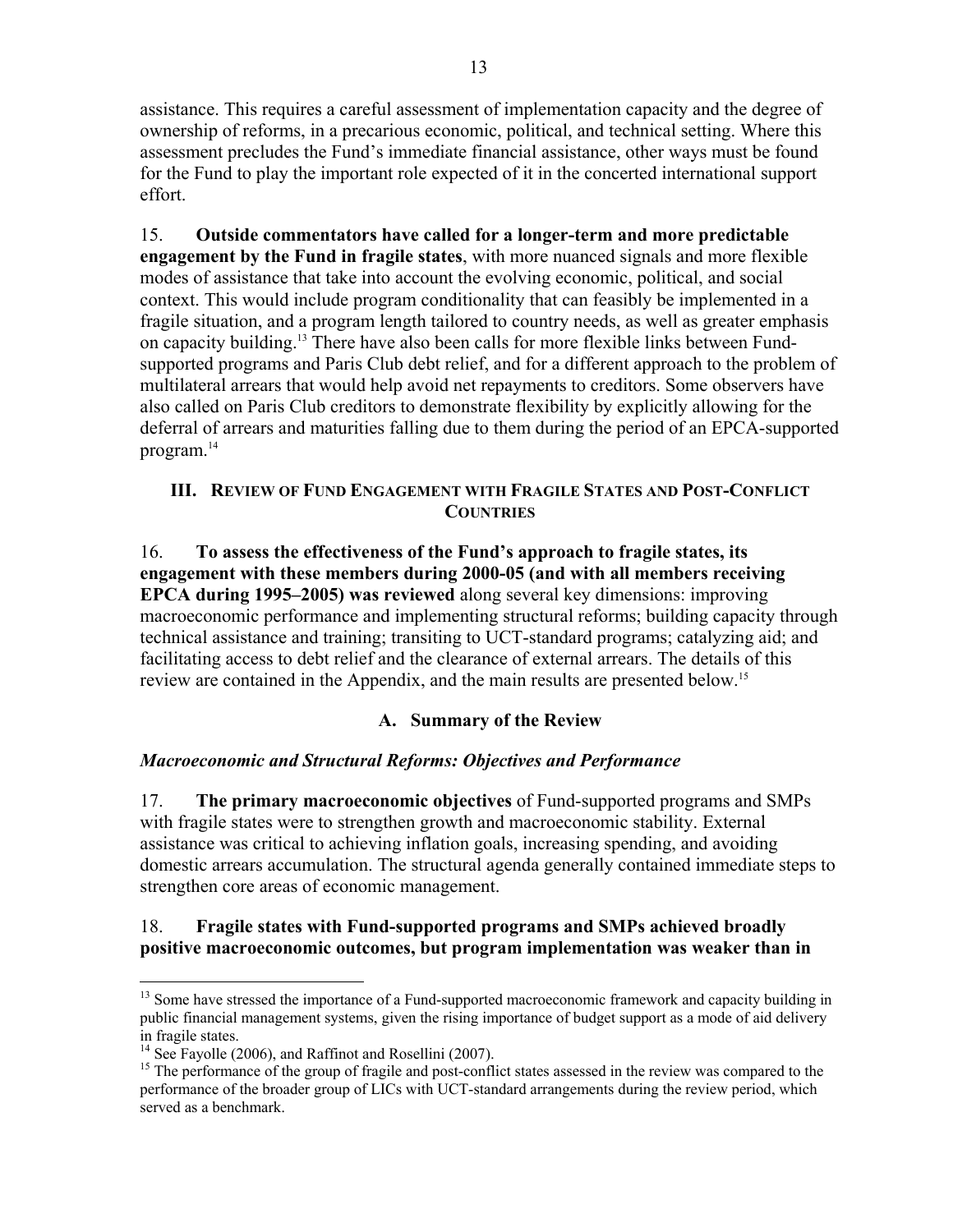assistance. This requires a careful assessment of implementation capacity and the degree of ownership of reforms, in a precarious economic, political, and technical setting. Where this assessment precludes the Fund's immediate financial assistance, other ways must be found for the Fund to play the important role expected of it in the concerted international support effort.

15. **Outside commentators have called for a longer-term and more predictable engagement by the Fund in fragile states**, with more nuanced signals and more flexible modes of assistance that take into account the evolving economic, political, and social context. This would include program conditionality that can feasibly be implemented in a fragile situation, and a program length tailored to country needs, as well as greater emphasis on capacity building.[13] There have also been calls for more flexible links between Fund-supported programs and Paris Club debt relief, and for a different approach to the problem of multilateral arrears that would help avoid net repayments to creditors. Some observers have also called on Paris Club creditors to demonstrate flexibility by explicitly allowing for the deferral of arrears and maturities falling due to them during the period of an EPCA-supported program.[14]

## III. Review of Fund Engagement with Fragile States and Post-Conflict Countries

16. **To assess the effectiveness of the Fund's approach to fragile states, its engagement with these members during 2000-05 (and with all members receiving EPCA during 1995–2005) was reviewed** along several key dimensions: improving macroeconomic performance and implementing structural reforms; building capacity through technical assistance and training; transiting to UCT-standard programs; catalyzing aid; and facilitating access to debt relief and the clearance of external arrears. The details of this review are contained in the Appendix, and the main results are presented below.[15]

### A. Summary of the Review

#### *Macroeconomic and Structural Reforms: Objectives and Performance*

17. **The primary macroeconomic objectives** of Fund-supported programs and SMPs with fragile states were to strengthen growth and macroeconomic stability. External assistance was critical to achieving inflation goals, increasing spending, and avoiding domestic arrears accumulation. The structural agenda generally contained immediate steps to strengthen core areas of economic management.

18. **Fragile states with Fund-supported programs and SMPs achieved broadly positive macroeconomic outcomes, but program implementation was weaker than in**

---

[13] Some have stressed the importance of a Fund-supported macroeconomic framework and capacity building in public financial management systems, given the rising importance of budget support as a mode of aid delivery in fragile states.

[14] See Fayolle (2006), and Raffinot and Rosellini (2007).

[15] The performance of the group of fragile and post-conflict states assessed in the review was compared to the performance of the broader group of LICs with UCT-standard arrangements during the review period, which served as a benchmark.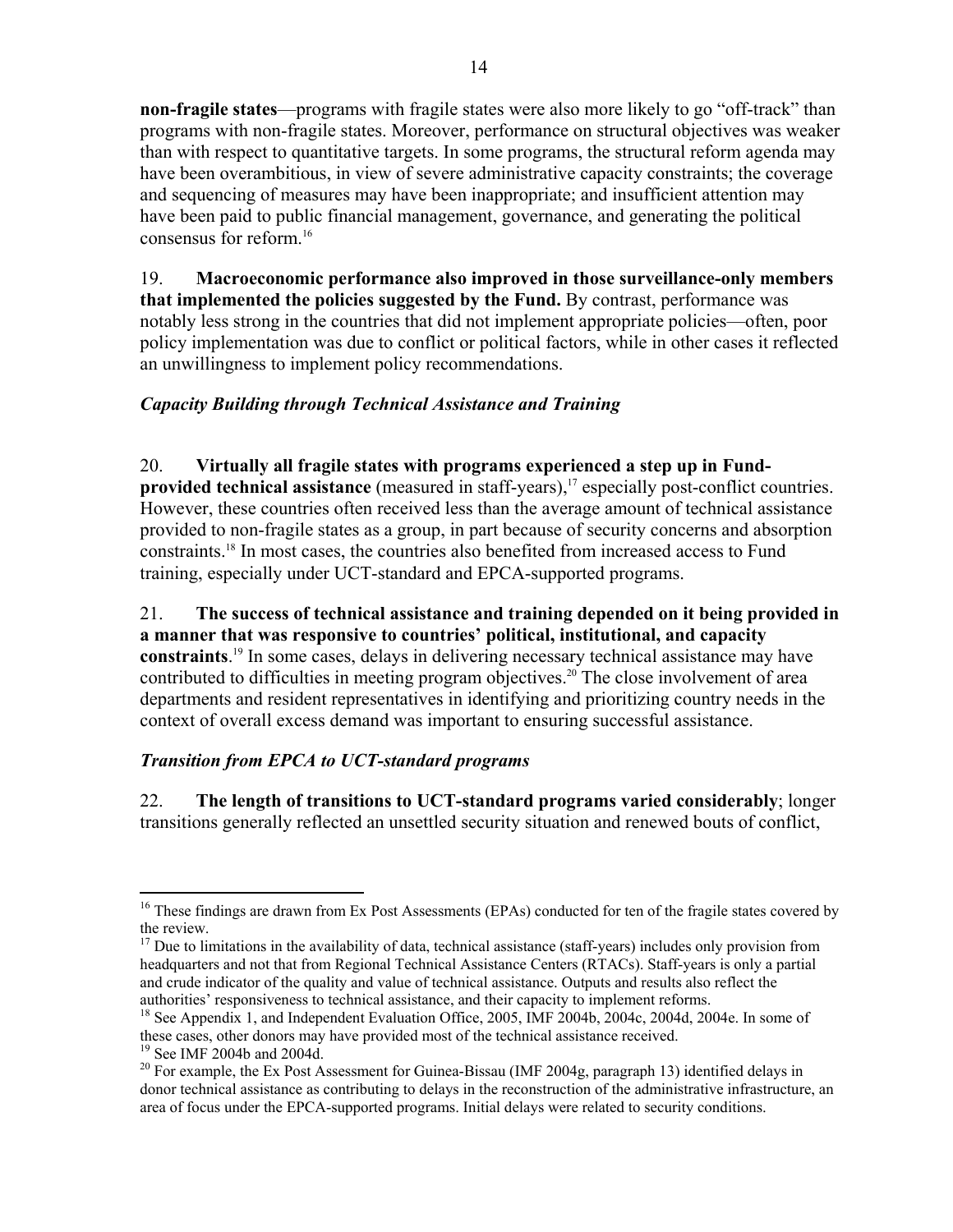**non-fragile states**—programs with fragile states were also more likely to go "off-track" than programs with non-fragile states. Moreover, performance on structural objectives was weaker than with respect to quantitative targets. In some programs, the structural reform agenda may have been overambitious, in view of severe administrative capacity constraints; the coverage and sequencing of measures may have been inappropriate; and insufficient attention may have been paid to public financial management, governance, and generating the political consensus for reform.[16]

19. **Macroeconomic performance also improved in those surveillance-only members that implemented the policies suggested by the Fund.** By contrast, performance was notably less strong in the countries that did not implement appropriate policies—often, poor policy implementation was due to conflict or political factors, while in other cases it reflected an unwillingness to implement policy recommendations.

### *Capacity Building through Technical Assistance and Training*

20. **Virtually all fragile states with programs experienced a step up in Fund-provided technical assistance** (measured in staff-years),[17] especially post-conflict countries. However, these countries often received less than the average amount of technical assistance provided to non-fragile states as a group, in part because of security concerns and absorption constraints.[18] In most cases, the countries also benefited from increased access to Fund training, especially under UCT-standard and EPCA-supported programs.

21. **The success of technical assistance and training depended on it being provided in a manner that was responsive to countries' political, institutional, and capacity constraints**.[19] In some cases, delays in delivering necessary technical assistance may have contributed to difficulties in meeting program objectives.[20] The close involvement of area departments and resident representatives in identifying and prioritizing country needs in the context of overall excess demand was important to ensuring successful assistance.

### *Transition from EPCA to UCT-standard programs*

22. **The length of transitions to UCT-standard programs varied considerably**; longer transitions generally reflected an unsettled security situation and renewed bouts of conflict,

---

[16] These findings are drawn from Ex Post Assessments (EPAs) conducted for ten of the fragile states covered by the review.

[17] Due to limitations in the availability of data, technical assistance (staff-years) includes only provision from headquarters and not that from Regional Technical Assistance Centers (RTACs). Staff-years is only a partial and crude indicator of the quality and value of technical assistance. Outputs and results also reflect the authorities' responsiveness to technical assistance, and their capacity to implement reforms.

[18] See Appendix 1, and Independent Evaluation Office, 2005, IMF 2004b, 2004c, 2004d, 2004e. In some of these cases, other donors may have provided most of the technical assistance received.

[19] See IMF 2004b and 2004d.

[20] For example, the Ex Post Assessment for Guinea-Bissau (IMF 2004g, paragraph 13) identified delays in donor technical assistance as contributing to delays in the reconstruction of the administrative infrastructure, an area of focus under the EPCA-supported programs. Initial delays were related to security conditions.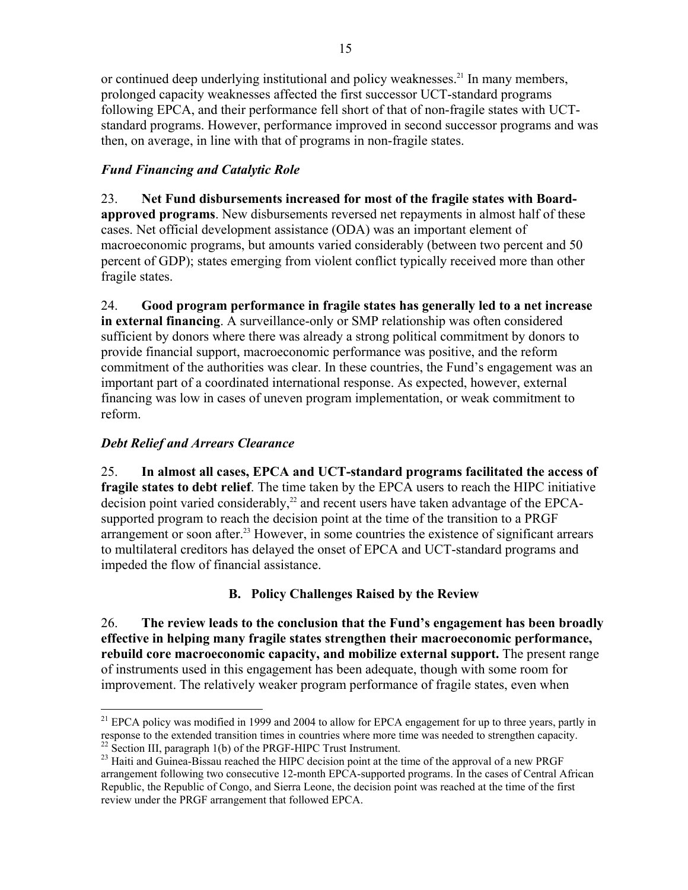or continued deep underlying institutional and policy weaknesses.[21] In many members, prolonged capacity weaknesses affected the first successor UCT-standard programs following EPCA, and their performance fell short of that of non-fragile states with UCT-standard programs. However, performance improved in second successor programs and was then, on average, in line with that of programs in non-fragile states.

### *Fund Financing and Catalytic Role*

23. **Net Fund disbursements increased for most of the fragile states with Board-approved programs**. New disbursements reversed net repayments in almost half of these cases. Net official development assistance (ODA) was an important element of macroeconomic programs, but amounts varied considerably (between two percent and 50 percent of GDP); states emerging from violent conflict typically received more than other fragile states.

24. **Good program performance in fragile states has generally led to a net increase in external financing**. A surveillance-only or SMP relationship was often considered sufficient by donors where there was already a strong political commitment by donors to provide financial support, macroeconomic performance was positive, and the reform commitment of the authorities was clear. In these countries, the Fund's engagement was an important part of a coordinated international response. As expected, however, external financing was low in cases of uneven program implementation, or weak commitment to reform.

### *Debt Relief and Arrears Clearance*

25. **In almost all cases, EPCA and UCT-standard programs facilitated the access of fragile states to debt relief**. The time taken by the EPCA users to reach the HIPC initiative decision point varied considerably,[22] and recent users have taken advantage of the EPCA-supported program to reach the decision point at the time of the transition to a PRGF arrangement or soon after.[23] However, in some countries the existence of significant arrears to multilateral creditors has delayed the onset of EPCA and UCT-standard programs and impeded the flow of financial assistance.

## B. Policy Challenges Raised by the Review

26. **The review leads to the conclusion that the Fund's engagement has been broadly effective in helping many fragile states strengthen their macroeconomic performance, rebuild core macroeconomic capacity, and mobilize external support.** The present range of instruments used in this engagement has been adequate, though with some room for improvement. The relatively weaker program performance of fragile states, even when

---

[21] EPCA policy was modified in 1999 and 2004 to allow for EPCA engagement for up to three years, partly in response to the extended transition times in countries where more time was needed to strengthen capacity.

[22] Section III, paragraph 1(b) of the PRGF-HIPC Trust Instrument.

[23] Haiti and Guinea-Bissau reached the HIPC decision point at the time of the approval of a new PRGF arrangement following two consecutive 12-month EPCA-supported programs. In the cases of Central African Republic, the Republic of Congo, and Sierra Leone, the decision point was reached at the time of the first review under the PRGF arrangement that followed EPCA.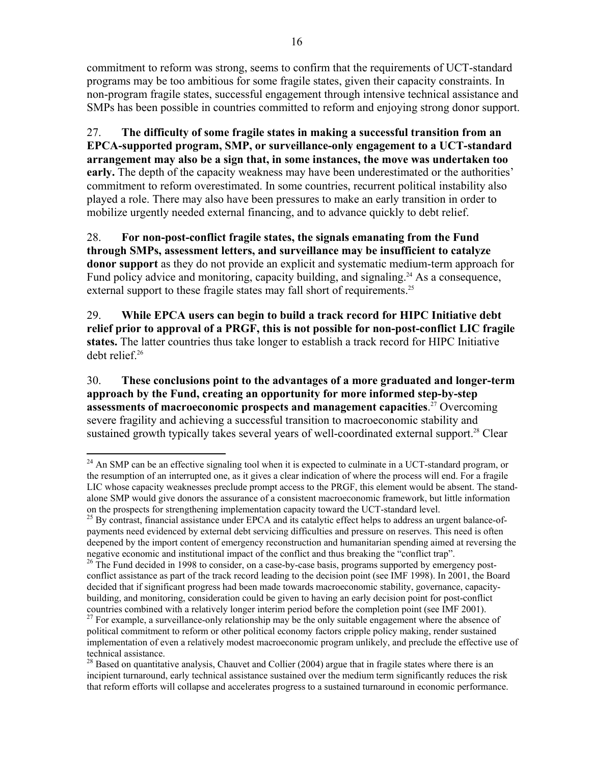commitment to reform was strong, seems to confirm that the requirements of UCT-standard programs may be too ambitious for some fragile states, given their capacity constraints. In non-program fragile states, successful engagement through intensive technical assistance and SMPs has been possible in countries committed to reform and enjoying strong donor support.

27. **The difficulty of some fragile states in making a successful transition from an EPCA-supported program, SMP, or surveillance-only engagement to a UCT-standard arrangement may also be a sign that, in some instances, the move was undertaken too early.** The depth of the capacity weakness may have been underestimated or the authorities' commitment to reform overestimated. In some countries, recurrent political instability also played a role. There may also have been pressures to make an early transition in order to mobilize urgently needed external financing, and to advance quickly to debt relief.

28. **For non-post-conflict fragile states, the signals emanating from the Fund through SMPs, assessment letters, and surveillance may be insufficient to catalyze donor support** as they do not provide an explicit and systematic medium-term approach for Fund policy advice and monitoring, capacity building, and signaling.[24] As a consequence, external support to these fragile states may fall short of requirements.[25]

29. **While EPCA users can begin to build a track record for HIPC Initiative debt relief prior to approval of a PRGF, this is not possible for non-post-conflict LIC fragile states.** The latter countries thus take longer to establish a track record for HIPC Initiative debt relief.[26]

30. **These conclusions point to the advantages of a more graduated and longer-term approach by the Fund, creating an opportunity for more informed step-by-step assessments of macroeconomic prospects and management capacities**.[27] Overcoming severe fragility and achieving a successful transition to macroeconomic stability and sustained growth typically takes several years of well-coordinated external support.[28] Clear

---

[24] An SMP can be an effective signaling tool when it is expected to culminate in a UCT-standard program, or the resumption of an interrupted one, as it gives a clear indication of where the process will end. For a fragile LIC whose capacity weaknesses preclude prompt access to the PRGF, this element would be absent. The stand-alone SMP would give donors the assurance of a consistent macroeconomic framework, but little information on the prospects for strengthening implementation capacity toward the UCT-standard level.

[25] By contrast, financial assistance under EPCA and its catalytic effect helps to address an urgent balance-of-payments need evidenced by external debt servicing difficulties and pressure on reserves. This need is often deepened by the import content of emergency reconstruction and humanitarian spending aimed at reversing the negative economic and institutional impact of the conflict and thus breaking the "conflict trap".

[26] The Fund decided in 1998 to consider, on a case-by-case basis, programs supported by emergency post-conflict assistance as part of the track record leading to the decision point (see IMF 1998). In 2001, the Board decided that if significant progress had been made towards macroeconomic stability, governance, capacity-building, and monitoring, consideration could be given to having an early decision point for post-conflict countries combined with a relatively longer interim period before the completion point (see IMF 2001).

[27] For example, a surveillance-only relationship may be the only suitable engagement where the absence of political commitment to reform or other political economy factors cripple policy making, render sustained implementation of even a relatively modest macroeconomic program unlikely, and preclude the effective use of technical assistance.

[28] Based on quantitative analysis, Chauvet and Collier (2004) argue that in fragile states where there is an incipient turnaround, early technical assistance sustained over the medium term significantly reduces the risk that reform efforts will collapse and accelerates progress to a sustained turnaround in economic performance.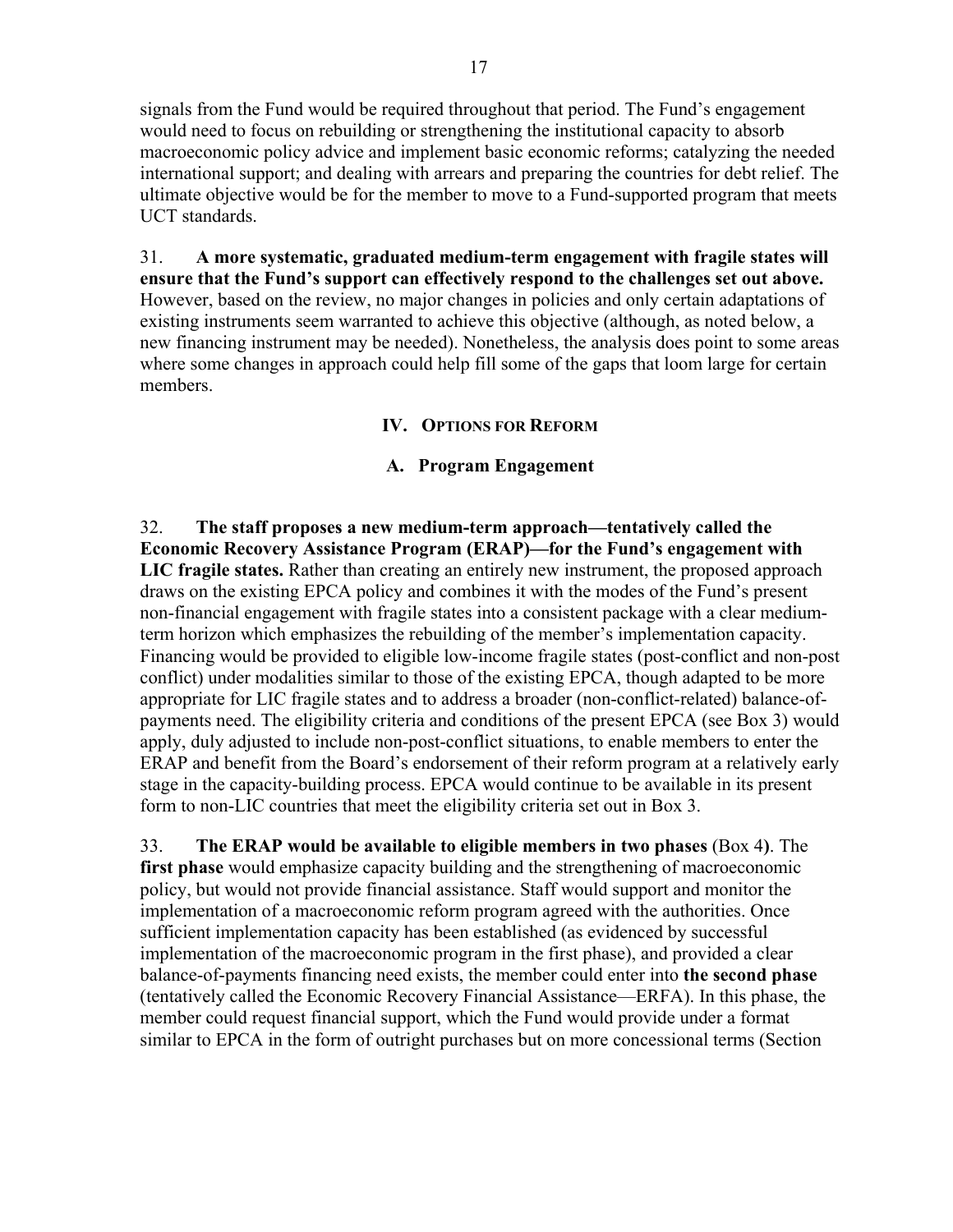signals from the Fund would be required throughout that period. The Fund's engagement would need to focus on rebuilding or strengthening the institutional capacity to absorb macroeconomic policy advice and implement basic economic reforms; catalyzing the needed international support; and dealing with arrears and preparing the countries for debt relief. The ultimate objective would be for the member to move to a Fund-supported program that meets UCT standards.

31. **A more systematic, graduated medium-term engagement with fragile states will ensure that the Fund's support can effectively respond to the challenges set out above.** However, based on the review, no major changes in policies and only certain adaptations of existing instruments seem warranted to achieve this objective (although, as noted below, a new financing instrument may be needed). Nonetheless, the analysis does point to some areas where some changes in approach could help fill some of the gaps that loom large for certain members.

## IV. Options for Reform

### A. Program Engagement

32. **The staff proposes a new medium-term approach—tentatively called the Economic Recovery Assistance Program (ERAP)—for the Fund's engagement with LIC fragile states.** Rather than creating an entirely new instrument, the proposed approach draws on the existing EPCA policy and combines it with the modes of the Fund's present non-financial engagement with fragile states into a consistent package with a clear medium-term horizon which emphasizes the rebuilding of the member's implementation capacity. Financing would be provided to eligible low-income fragile states (post-conflict and non-post conflict) under modalities similar to those of the existing EPCA, though adapted to be more appropriate for LIC fragile states and to address a broader (non-conflict-related) balance-of-payments need. The eligibility criteria and conditions of the present EPCA (see Box 3) would apply, duly adjusted to include non-post-conflict situations, to enable members to enter the ERAP and benefit from the Board's endorsement of their reform program at a relatively early stage in the capacity-building process. EPCA would continue to be available in its present form to non-LIC countries that meet the eligibility criteria set out in Box 3.

33. **The ERAP would be available to eligible members in two phases** (Box 4**)**. The **first phase** would emphasize capacity building and the strengthening of macroeconomic policy, but would not provide financial assistance. Staff would support and monitor the implementation of a macroeconomic reform program agreed with the authorities. Once sufficient implementation capacity has been established (as evidenced by successful implementation of the macroeconomic program in the first phase), and provided a clear balance-of-payments financing need exists, the member could enter into **the second phase** (tentatively called the Economic Recovery Financial Assistance—ERFA). In this phase, the member could request financial support, which the Fund would provide under a format similar to EPCA in the form of outright purchases but on more concessional terms (Section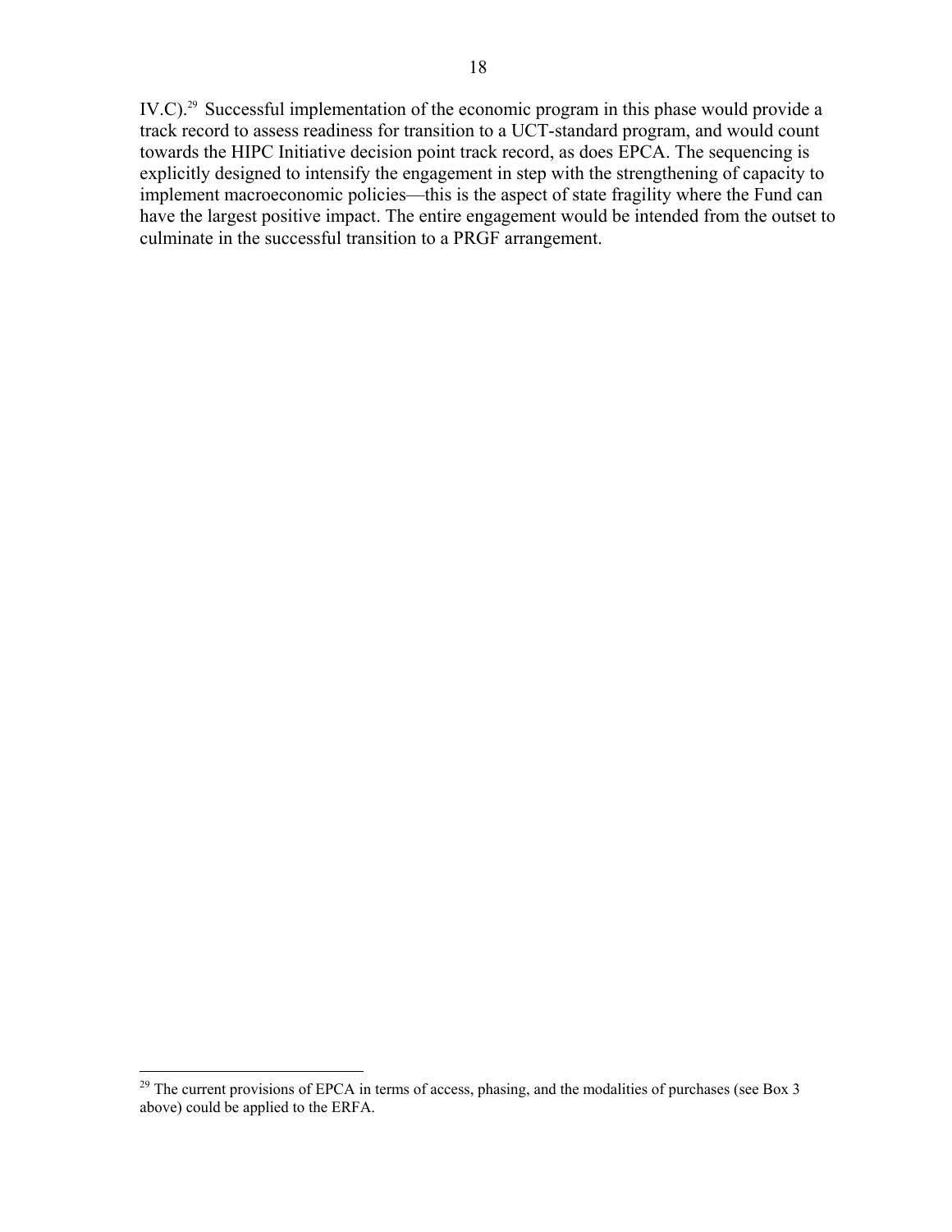IV.C).[29] Successful implementation of the economic program in this phase would provide a track record to assess readiness for transition to a UCT-standard program, and would count towards the HIPC Initiative decision point track record, as does EPCA. The sequencing is explicitly designed to intensify the engagement in step with the strengthening of capacity to implement macroeconomic policies—this is the aspect of state fragility where the Fund can have the largest positive impact. The entire engagement would be intended from the outset to culminate in the successful transition to a PRGF arrangement.

---

[29] The current provisions of EPCA in terms of access, phasing, and the modalities of purchases (see Box 3 above) could be applied to the ERFA.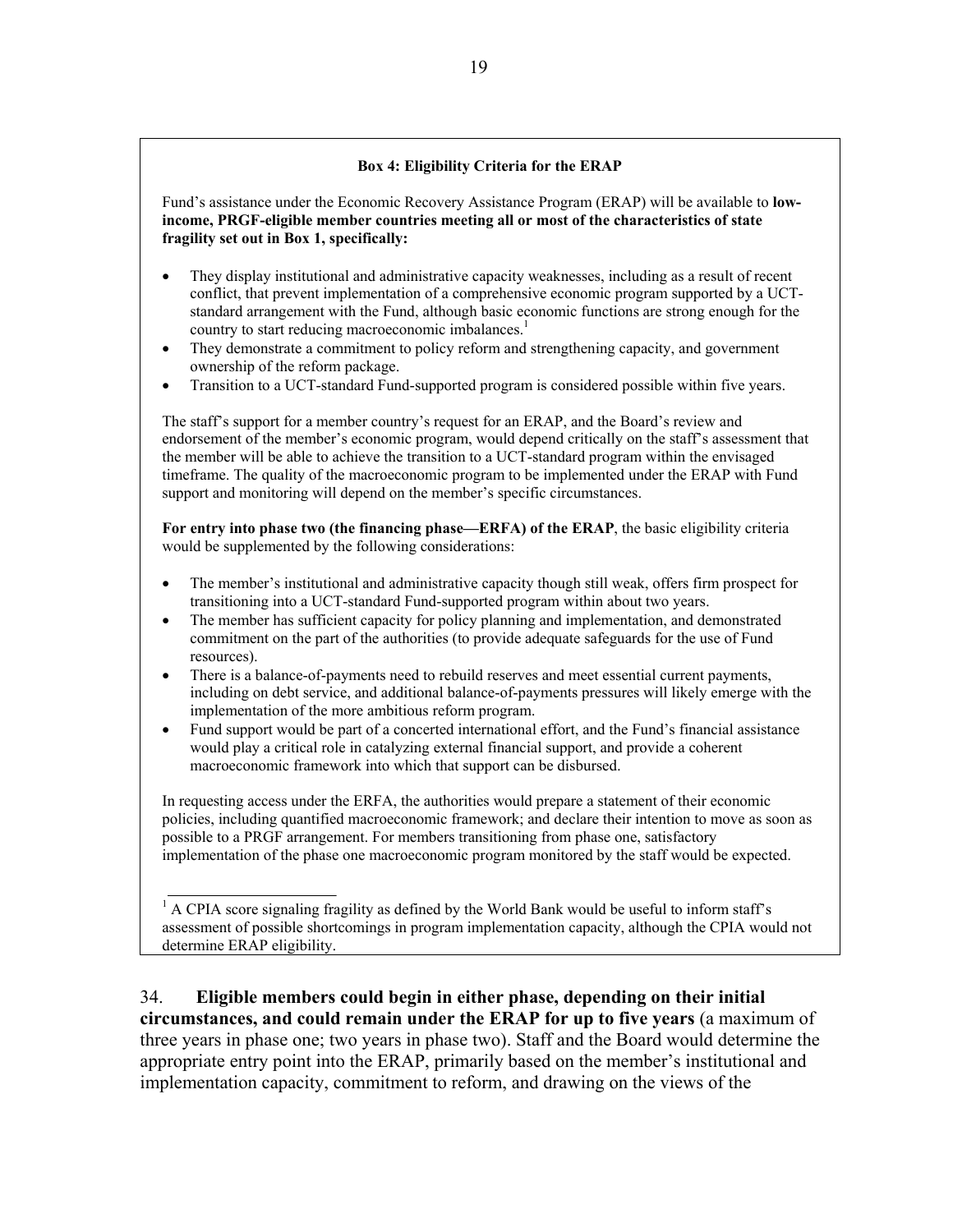**Box 4: Eligibility Criteria for the ERAP**

Fund's assistance under the Economic Recovery Assistance Program (ERAP) will be available to **low-income, PRGF-eligible member countries meeting all or most of the characteristics of state fragility set out in Box 1, specifically:**

- They display institutional and administrative capacity weaknesses, including as a result of recent conflict, that prevent implementation of a comprehensive economic program supported by a UCT-standard arrangement with the Fund, although basic economic functions are strong enough for the country to start reducing macroeconomic imbalances.[1]
- They demonstrate a commitment to policy reform and strengthening capacity, and government ownership of the reform package.
- Transition to a UCT-standard Fund-supported program is considered possible within five years.

The staff's support for a member country's request for an ERAP, and the Board's review and endorsement of the member's economic program, would depend critically on the staff's assessment that the member will be able to achieve the transition to a UCT-standard program within the envisaged timeframe. The quality of the macroeconomic program to be implemented under the ERAP with Fund support and monitoring will depend on the member's specific circumstances.

**For entry into phase two (the financing phase—ERFA) of the ERAP**, the basic eligibility criteria would be supplemented by the following considerations:

- The member's institutional and administrative capacity though still weak, offers firm prospect for transitioning into a UCT-standard Fund-supported program within about two years.
- The member has sufficient capacity for policy planning and implementation, and demonstrated commitment on the part of the authorities (to provide adequate safeguards for the use of Fund resources).
- There is a balance-of-payments need to rebuild reserves and meet essential current payments, including on debt service, and additional balance-of-payments pressures will likely emerge with the implementation of the more ambitious reform program.
- Fund support would be part of a concerted international effort, and the Fund's financial assistance would play a critical role in catalyzing external financial support, and provide a coherent macroeconomic framework into which that support can be disbursed.

In requesting access under the ERFA, the authorities would prepare a statement of their economic policies, including quantified macroeconomic framework; and declare their intention to move as soon as possible to a PRGF arrangement. For members transitioning from phase one, satisfactory implementation of the phase one macroeconomic program monitored by the staff would be expected.

[1] A CPIA score signaling fragility as defined by the World Bank would be useful to inform staff's assessment of possible shortcomings in program implementation capacity, although the CPIA would not determine ERAP eligibility.

34. **Eligible members could begin in either phase, depending on their initial circumstances, and could remain under the ERAP for up to five years** (a maximum of three years in phase one; two years in phase two). Staff and the Board would determine the appropriate entry point into the ERAP, primarily based on the member's institutional and implementation capacity, commitment to reform, and drawing on the views of the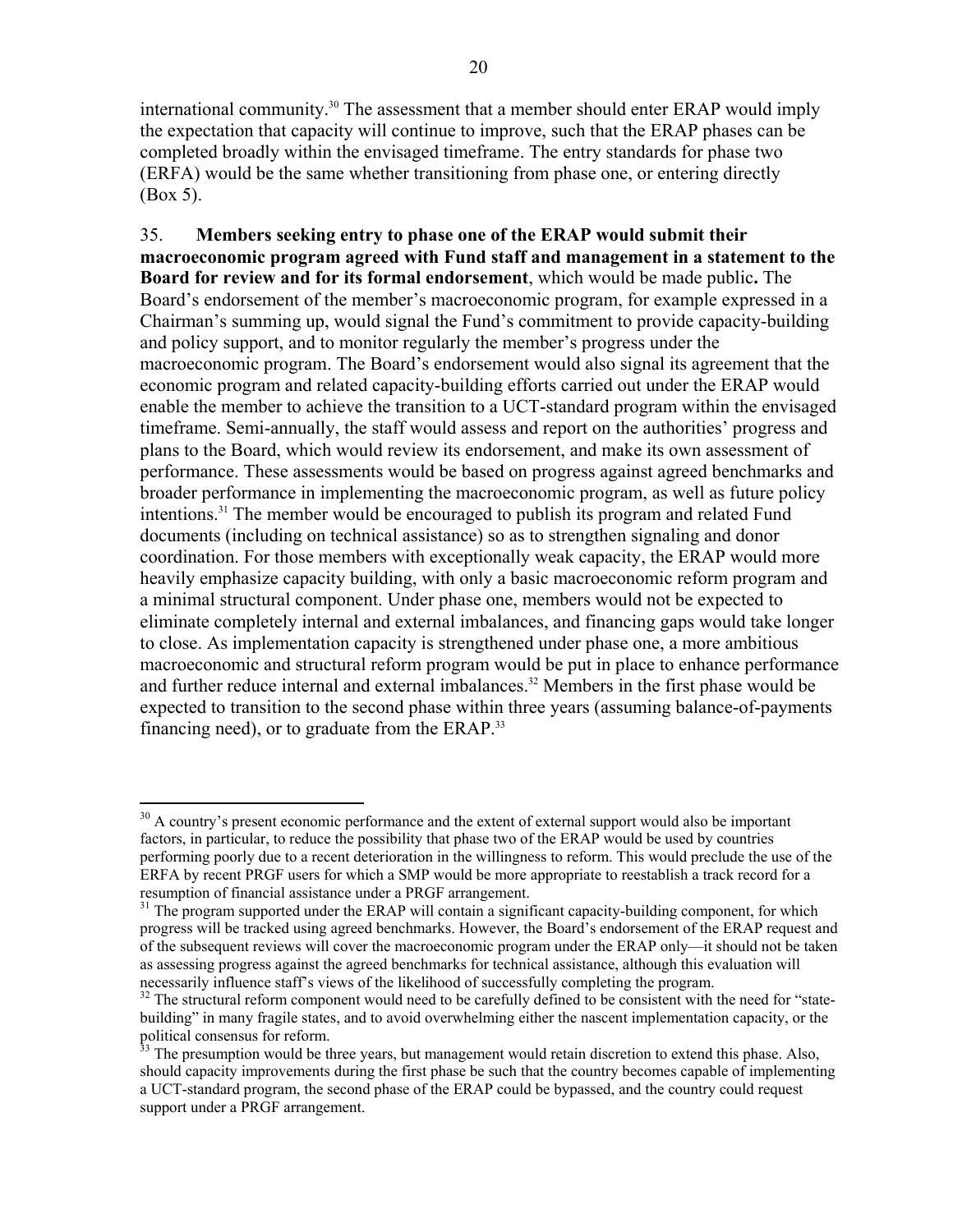international community.[30] The assessment that a member should enter ERAP would imply the expectation that capacity will continue to improve, such that the ERAP phases can be completed broadly within the envisaged timeframe. The entry standards for phase two (ERFA) would be the same whether transitioning from phase one, or entering directly (Box 5).

35. **Members seeking entry to phase one of the ERAP would submit their macroeconomic program agreed with Fund staff and management in a statement to the Board for review and for its formal endorsement**, which would be made public**.** The Board's endorsement of the member's macroeconomic program, for example expressed in a Chairman's summing up, would signal the Fund's commitment to provide capacity-building and policy support, and to monitor regularly the member's progress under the macroeconomic program. The Board's endorsement would also signal its agreement that the economic program and related capacity-building efforts carried out under the ERAP would enable the member to achieve the transition to a UCT-standard program within the envisaged timeframe. Semi-annually, the staff would assess and report on the authorities' progress and plans to the Board, which would review its endorsement, and make its own assessment of performance. These assessments would be based on progress against agreed benchmarks and broader performance in implementing the macroeconomic program, as well as future policy intentions.[31] The member would be encouraged to publish its program and related Fund documents (including on technical assistance) so as to strengthen signaling and donor coordination. For those members with exceptionally weak capacity, the ERAP would more heavily emphasize capacity building, with only a basic macroeconomic reform program and a minimal structural component. Under phase one, members would not be expected to eliminate completely internal and external imbalances, and financing gaps would take longer to close. As implementation capacity is strengthened under phase one, a more ambitious macroeconomic and structural reform program would be put in place to enhance performance and further reduce internal and external imbalances.[32] Members in the first phase would be expected to transition to the second phase within three years (assuming balance-of-payments financing need), or to graduate from the ERAP.[33]

---

[30] A country's present economic performance and the extent of external support would also be important factors, in particular, to reduce the possibility that phase two of the ERAP would be used by countries performing poorly due to a recent deterioration in the willingness to reform. This would preclude the use of the ERFA by recent PRGF users for which a SMP would be more appropriate to reestablish a track record for a resumption of financial assistance under a PRGF arrangement.

[31] The program supported under the ERAP will contain a significant capacity-building component, for which progress will be tracked using agreed benchmarks. However, the Board's endorsement of the ERAP request and of the subsequent reviews will cover the macroeconomic program under the ERAP only—it should not be taken as assessing progress against the agreed benchmarks for technical assistance, although this evaluation will necessarily influence staff's views of the likelihood of successfully completing the program.

[32] The structural reform component would need to be carefully defined to be consistent with the need for "state-building" in many fragile states, and to avoid overwhelming either the nascent implementation capacity, or the political consensus for reform.

[33] The presumption would be three years, but management would retain discretion to extend this phase. Also, should capacity improvements during the first phase be such that the country becomes capable of implementing a UCT-standard program, the second phase of the ERAP could be bypassed, and the country could request support under a PRGF arrangement.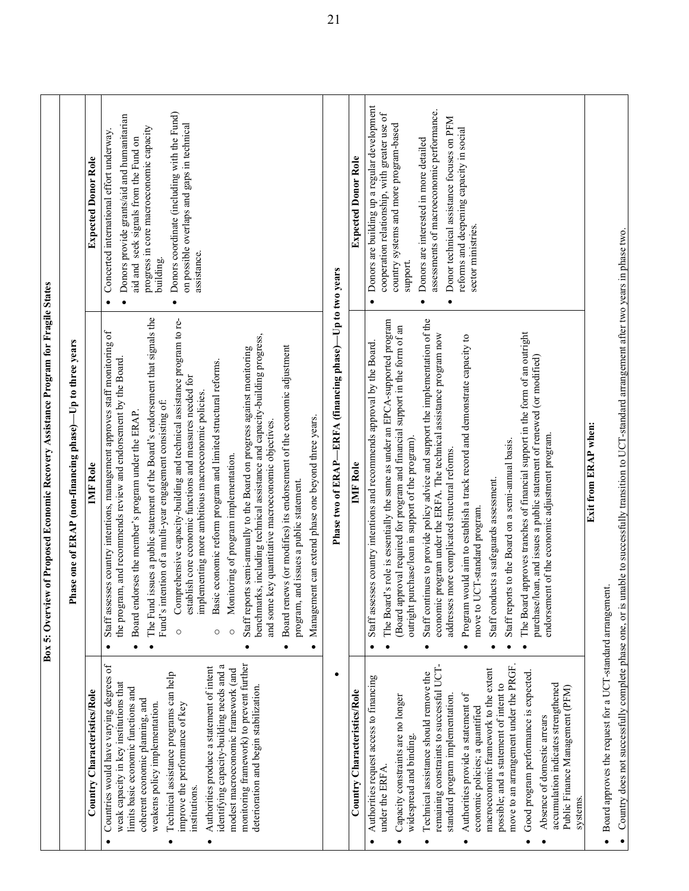**Box 5: Overview of Proposed Economic Recovery Assistance Program for Fragile States**

**Phase one of ERAP (non-financing phase)—Up to three years**

| Country Characteristics/Role | IMF Role | Expected Donor Role |
|---|---|---|
| • Countries would have varying degrees of weak capacity in key institutions that limits basic economic functions and coherent economic planning, and weakens policy implementation.<br>• Technical assistance programs can help improve the performance of key institutions.<br>• Authorities produce a statement of intent identifying capacity-building needs and a modest macroeconomic framework (and monitoring framework) to prevent further deterioration and begin stabilization. | • Staff assesses country intentions, management approves staff monitoring of the program, and recommends review and endorsement by the Board.<br>• Board endorses the member's program under the ERAP.<br>• The Fund issues a public statement of the Board's endorsement that signals the Fund's intention of a multi-year engagement consisting of:<br>○ Comprehensive capacity-building and technical assistance program to re-establish core economic functions and measures needed for implementing more ambitious macroeconomic policies.<br>○ Basic economic reform program and limited structural reforms.<br>○ Monitoring of program implementation.<br>• Staff reports semi-annually to the Board on progress against monitoring benchmarks, including technical assistance and capacity-building progress, and some key quantitative macroeconomic objectives.<br>• Board renews (or modifies) its endorsement of the economic adjustment program, and issues a public statement.<br>• Management can extend phase one beyond three years. | • Concerted international effort underway.<br>• Donors provide grants/aid and humanitarian aid and seek signals from the Fund on progress in core macroeconomic capacity building.<br>• Donors coordinate (including with the Fund) on possible overlaps and gaps in technical assistance. |

**Phase two of ERAP—ERFA (financing phase)—Up to two years**

| Country Characteristics/Role | IMF Role | Expected Donor Role |
|---|---|---|
| • Authorities request access to financing under the ERFA.<br>• Capacity constraints are no longer widespread and binding.<br>• Technical assistance should remove the remaining constraints to successful UCT-standard program implementation.<br>• Authorities provide a statement of economic policies; a quantified macroeconomic framework to the extent possible; and a statement of intent to move to an arrangement under the PRGF.<br>• Good program performance is expected.<br>• Absence of domestic arrears accumulation indicates strengthened Public Finance Management (PFM) systems. | • Staff assesses country intentions and recommends approval by the Board.<br>• The Board's role is essentially the same as under an EPCA-supported program (Board approval required for program and financial support in the form of an outright purchase/loan in support of the program).<br>• Staff continues to provide policy advice and support the implementation of the economic program under the ERFA. The technical assistance program now addresses more complicated structural reforms.<br>• Program would aim to establish a track record and demonstrate capacity to move to UCT-standard program.<br>• Staff conducts a safeguards assessment.<br>• Staff reports to the Board on a semi-annual basis.<br>• The Board approves tranches of financial support in the form of an outright purchase/loan, and issues a public statement of renewed (or modified) endorsement of the economic adjustment program. | • Donors are building up a regular development cooperation relationship, with greater use of country systems and more program-based support.<br>• Donors are interested in more detailed assessments of macroeconomic performance.<br>• Donor technical assistance focuses on PFM reforms and deepening capacity in social sector ministries. |

**Exit from ERAP when:**

- Board approves the request for a UCT-standard arrangement.
- Country does not successfully complete phase one, or is unable to successfully transition to UCT-standard arrangement after two years in phase two.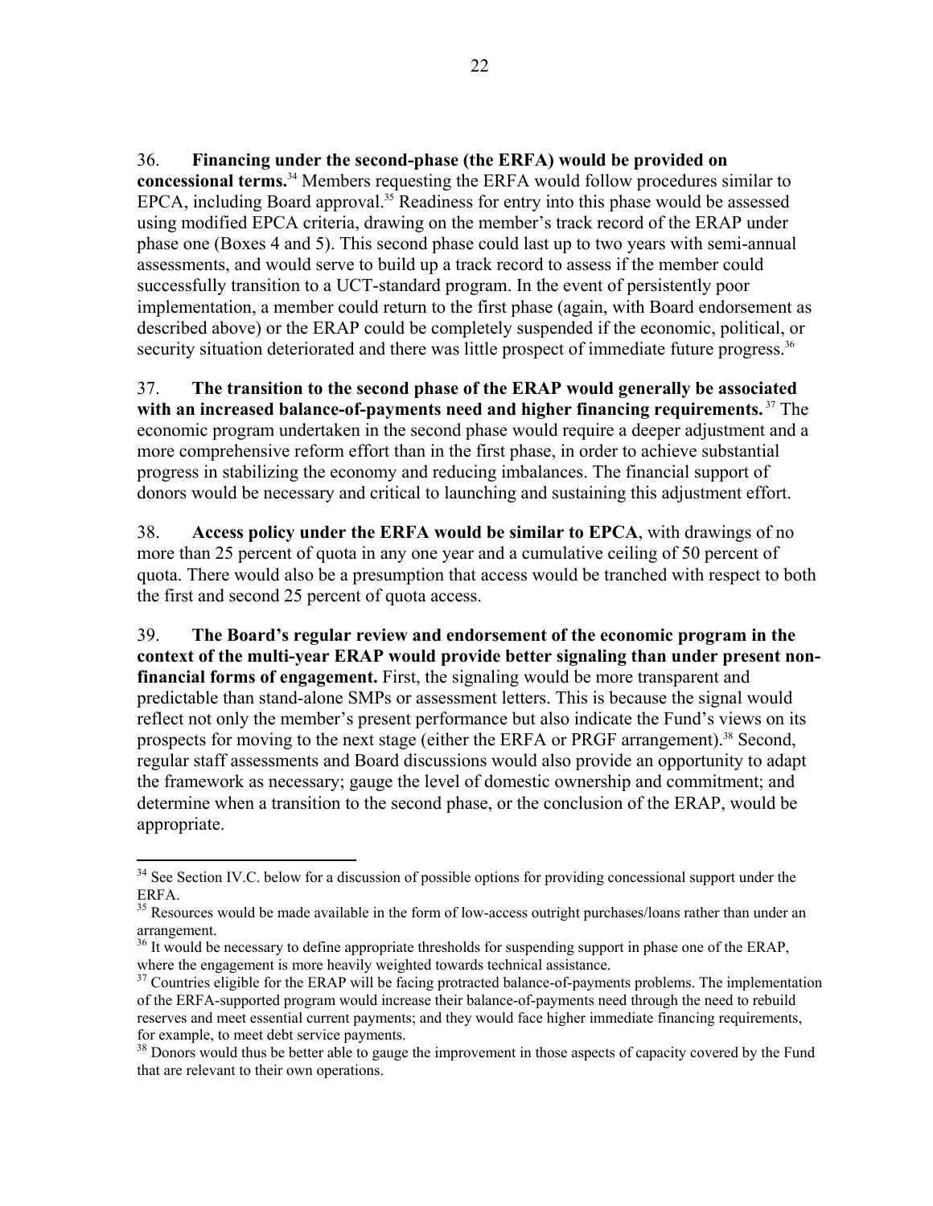36. **Financing under the second-phase (the ERFA) would be provided on concessional terms.**[34] Members requesting the ERFA would follow procedures similar to EPCA, including Board approval.[35] Readiness for entry into this phase would be assessed using modified EPCA criteria, drawing on the member's track record of the ERAP under phase one (Boxes 4 and 5). This second phase could last up to two years with semi-annual assessments, and would serve to build up a track record to assess if the member could successfully transition to a UCT-standard program. In the event of persistently poor implementation, a member could return to the first phase (again, with Board endorsement as described above) or the ERAP could be completely suspended if the economic, political, or security situation deteriorated and there was little prospect of immediate future progress.[36]

37. **The transition to the second phase of the ERAP would generally be associated with an increased balance-of-payments need and higher financing requirements.**[37] The economic program undertaken in the second phase would require a deeper adjustment and a more comprehensive reform effort than in the first phase, in order to achieve substantial progress in stabilizing the economy and reducing imbalances. The financial support of donors would be necessary and critical to launching and sustaining this adjustment effort.

38. **Access policy under the ERFA would be similar to EPCA**, with drawings of no more than 25 percent of quota in any one year and a cumulative ceiling of 50 percent of quota. There would also be a presumption that access would be tranched with respect to both the first and second 25 percent of quota access.

39. **The Board's regular review and endorsement of the economic program in the context of the multi-year ERAP would provide better signaling than under present non-financial forms of engagement.** First, the signaling would be more transparent and predictable than stand-alone SMPs or assessment letters. This is because the signal would reflect not only the member's present performance but also indicate the Fund's views on its prospects for moving to the next stage (either the ERFA or PRGF arrangement).[38] Second, regular staff assessments and Board discussions would also provide an opportunity to adapt the framework as necessary; gauge the level of domestic ownership and commitment; and determine when a transition to the second phase, or the conclusion of the ERAP, would be appropriate.

---

[34] See Section IV.C. below for a discussion of possible options for providing concessional support under the ERFA.

[35] Resources would be made available in the form of low-access outright purchases/loans rather than under an arrangement.

[36] It would be necessary to define appropriate thresholds for suspending support in phase one of the ERAP, where the engagement is more heavily weighted towards technical assistance.

[37] Countries eligible for the ERAP will be facing protracted balance-of-payments problems. The implementation of the ERFA-supported program would increase their balance-of-payments need through the need to rebuild reserves and meet essential current payments; and they would face higher immediate financing requirements, for example, to meet debt service payments.

[38] Donors would thus be better able to gauge the improvement in those aspects of capacity covered by the Fund that are relevant to their own operations.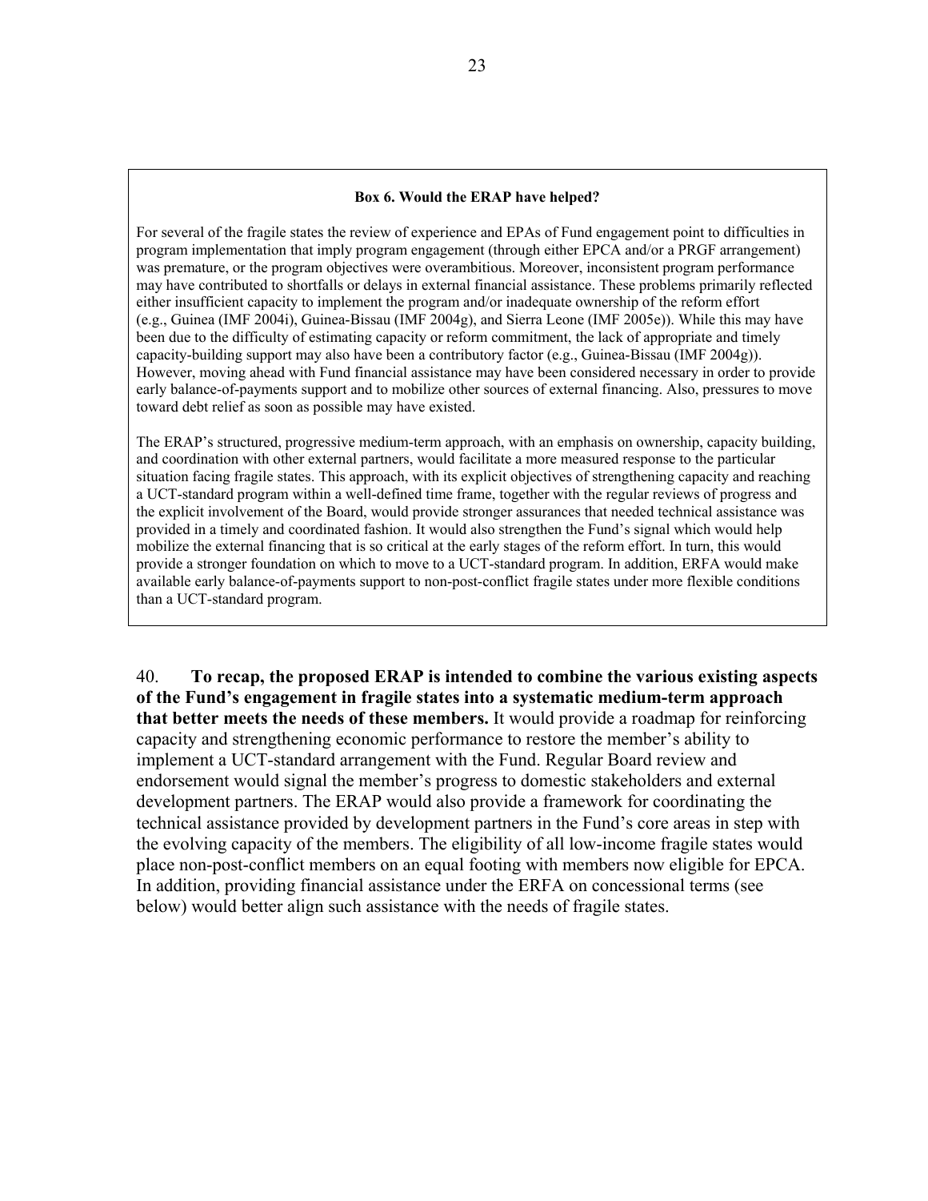**Box 6. Would the ERAP have helped?**

For several of the fragile states the review of experience and EPAs of Fund engagement point to difficulties in program implementation that imply program engagement (through either EPCA and/or a PRGF arrangement) was premature, or the program objectives were overambitious. Moreover, inconsistent program performance may have contributed to shortfalls or delays in external financial assistance. These problems primarily reflected either insufficient capacity to implement the program and/or inadequate ownership of the reform effort (e.g., Guinea (IMF 2004i), Guinea-Bissau (IMF 2004g), and Sierra Leone (IMF 2005e)). While this may have been due to the difficulty of estimating capacity or reform commitment, the lack of appropriate and timely capacity-building support may also have been a contributory factor (e.g., Guinea-Bissau (IMF 2004g)). However, moving ahead with Fund financial assistance may have been considered necessary in order to provide early balance-of-payments support and to mobilize other sources of external financing. Also, pressures to move toward debt relief as soon as possible may have existed.

The ERAP's structured, progressive medium-term approach, with an emphasis on ownership, capacity building, and coordination with other external partners, would facilitate a more measured response to the particular situation facing fragile states. This approach, with its explicit objectives of strengthening capacity and reaching a UCT-standard program within a well-defined time frame, together with the regular reviews of progress and the explicit involvement of the Board, would provide stronger assurances that needed technical assistance was provided in a timely and coordinated fashion. It would also strengthen the Fund's signal which would help mobilize the external financing that is so critical at the early stages of the reform effort. In turn, this would provide a stronger foundation on which to move to a UCT-standard program. In addition, ERFA would make available early balance-of-payments support to non-post-conflict fragile states under more flexible conditions than a UCT-standard program.

40. **To recap, the proposed ERAP is intended to combine the various existing aspects of the Fund's engagement in fragile states into a systematic medium-term approach that better meets the needs of these members.** It would provide a roadmap for reinforcing capacity and strengthening economic performance to restore the member's ability to implement a UCT-standard arrangement with the Fund. Regular Board review and endorsement would signal the member's progress to domestic stakeholders and external development partners. The ERAP would also provide a framework for coordinating the technical assistance provided by development partners in the Fund's core areas in step with the evolving capacity of the members. The eligibility of all low-income fragile states would place non-post-conflict members on an equal footing with members now eligible for EPCA. In addition, providing financial assistance under the ERFA on concessional terms (see below) would better align such assistance with the needs of fragile states.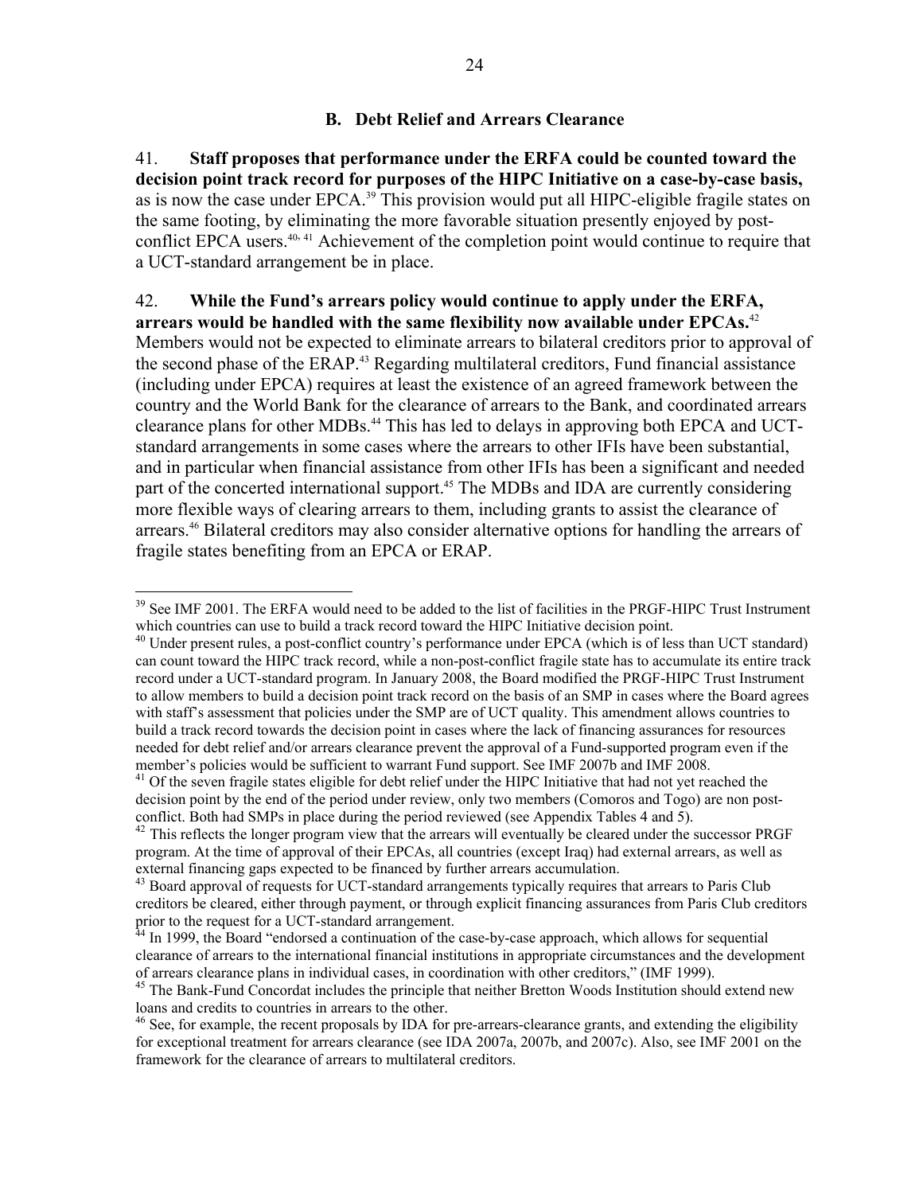## B. Debt Relief and Arrears Clearance

41. **Staff proposes that performance under the ERFA could be counted toward the decision point track record for purposes of the HIPC Initiative on a case-by-case basis,** as is now the case under EPCA.[39] This provision would put all HIPC-eligible fragile states on the same footing, by eliminating the more favorable situation presently enjoyed by post-conflict EPCA users.[40, 41] Achievement of the completion point would continue to require that a UCT-standard arrangement be in place.

42. **While the Fund's arrears policy would continue to apply under the ERFA, arrears would be handled with the same flexibility now available under EPCAs.**[42] Members would not be expected to eliminate arrears to bilateral creditors prior to approval of the second phase of the ERAP.[43] Regarding multilateral creditors, Fund financial assistance (including under EPCA) requires at least the existence of an agreed framework between the country and the World Bank for the clearance of arrears to the Bank, and coordinated arrears clearance plans for other MDBs.[44] This has led to delays in approving both EPCA and UCT-standard arrangements in some cases where the arrears to other IFIs have been substantial, and in particular when financial assistance from other IFIs has been a significant and needed part of the concerted international support.[45] The MDBs and IDA are currently considering more flexible ways of clearing arrears to them, including grants to assist the clearance of arrears.[46] Bilateral creditors may also consider alternative options for handling the arrears of fragile states benefiting from an EPCA or ERAP.

---

[39] See IMF 2001. The ERFA would need to be added to the list of facilities in the PRGF-HIPC Trust Instrument which countries can use to build a track record toward the HIPC Initiative decision point.

[40] Under present rules, a post-conflict country's performance under EPCA (which is of less than UCT standard) can count toward the HIPC track record, while a non-post-conflict fragile state has to accumulate its entire track record under a UCT-standard program. In January 2008, the Board modified the PRGF-HIPC Trust Instrument to allow members to build a decision point track record on the basis of an SMP in cases where the Board agrees with staff's assessment that policies under the SMP are of UCT quality. This amendment allows countries to build a track record towards the decision point in cases where the lack of financing assurances for resources needed for debt relief and/or arrears clearance prevent the approval of a Fund-supported program even if the member's policies would be sufficient to warrant Fund support. See IMF 2007b and IMF 2008.

[41] Of the seven fragile states eligible for debt relief under the HIPC Initiative that had not yet reached the decision point by the end of the period under review, only two members (Comoros and Togo) are non post-conflict. Both had SMPs in place during the period reviewed (see Appendix Tables 4 and 5).

[42] This reflects the longer program view that the arrears will eventually be cleared under the successor PRGF program. At the time of approval of their EPCAs, all countries (except Iraq) had external arrears, as well as external financing gaps expected to be financed by further arrears accumulation.

[43] Board approval of requests for UCT-standard arrangements typically requires that arrears to Paris Club creditors be cleared, either through payment, or through explicit financing assurances from Paris Club creditors prior to the request for a UCT-standard arrangement.

[44] In 1999, the Board "endorsed a continuation of the case-by-case approach, which allows for sequential clearance of arrears to the international financial institutions in appropriate circumstances and the development of arrears clearance plans in individual cases, in coordination with other creditors," (IMF 1999).

[45] The Bank-Fund Concordat includes the principle that neither Bretton Woods Institution should extend new loans and credits to countries in arrears to the other.

[46] See, for example, the recent proposals by IDA for pre-arrears-clearance grants, and extending the eligibility for exceptional treatment for arrears clearance (see IDA 2007a, 2007b, and 2007c). Also, see IMF 2001 on the framework for the clearance of arrears to multilateral creditors.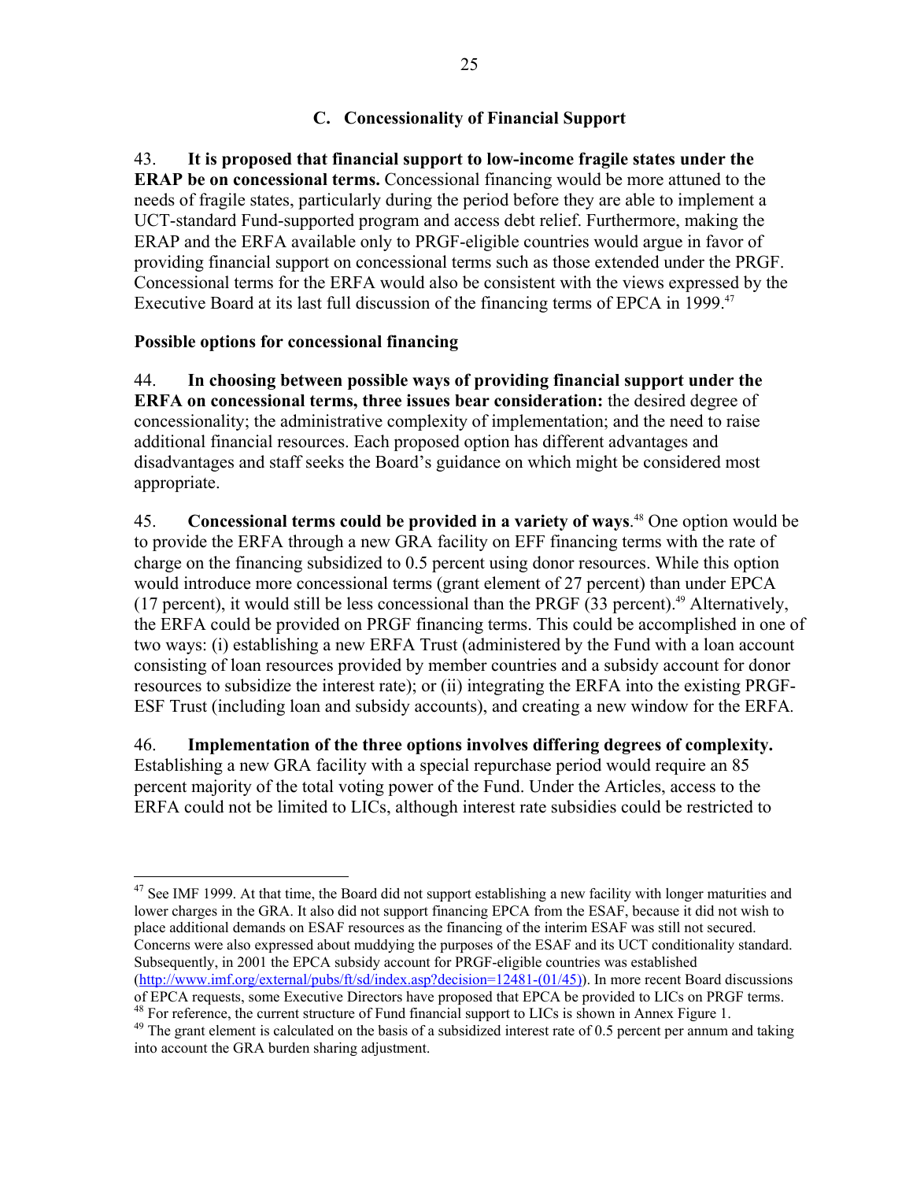### C. Concessionality of Financial Support

43. **It is proposed that financial support to low-income fragile states under the ERAP be on concessional terms.** Concessional financing would be more attuned to the needs of fragile states, particularly during the period before they are able to implement a UCT-standard Fund-supported program and access debt relief. Furthermore, making the ERAP and the ERFA available only to PRGF-eligible countries would argue in favor of providing financial support on concessional terms such as those extended under the PRGF. Concessional terms for the ERFA would also be consistent with the views expressed by the Executive Board at its last full discussion of the financing terms of EPCA in 1999.[47]

**Possible options for concessional financing**

44. **In choosing between possible ways of providing financial support under the ERFA on concessional terms, three issues bear consideration:** the desired degree of concessionality; the administrative complexity of implementation; and the need to raise additional financial resources. Each proposed option has different advantages and disadvantages and staff seeks the Board's guidance on which might be considered most appropriate.

45. **Concessional terms could be provided in a variety of ways**.[48] One option would be to provide the ERFA through a new GRA facility on EFF financing terms with the rate of charge on the financing subsidized to 0.5 percent using donor resources. While this option would introduce more concessional terms (grant element of 27 percent) than under EPCA (17 percent), it would still be less concessional than the PRGF (33 percent).[49] Alternatively, the ERFA could be provided on PRGF financing terms. This could be accomplished in one of two ways: (i) establishing a new ERFA Trust (administered by the Fund with a loan account consisting of loan resources provided by member countries and a subsidy account for donor resources to subsidize the interest rate); or (ii) integrating the ERFA into the existing PRGF-ESF Trust (including loan and subsidy accounts), and creating a new window for the ERFA.

46. **Implementation of the three options involves differing degrees of complexity.** Establishing a new GRA facility with a special repurchase period would require an 85 percent majority of the total voting power of the Fund. Under the Articles, access to the ERFA could not be limited to LICs, although interest rate subsidies could be restricted to

---

[47] See IMF 1999. At that time, the Board did not support establishing a new facility with longer maturities and lower charges in the GRA. It also did not support financing EPCA from the ESAF, because it did not wish to place additional demands on ESAF resources as the financing of the interim ESAF was still not secured. Concerns were also expressed about muddying the purposes of the ESAF and its UCT conditionality standard. Subsequently, in 2001 the EPCA subsidy account for PRGF-eligible countries was established (http://www.imf.org/external/pubs/ft/sd/index.asp?decision=12481-(01/45)). In more recent Board discussions of EPCA requests, some Executive Directors have proposed that EPCA be provided to LICs on PRGF terms.

[48] For reference, the current structure of Fund financial support to LICs is shown in Annex Figure 1.

[49] The grant element is calculated on the basis of a subsidized interest rate of 0.5 percent per annum and taking into account the GRA burden sharing adjustment.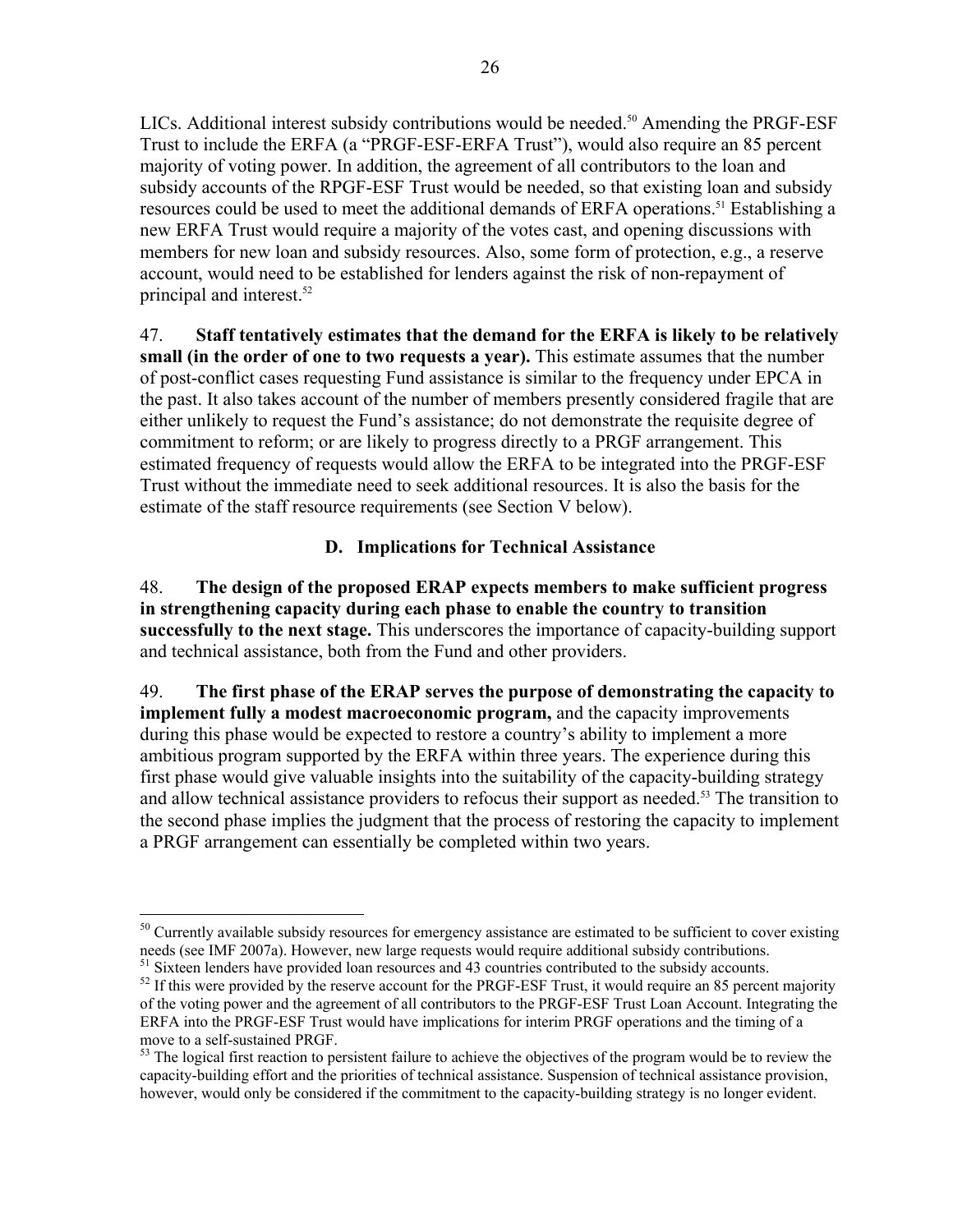LICs. Additional interest subsidy contributions would be needed.[50] Amending the PRGF-ESF Trust to include the ERFA (a "PRGF-ESF-ERFA Trust"), would also require an 85 percent majority of voting power. In addition, the agreement of all contributors to the loan and subsidy accounts of the RPGF-ESF Trust would be needed, so that existing loan and subsidy resources could be used to meet the additional demands of ERFA operations.[51] Establishing a new ERFA Trust would require a majority of the votes cast, and opening discussions with members for new loan and subsidy resources. Also, some form of protection, e.g., a reserve account, would need to be established for lenders against the risk of non-repayment of principal and interest.[52]

47. **Staff tentatively estimates that the demand for the ERFA is likely to be relatively small (in the order of one to two requests a year).** This estimate assumes that the number of post-conflict cases requesting Fund assistance is similar to the frequency under EPCA in the past. It also takes account of the number of members presently considered fragile that are either unlikely to request the Fund's assistance; do not demonstrate the requisite degree of commitment to reform; or are likely to progress directly to a PRGF arrangement. This estimated frequency of requests would allow the ERFA to be integrated into the PRGF-ESF Trust without the immediate need to seek additional resources. It is also the basis for the estimate of the staff resource requirements (see Section V below).

### D. Implications for Technical Assistance

48. **The design of the proposed ERAP expects members to make sufficient progress in strengthening capacity during each phase to enable the country to transition successfully to the next stage.** This underscores the importance of capacity-building support and technical assistance, both from the Fund and other providers.

49. **The first phase of the ERAP serves the purpose of demonstrating the capacity to implement fully a modest macroeconomic program,** and the capacity improvements during this phase would be expected to restore a country's ability to implement a more ambitious program supported by the ERFA within three years. The experience during this first phase would give valuable insights into the suitability of the capacity-building strategy and allow technical assistance providers to refocus their support as needed.[53] The transition to the second phase implies the judgment that the process of restoring the capacity to implement a PRGF arrangement can essentially be completed within two years.

---

[50] Currently available subsidy resources for emergency assistance are estimated to be sufficient to cover existing needs (see IMF 2007a). However, new large requests would require additional subsidy contributions.

[51] Sixteen lenders have provided loan resources and 43 countries contributed to the subsidy accounts.

[52] If this were provided by the reserve account for the PRGF-ESF Trust, it would require an 85 percent majority of the voting power and the agreement of all contributors to the PRGF-ESF Trust Loan Account. Integrating the ERFA into the PRGF-ESF Trust would have implications for interim PRGF operations and the timing of a move to a self-sustained PRGF.

[53] The logical first reaction to persistent failure to achieve the objectives of the program would be to review the capacity-building effort and the priorities of technical assistance. Suspension of technical assistance provision, however, would only be considered if the commitment to the capacity-building strategy is no longer evident.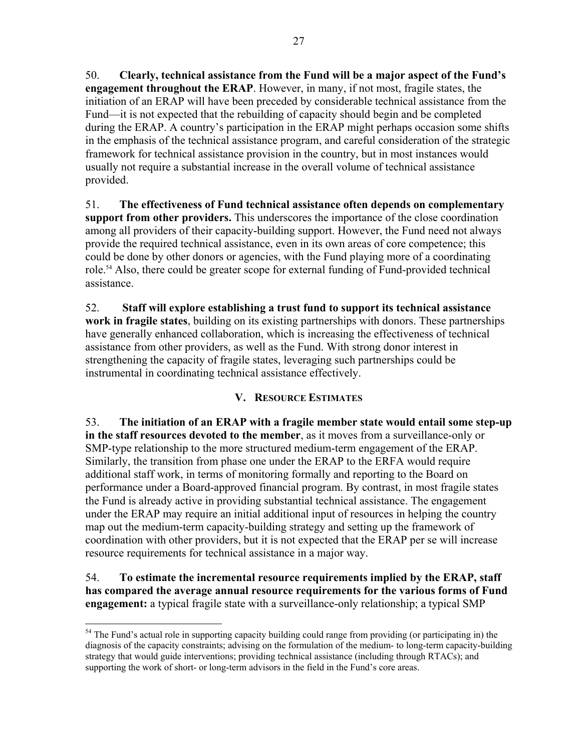50. **Clearly, technical assistance from the Fund will be a major aspect of the Fund's engagement throughout the ERAP**. However, in many, if not most, fragile states, the initiation of an ERAP will have been preceded by considerable technical assistance from the Fund—it is not expected that the rebuilding of capacity should begin and be completed during the ERAP. A country's participation in the ERAP might perhaps occasion some shifts in the emphasis of the technical assistance program, and careful consideration of the strategic framework for technical assistance provision in the country, but in most instances would usually not require a substantial increase in the overall volume of technical assistance provided.

51. **The effectiveness of Fund technical assistance often depends on complementary support from other providers.** This underscores the importance of the close coordination among all providers of their capacity-building support. However, the Fund need not always provide the required technical assistance, even in its own areas of core competence; this could be done by other donors or agencies, with the Fund playing more of a coordinating role.[54] Also, there could be greater scope for external funding of Fund-provided technical assistance.

52. **Staff will explore establishing a trust fund to support its technical assistance work in fragile states**, building on its existing partnerships with donors. These partnerships have generally enhanced collaboration, which is increasing the effectiveness of technical assistance from other providers, as well as the Fund. With strong donor interest in strengthening the capacity of fragile states, leveraging such partnerships could be instrumental in coordinating technical assistance effectively.

## V. Resource Estimates

53. **The initiation of an ERAP with a fragile member state would entail some step-up in the staff resources devoted to the member**, as it moves from a surveillance-only or SMP-type relationship to the more structured medium-term engagement of the ERAP. Similarly, the transition from phase one under the ERAP to the ERFA would require additional staff work, in terms of monitoring formally and reporting to the Board on performance under a Board-approved financial program. By contrast, in most fragile states the Fund is already active in providing substantial technical assistance. The engagement under the ERAP may require an initial additional input of resources in helping the country map out the medium-term capacity-building strategy and setting up the framework of coordination with other providers, but it is not expected that the ERAP per se will increase resource requirements for technical assistance in a major way.

54. **To estimate the incremental resource requirements implied by the ERAP, staff has compared the average annual resource requirements for the various forms of Fund engagement:** a typical fragile state with a surveillance-only relationship; a typical SMP

---

[54] The Fund's actual role in supporting capacity building could range from providing (or participating in) the diagnosis of the capacity constraints; advising on the formulation of the medium- to long-term capacity-building strategy that would guide interventions; providing technical assistance (including through RTACs); and supporting the work of short- or long-term advisors in the field in the Fund's core areas.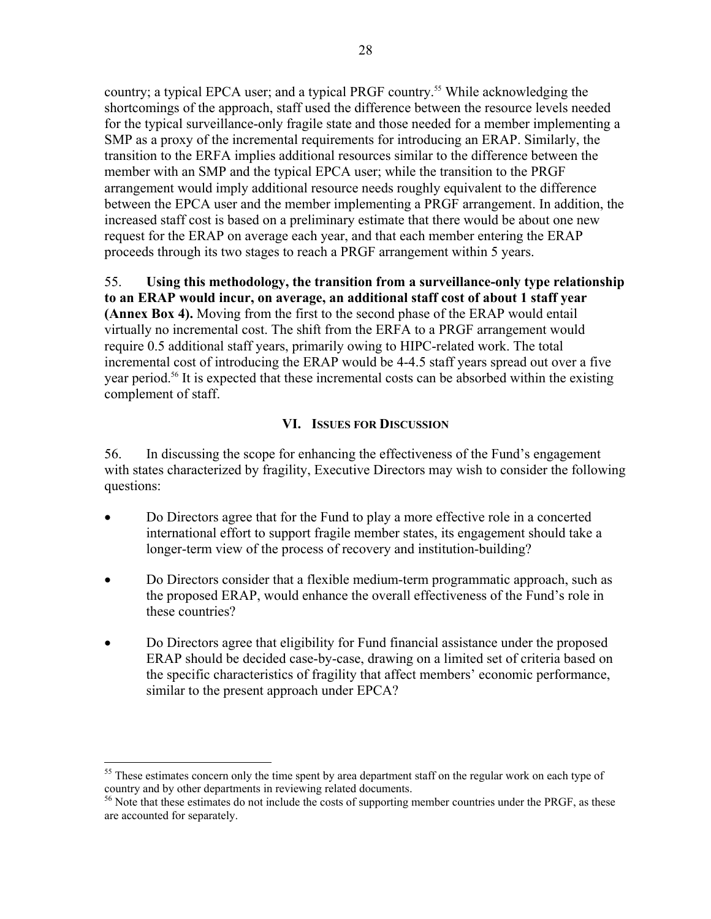country; a typical EPCA user; and a typical PRGF country.[55] While acknowledging the shortcomings of the approach, staff used the difference between the resource levels needed for the typical surveillance-only fragile state and those needed for a member implementing a SMP as a proxy of the incremental requirements for introducing an ERAP. Similarly, the transition to the ERFA implies additional resources similar to the difference between the member with an SMP and the typical EPCA user; while the transition to the PRGF arrangement would imply additional resource needs roughly equivalent to the difference between the EPCA user and the member implementing a PRGF arrangement. In addition, the increased staff cost is based on a preliminary estimate that there would be about one new request for the ERAP on average each year, and that each member entering the ERAP proceeds through its two stages to reach a PRGF arrangement within 5 years.

55. **Using this methodology, the transition from a surveillance-only type relationship to an ERAP would incur, on average, an additional staff cost of about 1 staff year (Annex Box 4).** Moving from the first to the second phase of the ERAP would entail virtually no incremental cost. The shift from the ERFA to a PRGF arrangement would require 0.5 additional staff years, primarily owing to HIPC-related work. The total incremental cost of introducing the ERAP would be 4-4.5 staff years spread out over a five year period.[56] It is expected that these incremental costs can be absorbed within the existing complement of staff.

## VI. Issues for Discussion

56. In discussing the scope for enhancing the effectiveness of the Fund's engagement with states characterized by fragility, Executive Directors may wish to consider the following questions:

- Do Directors agree that for the Fund to play a more effective role in a concerted international effort to support fragile member states, its engagement should take a longer-term view of the process of recovery and institution-building?
- Do Directors consider that a flexible medium-term programmatic approach, such as the proposed ERAP, would enhance the overall effectiveness of the Fund's role in these countries?
- Do Directors agree that eligibility for Fund financial assistance under the proposed ERAP should be decided case-by-case, drawing on a limited set of criteria based on the specific characteristics of fragility that affect members' economic performance, similar to the present approach under EPCA?

---

[55] These estimates concern only the time spent by area department staff on the regular work on each type of country and by other departments in reviewing related documents.

[56] Note that these estimates do not include the costs of supporting member countries under the PRGF, as these are accounted for separately.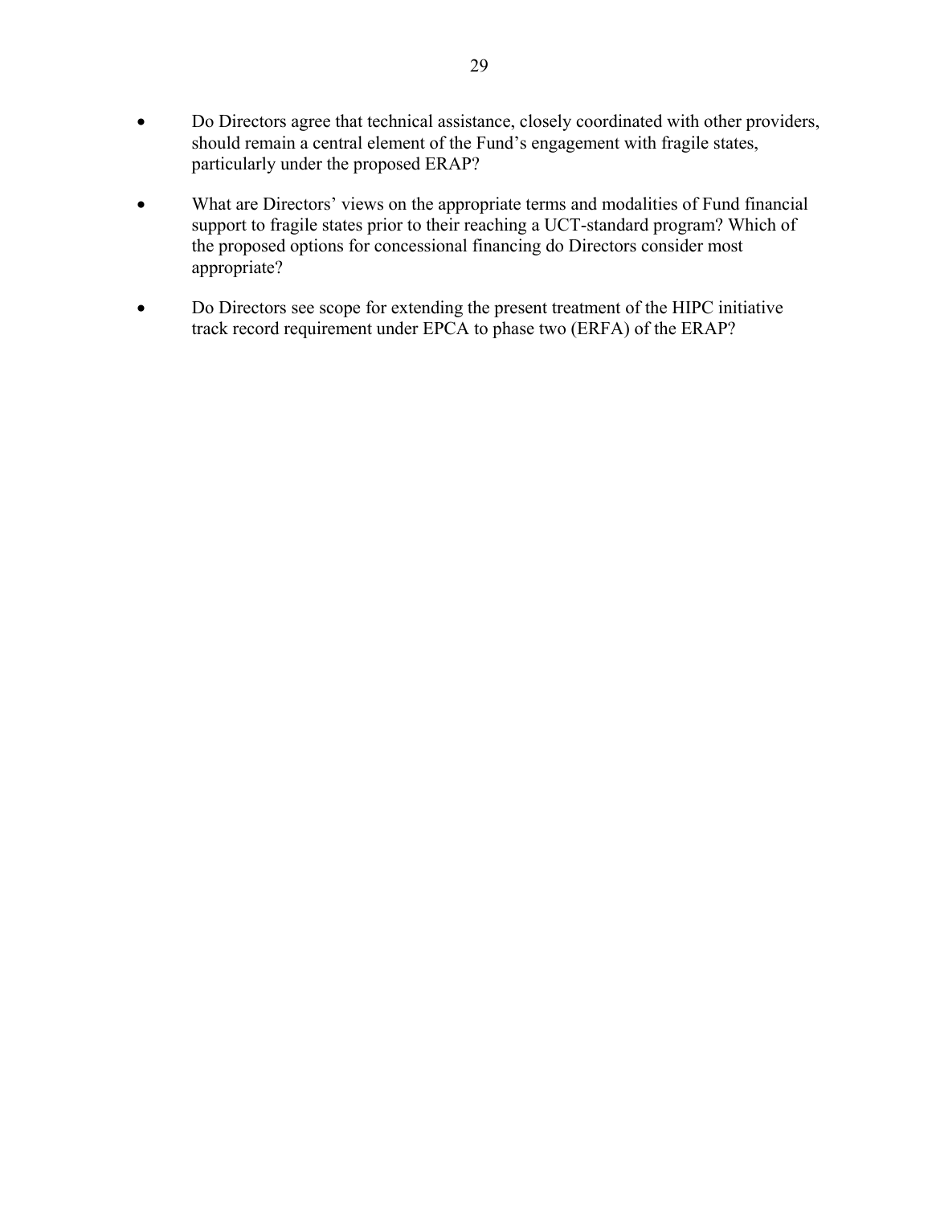- Do Directors agree that technical assistance, closely coordinated with other providers, should remain a central element of the Fund's engagement with fragile states, particularly under the proposed ERAP?

- What are Directors' views on the appropriate terms and modalities of Fund financial support to fragile states prior to their reaching a UCT-standard program? Which of the proposed options for concessional financing do Directors consider most appropriate?

- Do Directors see scope for extending the present treatment of the HIPC initiative track record requirement under EPCA to phase two (ERFA) of the ERAP?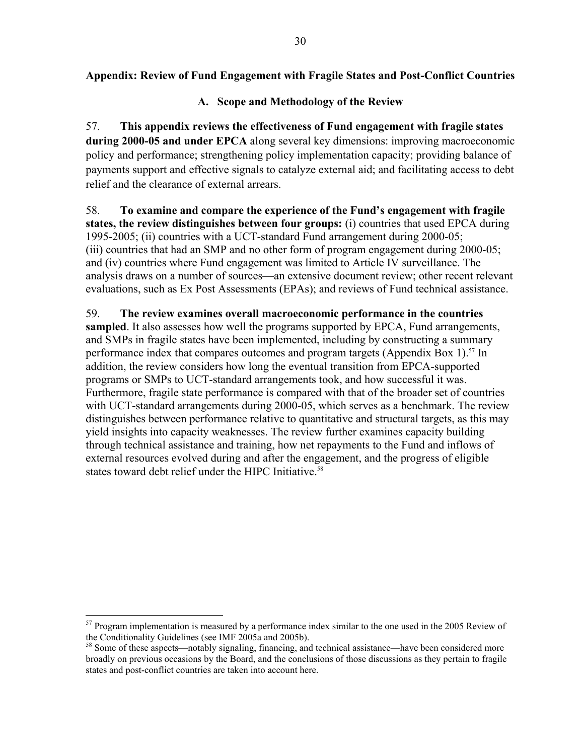## Appendix: Review of Fund Engagement with Fragile States and Post-Conflict Countries

### A. Scope and Methodology of the Review

57. **This appendix reviews the effectiveness of Fund engagement with fragile states during 2000-05 and under EPCA** along several key dimensions: improving macroeconomic policy and performance; strengthening policy implementation capacity; providing balance of payments support and effective signals to catalyze external aid; and facilitating access to debt relief and the clearance of external arrears.

58. **To examine and compare the experience of the Fund's engagement with fragile states, the review distinguishes between four groups:** (i) countries that used EPCA during 1995-2005; (ii) countries with a UCT-standard Fund arrangement during 2000-05; (iii) countries that had an SMP and no other form of program engagement during 2000-05; and (iv) countries where Fund engagement was limited to Article IV surveillance. The analysis draws on a number of sources—an extensive document review; other recent relevant evaluations, such as Ex Post Assessments (EPAs); and reviews of Fund technical assistance.

59. **The review examines overall macroeconomic performance in the countries sampled**. It also assesses how well the programs supported by EPCA, Fund arrangements, and SMPs in fragile states have been implemented, including by constructing a summary performance index that compares outcomes and program targets (Appendix Box 1).[57] In addition, the review considers how long the eventual transition from EPCA-supported programs or SMPs to UCT-standard arrangements took, and how successful it was. Furthermore, fragile state performance is compared with that of the broader set of countries with UCT-standard arrangements during 2000-05, which serves as a benchmark. The review distinguishes between performance relative to quantitative and structural targets, as this may yield insights into capacity weaknesses. The review further examines capacity building through technical assistance and training, how net repayments to the Fund and inflows of external resources evolved during and after the engagement, and the progress of eligible states toward debt relief under the HIPC Initiative.[58]

---

[57] Program implementation is measured by a performance index similar to the one used in the 2005 Review of the Conditionality Guidelines (see IMF 2005a and 2005b).

[58] Some of these aspects—notably signaling, financing, and technical assistance—have been considered more broadly on previous occasions by the Board, and the conclusions of those discussions as they pertain to fragile states and post-conflict countries are taken into account here.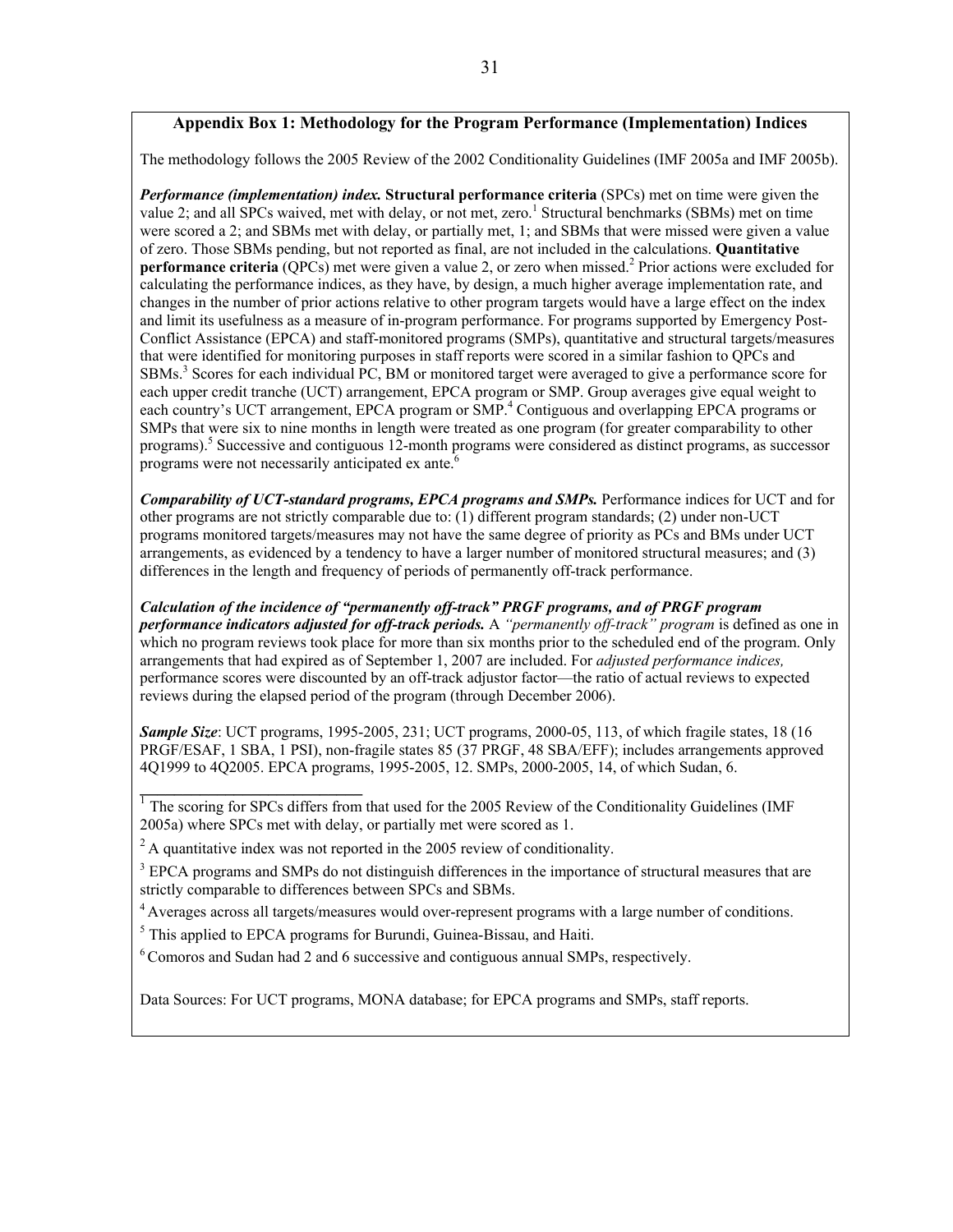## Appendix Box 1: Methodology for the Program Performance (Implementation) Indices

The methodology follows the 2005 Review of the 2002 Conditionality Guidelines (IMF 2005a and IMF 2005b).

***Performance (implementation) index.*** **Structural performance criteria** (SPCs) met on time were given the value 2; and all SPCs waived, met with delay, or not met, zero.[1] Structural benchmarks (SBMs) met on time were scored a 2; and SBMs met with delay, or partially met, 1; and SBMs that were missed were given a value of zero. Those SBMs pending, but not reported as final, are not included in the calculations. **Quantitative performance criteria** (QPCs) met were given a value 2, or zero when missed.[2] Prior actions were excluded for calculating the performance indices, as they have, by design, a much higher average implementation rate, and changes in the number of prior actions relative to other program targets would have a large effect on the index and limit its usefulness as a measure of in-program performance. For programs supported by Emergency Post-Conflict Assistance (EPCA) and staff-monitored programs (SMPs), quantitative and structural targets/measures that were identified for monitoring purposes in staff reports were scored in a similar fashion to QPCs and SBMs.[3] Scores for each individual PC, BM or monitored target were averaged to give a performance score for each upper credit tranche (UCT) arrangement, EPCA program or SMP. Group averages give equal weight to each country's UCT arrangement, EPCA program or SMP.[4] Contiguous and overlapping EPCA programs or SMPs that were six to nine months in length were treated as one program (for greater comparability to other programs).[5] Successive and contiguous 12-month programs were considered as distinct programs, as successor programs were not necessarily anticipated ex ante.[6]

***Comparability of UCT-standard programs, EPCA programs and SMPs.*** Performance indices for UCT and for other programs are not strictly comparable due to: (1) different program standards; (2) under non-UCT programs monitored targets/measures may not have the same degree of priority as PCs and BMs under UCT arrangements, as evidenced by a tendency to have a larger number of monitored structural measures; and (3) differences in the length and frequency of periods of permanently off-track performance.

***Calculation of the incidence of "permanently off-track" PRGF programs, and of PRGF program performance indicators adjusted for off-track periods.*** A *"permanently off-track" program* is defined as one in which no program reviews took place for more than six months prior to the scheduled end of the program. Only arrangements that had expired as of September 1, 2007 are included. For *adjusted performance indices,* performance scores were discounted by an off-track adjustor factor—the ratio of actual reviews to expected reviews during the elapsed period of the program (through December 2006).

***Sample Size***: UCT programs, 1995-2005, 231; UCT programs, 2000-05, 113, of which fragile states, 18 (16 PRGF/ESAF, 1 SBA, 1 PSI), non-fragile states 85 (37 PRGF, 48 SBA/EFF); includes arrangements approved 4Q1999 to 4Q2005. EPCA programs, 1995-2005, 12. SMPs, 2000-2005, 14, of which Sudan, 6.

---

[1] The scoring for SPCs differs from that used for the 2005 Review of the Conditionality Guidelines (IMF 2005a) where SPCs met with delay, or partially met were scored as 1.

[2] A quantitative index was not reported in the 2005 review of conditionality.

[3] EPCA programs and SMPs do not distinguish differences in the importance of structural measures that are strictly comparable to differences between SPCs and SBMs.

[4] Averages across all targets/measures would over-represent programs with a large number of conditions.

[5] This applied to EPCA programs for Burundi, Guinea-Bissau, and Haiti.

[6] Comoros and Sudan had 2 and 6 successive and contiguous annual SMPs, respectively.

Data Sources: For UCT programs, MONA database; for EPCA programs and SMPs, staff reports.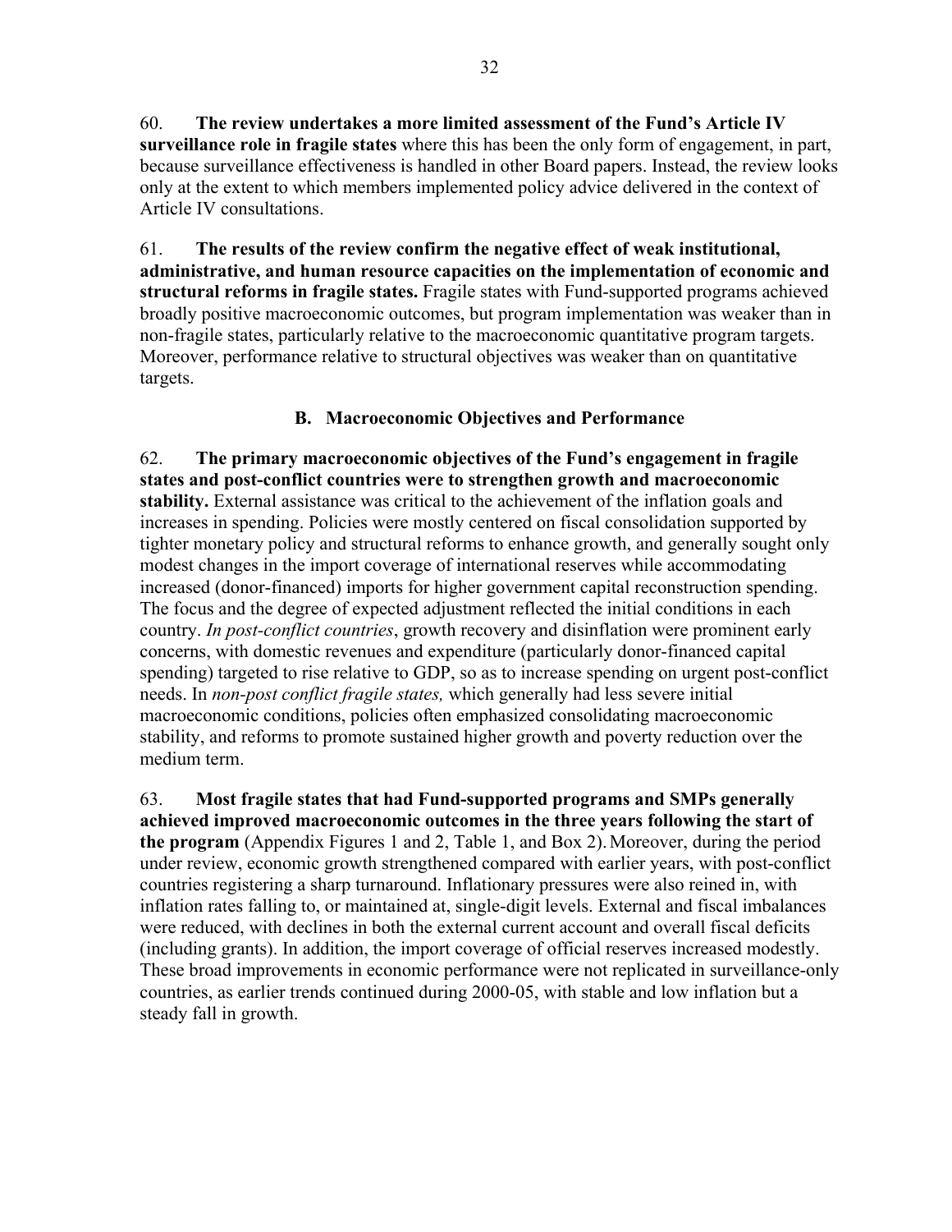60. **The review undertakes a more limited assessment of the Fund's Article IV surveillance role in fragile states** where this has been the only form of engagement, in part, because surveillance effectiveness is handled in other Board papers. Instead, the review looks only at the extent to which members implemented policy advice delivered in the context of Article IV consultations.

61. **The results of the review confirm the negative effect of weak institutional, administrative, and human resource capacities on the implementation of economic and structural reforms in fragile states.** Fragile states with Fund-supported programs achieved broadly positive macroeconomic outcomes, but program implementation was weaker than in non-fragile states, particularly relative to the macroeconomic quantitative program targets. Moreover, performance relative to structural objectives was weaker than on quantitative targets.

### B. Macroeconomic Objectives and Performance

62. **The primary macroeconomic objectives of the Fund's engagement in fragile states and post-conflict countries were to strengthen growth and macroeconomic stability.** External assistance was critical to the achievement of the inflation goals and increases in spending. Policies were mostly centered on fiscal consolidation supported by tighter monetary policy and structural reforms to enhance growth, and generally sought only modest changes in the import coverage of international reserves while accommodating increased (donor-financed) imports for higher government capital reconstruction spending. The focus and the degree of expected adjustment reflected the initial conditions in each country. *In post-conflict countries*, growth recovery and disinflation were prominent early concerns, with domestic revenues and expenditure (particularly donor-financed capital spending) targeted to rise relative to GDP, so as to increase spending on urgent post-conflict needs. In *non-post conflict fragile states,* which generally had less severe initial macroeconomic conditions, policies often emphasized consolidating macroeconomic stability, and reforms to promote sustained higher growth and poverty reduction over the medium term.

63. **Most fragile states that had Fund-supported programs and SMPs generally achieved improved macroeconomic outcomes in the three years following the start of the program** (Appendix Figures 1 and 2, Table 1, and Box 2). Moreover, during the period under review, economic growth strengthened compared with earlier years, with post-conflict countries registering a sharp turnaround. Inflationary pressures were also reined in, with inflation rates falling to, or maintained at, single-digit levels. External and fiscal imbalances were reduced, with declines in both the external current account and overall fiscal deficits (including grants). In addition, the import coverage of official reserves increased modestly. These broad improvements in economic performance were not replicated in surveillance-only countries, as earlier trends continued during 2000-05, with stable and low inflation but a steady fall in growth.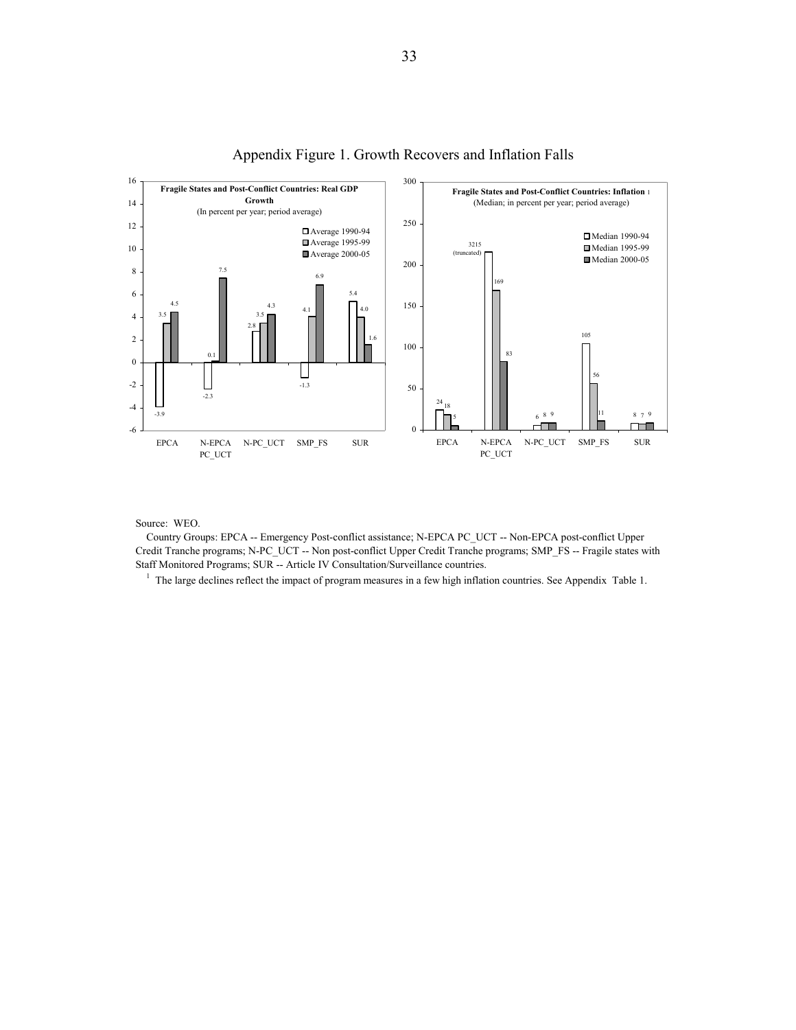# Appendix Figure 1. Growth Recovers and Inflation Falls

**Fragile States and Post-Conflict Countries: Real GDP Growth**
(In percent per year; period average)

| | Average 1990-94 | Average 1995-99 | Average 2000-05 |
|---|---|---|---|
| EPCA | -3.9 | 3.5 | 4.5 |
| N-EPCA PC_UCT | -2.3 | 0.1 | 7.5 |
| N-PC_UCT | 2.8 | 3.5 | 4.3 |
| SMP_FS | -1.3 | 4.1 | 6.9 |
| SUR | 5.4 | 4.0 | 1.6 |

**Fragile States and Post-Conflict Countries: Inflation** [1]
(Median; in percent per year; period average)

| | Median 1990-94 | Median 1995-99 | Median 2000-05 |
|---|---|---|---|
| EPCA | 24 | 18 | 5 |
| N-EPCA PC_UCT | 3215 (truncated) | 169 | 83 |
| N-PC_UCT | 6 | 8 | 9 |
| SMP_FS | 105 | 56 | 11 |
| SUR | 8 | 7 | 9 |

Source: WEO.

Country Groups: EPCA -- Emergency Post-conflict assistance; N-EPCA PC_UCT -- Non-EPCA post-conflict Upper Credit Tranche programs; N-PC_UCT -- Non post-conflict Upper Credit Tranche programs; SMP_FS -- Fragile states with Staff Monitored Programs; SUR -- Article IV Consultation/Surveillance countries.

[1] The large declines reflect the impact of program measures in a few high inflation countries. See Appendix Table 1.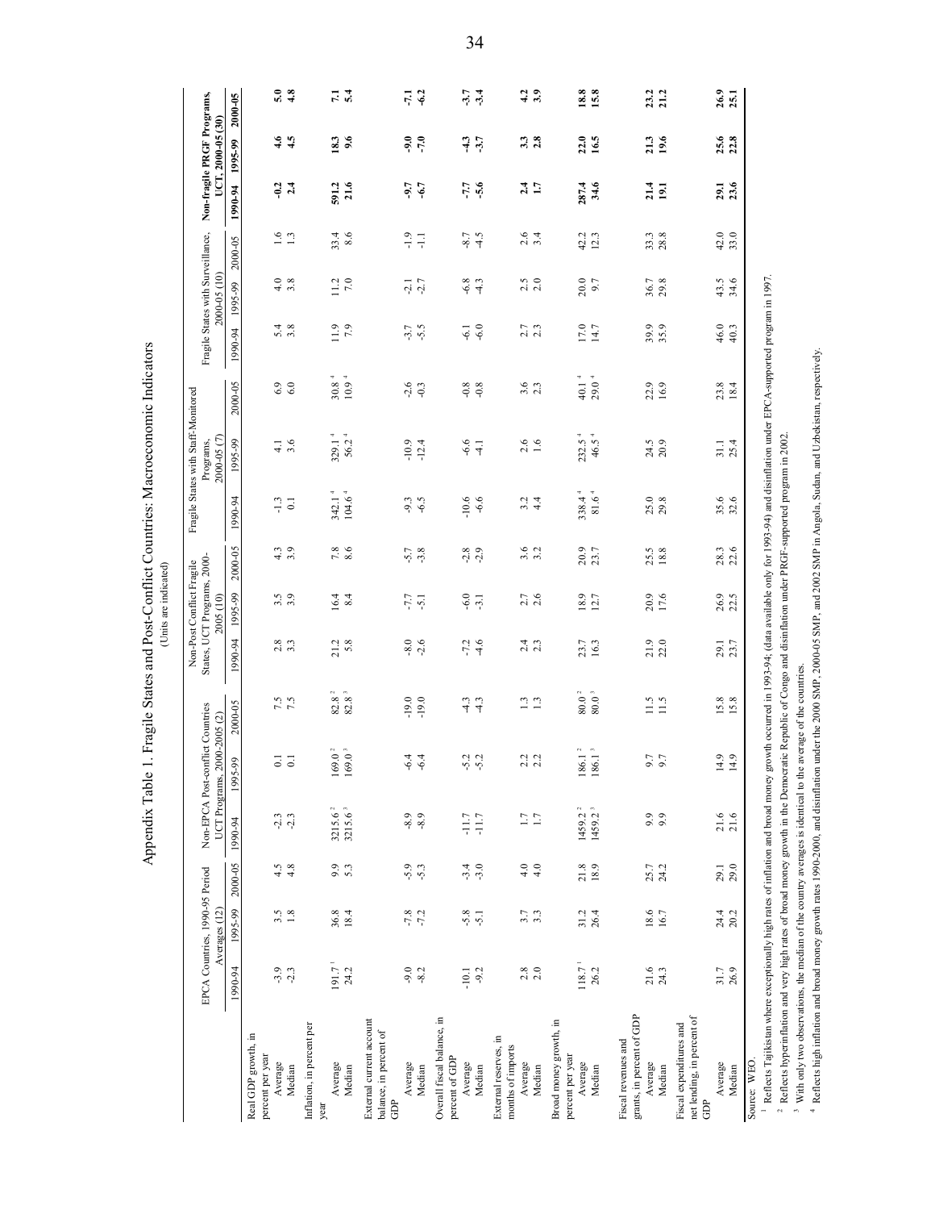# Appendix Table 1. Fragile States and Post-Conflict Countries: Macroeconomic Indicators

(Units are indicated)

| | EPCA Countries, 1990-95 Period Averages (12) | | | Non-EPCA Post-conflict Countries UCT Programs, 2000-2005 (2) | | | Non-Post Conflict Fragile States, UCT Programs, 2000-2005 (10) | | | Fragile States with Staff-Monitored Programs, 2000-05 (7) | | | Fragile States with Surveillance, 2000-05 (10) | | | Non-fragile PRGF Programs, UCT, 2000-05 (30) | | |
|---|---|---|---|---|---|---|---|---|---|---|---|---|---|---|---|---|---|---|
| | 1990-94 | 1995-99 | 2000-05 | 1990-94 | 1995-99 | 2000-05 | 1990-94 | 1995-99 | 2000-05 | 1990-94 | 1995-99 | 2000-05 | 1990-94 | 1995-99 | 2000-05 | 1990-94 | 1995-99 | 2000-05 |
| **Real GDP growth, in percent per year** | | | | | | | | | | | | | | | | | | |
| Average | -3.9 | 3.5 | 4.5 | -2.3 | 0.1 | 7.5 | 2.8 | 3.5 | 4.3 | -1.3 | 4.1 | 6.9 | 5.4 | 4.0 | 1.6 | **-0.2** | **4.6** | **5.0** |
| Median | -2.3 | 1.8 | 4.8 | -2.3 | 0.1 | 7.5 | 3.3 | 3.9 | 3.9 | 0.1 | 3.6 | 6.0 | 3.8 | 3.8 | 1.3 | **2.4** | **4.5** | **4.8** |
| **Inflation, in percent per year** | | | | | | | | | | | | | | | | | | |
| Average | 191.7 [1] | 36.8 | 9.9 | 3215.6 [2] | 169.0 [2] | 82.8 [2] | 21.2 | 16.4 | 7.8 | 342.1 [4] | 329.1 [4] | 30.8 [4] | 11.9 | 11.2 | 33.4 | **591.2** | **18.3** | **7.1** |
| Median | 24.2 | 18.4 | 5.3 | 3215.6 [3] | 169.0 [3] | 82.8 [3] | 5.8 | 8.4 | 8.6 | 104.6 [4] | 56.2 [4] | 10.9 [4] | 7.9 | 7.0 | 8.6 | **21.6** | **9.6** | **5.4** |
| **External current account balance, in percent of GDP** | | | | | | | | | | | | | | | | | | |
| Average | -9.0 | -7.8 | -5.9 | -8.9 | -6.4 | -19.0 | -8.0 | -7.7 | -5.7 | -9.3 | -10.9 | -2.6 | -3.7 | -2.1 | -1.9 | **-9.7** | **-9.0** | **-7.1** |
| Median | -8.2 | -7.2 | -5.3 | -8.9 | -6.4 | -19.0 | -2.6 | -5.1 | -3.8 | -6.5 | -12.4 | -0.3 | -5.5 | -2.7 | -1.1 | **-6.7** | **-7.0** | **-6.2** |
| **Overall fiscal balance, in percent of GDP** | | | | | | | | | | | | | | | | | | |
| Average | -10.1 | -5.8 | -3.4 | -11.7 | -5.2 | -4.3 | -7.2 | -6.0 | -2.8 | -10.6 | -6.6 | -0.8 | -6.1 | -6.8 | -8.7 | **-7.7** | **-4.3** | **-3.7** |
| Median | -9.2 | -5.1 | -3.0 | -11.7 | -5.2 | -4.3 | -4.6 | -3.1 | -2.9 | -6.6 | -4.1 | -0.8 | -6.0 | -4.3 | -4.5 | **-5.6** | **-3.7** | **-3.4** |
| **External reserves, in months of imports** | | | | | | | | | | | | | | | | | | |
| Average | 2.8 | 3.7 | 4.0 | 1.7 | 2.2 | 1.3 | 2.4 | 2.7 | 3.6 | 3.2 | 2.6 | 3.6 | 2.7 | 2.5 | 2.6 | **2.4** | **3.3** | **4.2** |
| Median | 2.0 | 3.3 | 4.0 | 1.7 | 2.2 | 1.3 | 2.3 | 2.6 | 3.2 | 4.4 | 1.6 | 2.3 | 2.3 | 2.0 | 3.4 | **1.7** | **2.8** | **3.9** |
| **Broad money growth, in percent per year** | | | | | | | | | | | | | | | | | | |
| Average | 118.7 [1] | 31.2 | 21.8 | 1459.2 [2] | 186.1 [2] | 80.0 [2] | 23.7 | 18.9 | 20.9 | 338.4 [4] | 232.5 [4] | 40.1 [4] | 17.0 | 20.0 | 42.2 | **287.4** | **22.0** | **18.8** |
| Median | 26.2 | 26.4 | 18.9 | 1459.2 [3] | 186.1 [3] | 80.0 [3] | 16.3 | 12.7 | 23.7 | 81.6 [4] | 46.5 [4] | 29.0 [4] | 14.7 | 9.7 | 12.3 | **34.6** | **16.5** | **15.8** |
| **Fiscal revenues and grants, in percent of GDP** | | | | | | | | | | | | | | | | | | |
| Average | 21.6 | 18.6 | 25.7 | 9.9 | 9.7 | 11.5 | 21.9 | 20.9 | 25.5 | 25.0 | 24.5 | 22.9 | 39.9 | 36.7 | 33.3 | **21.4** | **21.3** | **23.2** |
| Median | 24.3 | 16.7 | 24.2 | 9.9 | 9.7 | 11.5 | 22.0 | 17.6 | 18.8 | 29.8 | 20.9 | 16.9 | 35.9 | 29.8 | 28.8 | **19.1** | **19.6** | **21.2** |
| **Fiscal expenditures and net lending, in percent of GDP** | | | | | | | | | | | | | | | | | | |
| Average | 31.7 | 24.4 | 29.1 | 21.6 | 14.9 | 15.8 | 29.1 | 26.9 | 28.3 | 35.6 | 31.1 | 23.8 | 46.0 | 43.5 | 42.0 | **29.1** | **25.6** | **26.9** |
| Median | 26.9 | 20.2 | 29.0 | 21.6 | 14.9 | 15.8 | 23.7 | 22.5 | 22.6 | 32.6 | 25.4 | 18.4 | 40.3 | 34.6 | 33.0 | **23.6** | **22.8** | **25.1** |

Source: WEO.

[1] Reflects Tajikistan where exceptionally high rates of inflation and broad money growth occurred in 1993-94; (data available only for 1993-94) and disinflation under EPCA-supported program in 1997.

[2] Reflects hyperinflation and very high rates of broad money growth in the Democratic Republic of Congo and disinflation under PRGF-supported program in 2002.

[3] With only two observations, the median of the country averages is identical to the average of the countries.

[4] Reflects high inflation and broad money growth rates 1990-2000, and disinflation under the 2000 SMP, 2000-05 SMP, and 2002 SMP in Angola, Sudan, and Uzbekistan, respectively.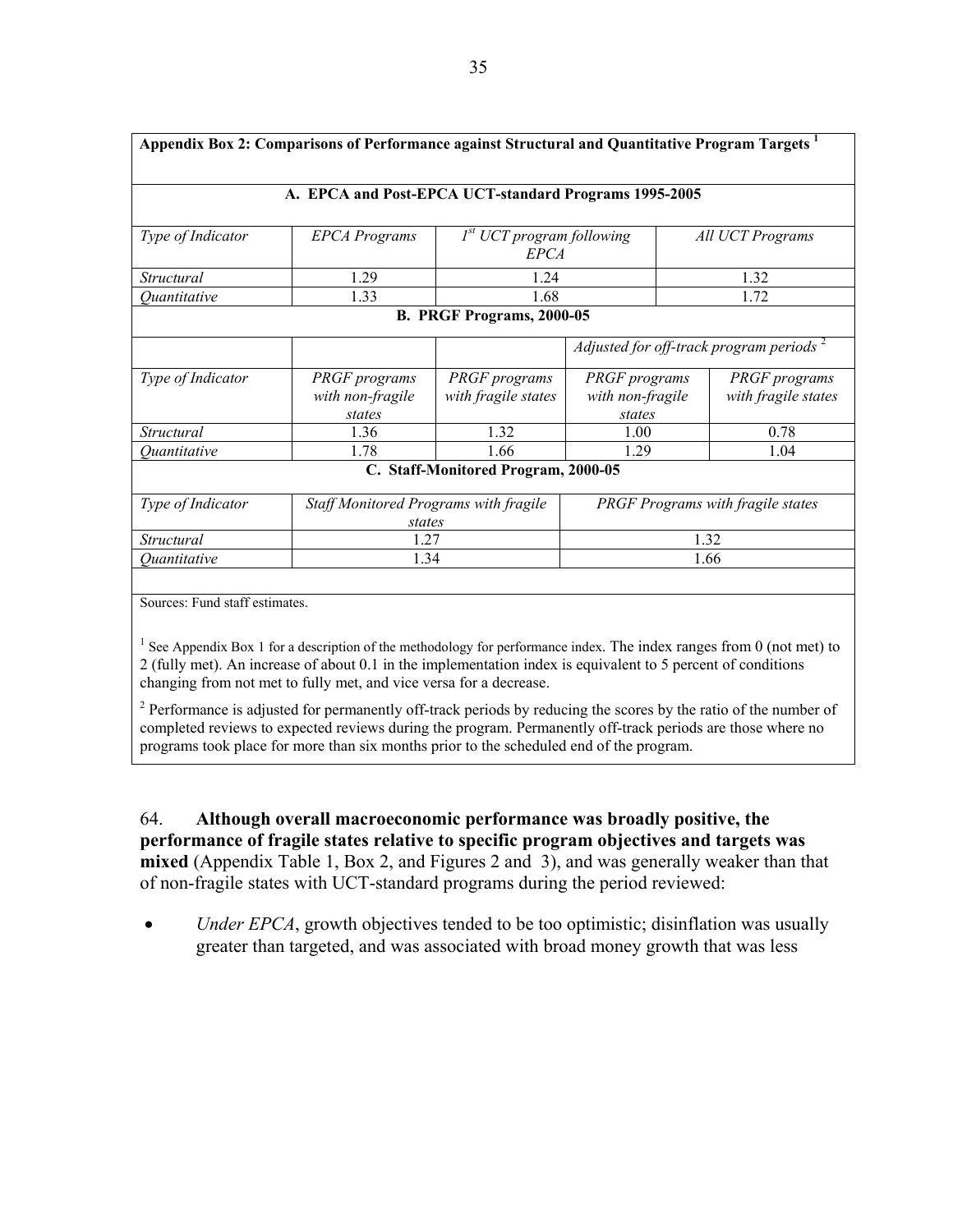**Appendix Box 2: Comparisons of Performance against Structural and Quantitative Program Targets [1]**

**A. EPCA and Post-EPCA UCT-standard Programs 1995-2005**

| *Type of Indicator* | *EPCA Programs* | *1st UCT program following EPCA* | *All UCT Programs* |
|---|---|---|---|
| *Structural* | 1.29 | 1.24 | 1.32 |
| *Quantitative* | 1.33 | 1.68 | 1.72 |

**B. PRGF Programs, 2000-05**

| | | | *Adjusted for off-track program periods [2]* | |
|---|---|---|---|---|
| *Type of Indicator* | *PRGF programs with non-fragile states* | *PRGF programs with fragile states* | *PRGF programs with non-fragile states* | *PRGF programs with fragile states* |
| *Structural* | 1.36 | 1.32 | 1.00 | 0.78 |
| *Quantitative* | 1.78 | 1.66 | 1.29 | 1.04 |

**C. Staff-Monitored Program, 2000-05**

| *Type of Indicator* | *Staff Monitored Programs with fragile states* | *PRGF Programs with fragile states* |
|---|---|---|
| *Structural* | 1.27 | 1.32 |
| *Quantitative* | 1.34 | 1.66 |

Sources: Fund staff estimates.

[1] See Appendix Box 1 for a description of the methodology for performance index. The index ranges from 0 (not met) to 2 (fully met). An increase of about 0.1 in the implementation index is equivalent to 5 percent of conditions changing from not met to fully met, and vice versa for a decrease.

[2] Performance is adjusted for permanently off-track periods by reducing the scores by the ratio of the number of completed reviews to expected reviews during the program. Permanently off-track periods are those where no programs took place for more than six months prior to the scheduled end of the program.

64. **Although overall macroeconomic performance was broadly positive, the performance of fragile states relative to specific program objectives and targets was mixed** (Appendix Table 1, Box 2, and Figures 2 and 3), and was generally weaker than that of non-fragile states with UCT-standard programs during the period reviewed:

- *Under EPCA*, growth objectives tended to be too optimistic; disinflation was usually greater than targeted, and was associated with broad money growth that was less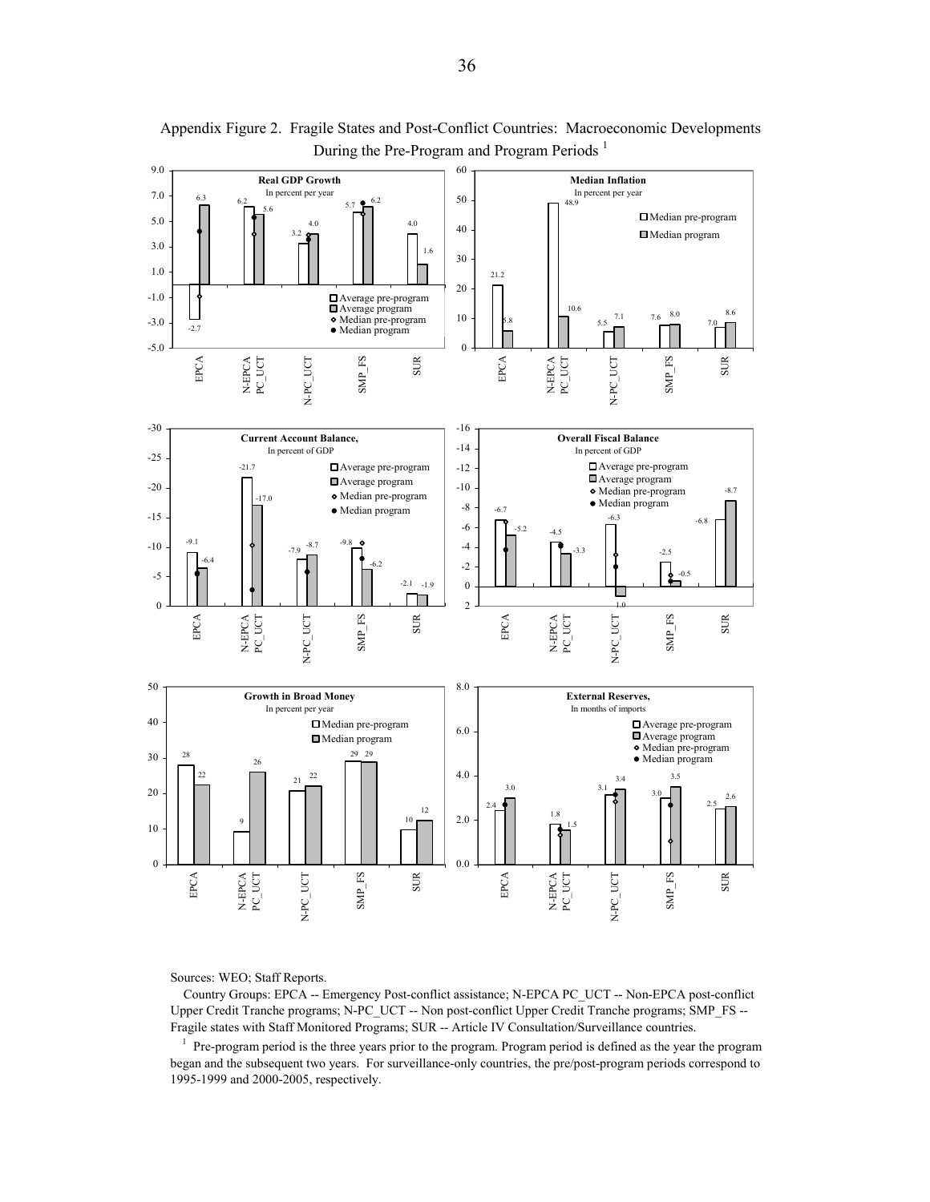Appendix Figure 2. Fragile States and Post-Conflict Countries: Macroeconomic Developments During the Pre-Program and Program Periods [1]

Sources: WEO; Staff Reports.

Country Groups: EPCA -- Emergency Post-conflict assistance; N-EPCA PC_UCT -- Non-EPCA post-conflict Upper Credit Tranche programs; N-PC_UCT -- Non post-conflict Upper Credit Tranche programs; SMP_FS -- Fragile states with Staff Monitored Programs; SUR -- Article IV Consultation/Surveillance countries.

[1] Pre-program period is the three years prior to the program. Program period is defined as the year the program began and the subsequent two years. For surveillance-only countries, the pre/post-program periods correspond to 1995-1999 and 2000-2005, respectively.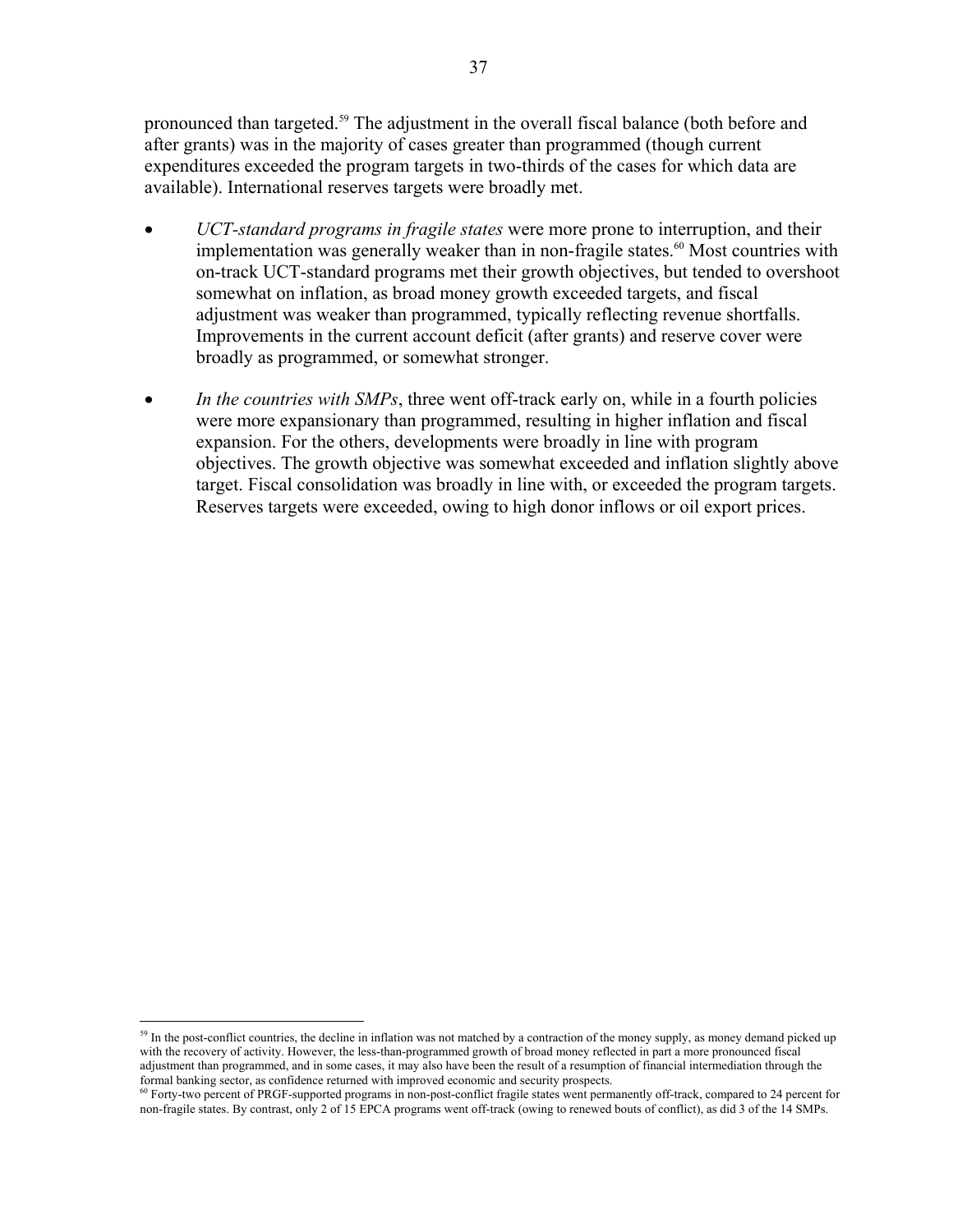pronounced than targeted.[59] The adjustment in the overall fiscal balance (both before and after grants) was in the majority of cases greater than programmed (though current expenditures exceeded the program targets in two-thirds of the cases for which data are available). International reserves targets were broadly met.

- *UCT-standard programs in fragile states* were more prone to interruption, and their implementation was generally weaker than in non-fragile states.[60] Most countries with on-track UCT-standard programs met their growth objectives, but tended to overshoot somewhat on inflation, as broad money growth exceeded targets, and fiscal adjustment was weaker than programmed, typically reflecting revenue shortfalls. Improvements in the current account deficit (after grants) and reserve cover were broadly as programmed, or somewhat stronger.

- *In the countries with SMPs*, three went off-track early on, while in a fourth policies were more expansionary than programmed, resulting in higher inflation and fiscal expansion. For the others, developments were broadly in line with program objectives. The growth objective was somewhat exceeded and inflation slightly above target. Fiscal consolidation was broadly in line with, or exceeded the program targets. Reserves targets were exceeded, owing to high donor inflows or oil export prices.

---

[59] In the post-conflict countries, the decline in inflation was not matched by a contraction of the money supply, as money demand picked up with the recovery of activity. However, the less-than-programmed growth of broad money reflected in part a more pronounced fiscal adjustment than programmed, and in some cases, it may also have been the result of a resumption of financial intermediation through the formal banking sector, as confidence returned with improved economic and security prospects.

[60] Forty-two percent of PRGF-supported programs in non-post-conflict fragile states went permanently off-track, compared to 24 percent for non-fragile states. By contrast, only 2 of 15 EPCA programs went off-track (owing to renewed bouts of conflict), as did 3 of the 14 SMPs.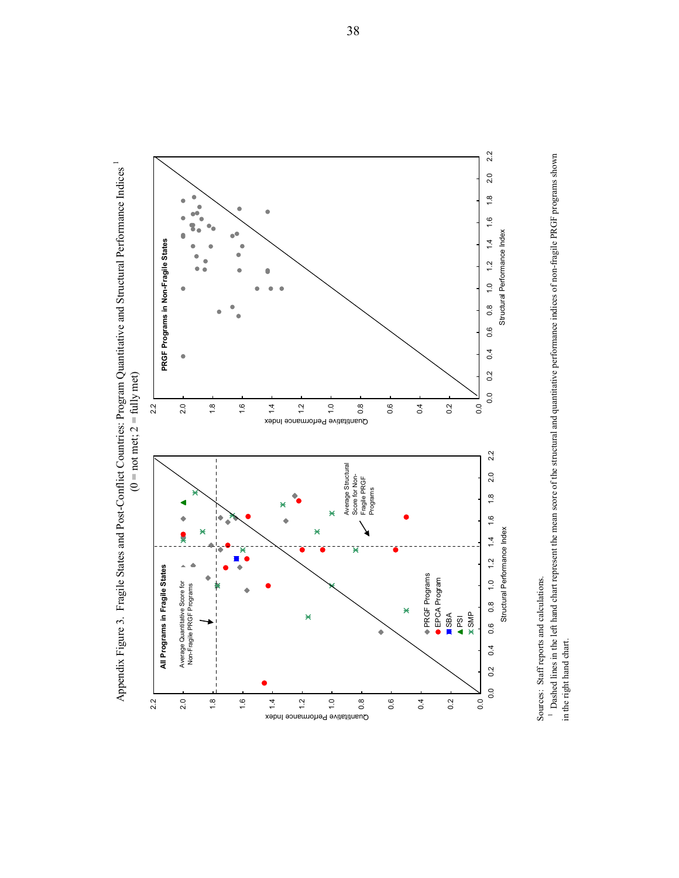Appendix Figure 3. Fragile States and Post-Conflict Countries: Program Quantitative and Structural Performance Indices [1]

(0 = not met; 2 = fully met)

**All Programs in Fragile States**

Average Quantitative Score for Non-Fragile PRGF Programs

Average Structural Score for Non-Fragile PRGF Programs

- PRGF Programs
- EPCA Program
- SBA
- PSI
- SMP

Quantitative Performance Index

Structural Performance Index

**PRGF Programs in Non-Fragile States**

Quantitative Performance Index

Structural Performance Index

Sources: Staff reports and calculations.

[1] Dashed lines in the left hand chart represent the mean score of the structural and quantitative performance indices of non-fragile PRGF programs shown in the right hand chart.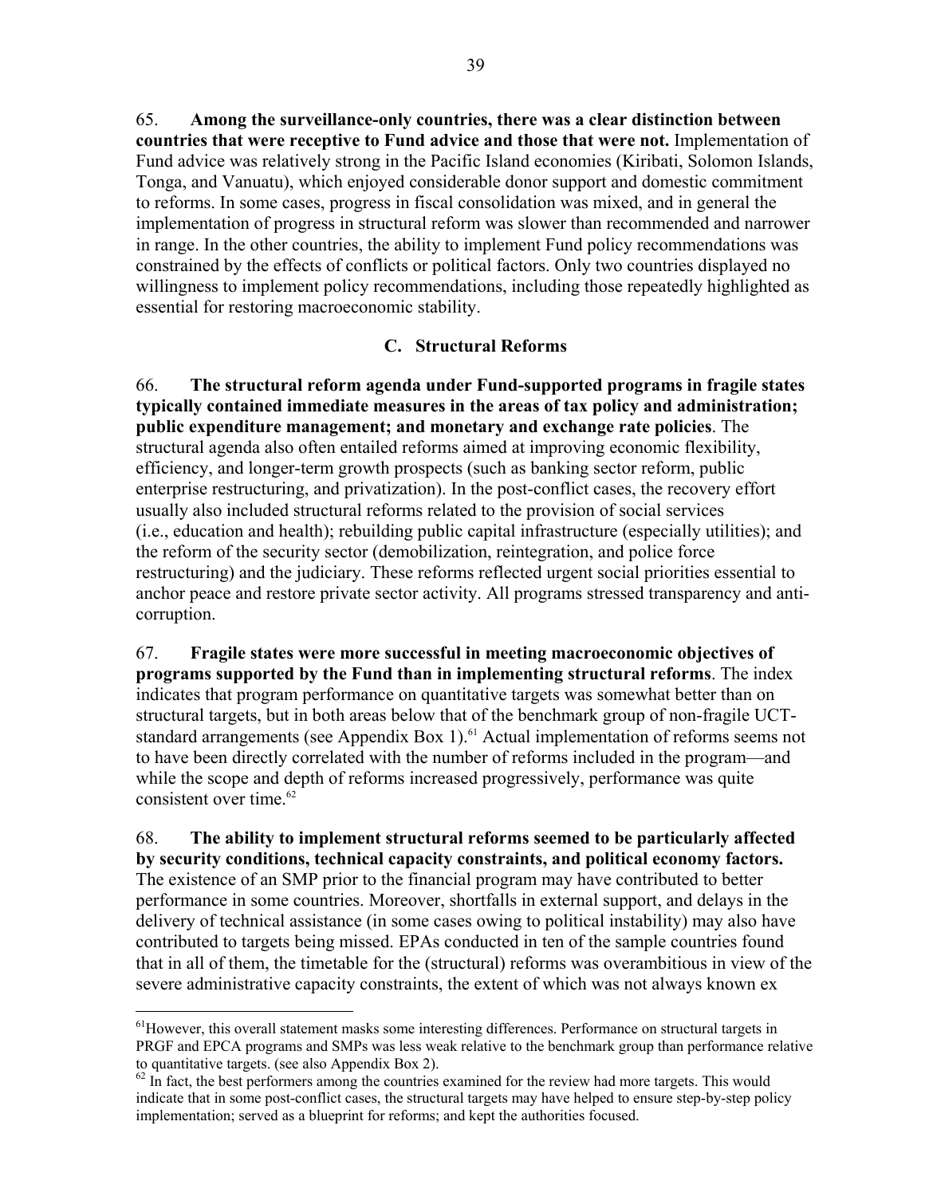65. **Among the surveillance-only countries, there was a clear distinction between countries that were receptive to Fund advice and those that were not.** Implementation of Fund advice was relatively strong in the Pacific Island economies (Kiribati, Solomon Islands, Tonga, and Vanuatu), which enjoyed considerable donor support and domestic commitment to reforms. In some cases, progress in fiscal consolidation was mixed, and in general the implementation of progress in structural reform was slower than recommended and narrower in range. In the other countries, the ability to implement Fund policy recommendations was constrained by the effects of conflicts or political factors. Only two countries displayed no willingness to implement policy recommendations, including those repeatedly highlighted as essential for restoring macroeconomic stability.

## C. Structural Reforms

66. **The structural reform agenda under Fund-supported programs in fragile states typically contained immediate measures in the areas of tax policy and administration; public expenditure management; and monetary and exchange rate policies**. The structural agenda also often entailed reforms aimed at improving economic flexibility, efficiency, and longer-term growth prospects (such as banking sector reform, public enterprise restructuring, and privatization). In the post-conflict cases, the recovery effort usually also included structural reforms related to the provision of social services (i.e., education and health); rebuilding public capital infrastructure (especially utilities); and the reform of the security sector (demobilization, reintegration, and police force restructuring) and the judiciary. These reforms reflected urgent social priorities essential to anchor peace and restore private sector activity. All programs stressed transparency and anti-corruption.

67. **Fragile states were more successful in meeting macroeconomic objectives of programs supported by the Fund than in implementing structural reforms**. The index indicates that program performance on quantitative targets was somewhat better than on structural targets, but in both areas below that of the benchmark group of non-fragile UCT-standard arrangements (see Appendix Box 1).[61] Actual implementation of reforms seems not to have been directly correlated with the number of reforms included in the program—and while the scope and depth of reforms increased progressively, performance was quite consistent over time.[62]

68. **The ability to implement structural reforms seemed to be particularly affected by security conditions, technical capacity constraints, and political economy factors.** The existence of an SMP prior to the financial program may have contributed to better performance in some countries. Moreover, shortfalls in external support, and delays in the delivery of technical assistance (in some cases owing to political instability) may also have contributed to targets being missed. EPAs conducted in ten of the sample countries found that in all of them, the timetable for the (structural) reforms was overambitious in view of the severe administrative capacity constraints, the extent of which was not always known ex

---

[61] However, this overall statement masks some interesting differences. Performance on structural targets in PRGF and EPCA programs and SMPs was less weak relative to the benchmark group than performance relative to quantitative targets. (see also Appendix Box 2).

[62] In fact, the best performers among the countries examined for the review had more targets. This would indicate that in some post-conflict cases, the structural targets may have helped to ensure step-by-step policy implementation; served as a blueprint for reforms; and kept the authorities focused.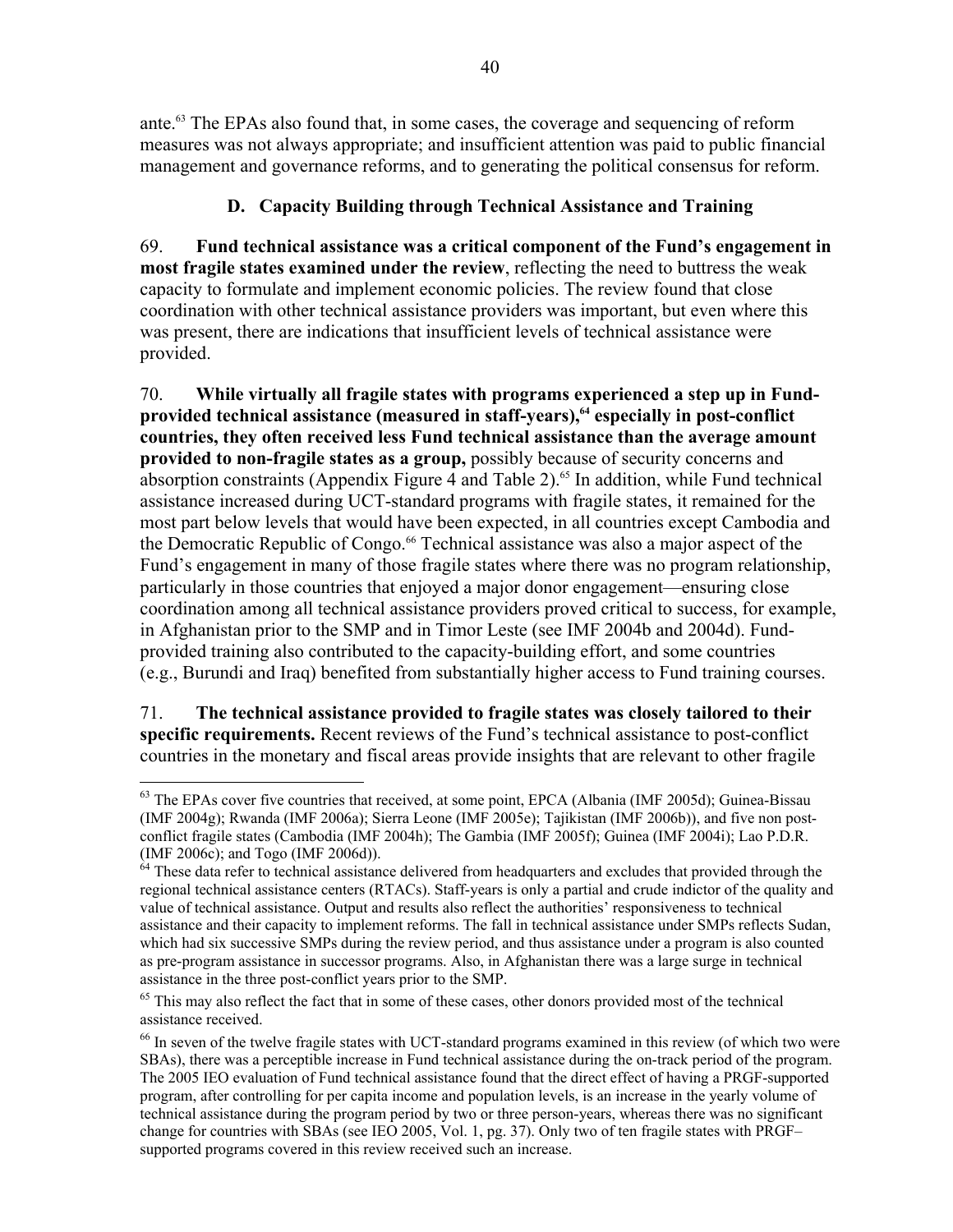ante.[63] The EPAs also found that, in some cases, the coverage and sequencing of reform measures was not always appropriate; and insufficient attention was paid to public financial management and governance reforms, and to generating the political consensus for reform.

### D. Capacity Building through Technical Assistance and Training

69. **Fund technical assistance was a critical component of the Fund's engagement in most fragile states examined under the review**, reflecting the need to buttress the weak capacity to formulate and implement economic policies. The review found that close coordination with other technical assistance providers was important, but even where this was present, there are indications that insufficient levels of technical assistance were provided.

70. **While virtually all fragile states with programs experienced a step up in Fund-provided technical assistance (measured in staff-years),[64] especially in post-conflict countries, they often received less Fund technical assistance than the average amount provided to non-fragile states as a group,** possibly because of security concerns and absorption constraints (Appendix Figure 4 and Table 2).[65] In addition, while Fund technical assistance increased during UCT-standard programs with fragile states, it remained for the most part below levels that would have been expected, in all countries except Cambodia and the Democratic Republic of Congo.[66] Technical assistance was also a major aspect of the Fund's engagement in many of those fragile states where there was no program relationship, particularly in those countries that enjoyed a major donor engagement—ensuring close coordination among all technical assistance providers proved critical to success, for example, in Afghanistan prior to the SMP and in Timor Leste (see IMF 2004b and 2004d). Fund-provided training also contributed to the capacity-building effort, and some countries (e.g., Burundi and Iraq) benefited from substantially higher access to Fund training courses.

71. **The technical assistance provided to fragile states was closely tailored to their specific requirements.** Recent reviews of the Fund's technical assistance to post-conflict countries in the monetary and fiscal areas provide insights that are relevant to other fragile

---

[63] The EPAs cover five countries that received, at some point, EPCA (Albania (IMF 2005d); Guinea-Bissau (IMF 2004g); Rwanda (IMF 2006a); Sierra Leone (IMF 2005e); Tajikistan (IMF 2006b)), and five non post-conflict fragile states (Cambodia (IMF 2004h); The Gambia (IMF 2005f); Guinea (IMF 2004i); Lao P.D.R. (IMF 2006c); and Togo (IMF 2006d)).

[64] These data refer to technical assistance delivered from headquarters and excludes that provided through the regional technical assistance centers (RTACs). Staff-years is only a partial and crude indictor of the quality and value of technical assistance. Output and results also reflect the authorities' responsiveness to technical assistance and their capacity to implement reforms. The fall in technical assistance under SMPs reflects Sudan, which had six successive SMPs during the review period, and thus assistance under a program is also counted as pre-program assistance in successor programs. Also, in Afghanistan there was a large surge in technical assistance in the three post-conflict years prior to the SMP.

[65] This may also reflect the fact that in some of these cases, other donors provided most of the technical assistance received.

[66] In seven of the twelve fragile states with UCT-standard programs examined in this review (of which two were SBAs), there was a perceptible increase in Fund technical assistance during the on-track period of the program. The 2005 IEO evaluation of Fund technical assistance found that the direct effect of having a PRGF-supported program, after controlling for per capita income and population levels, is an increase in the yearly volume of technical assistance during the program period by two or three person-years, whereas there was no significant change for countries with SBAs (see IEO 2005, Vol. 1, pg. 37). Only two of ten fragile states with PRGF–supported programs covered in this review received such an increase.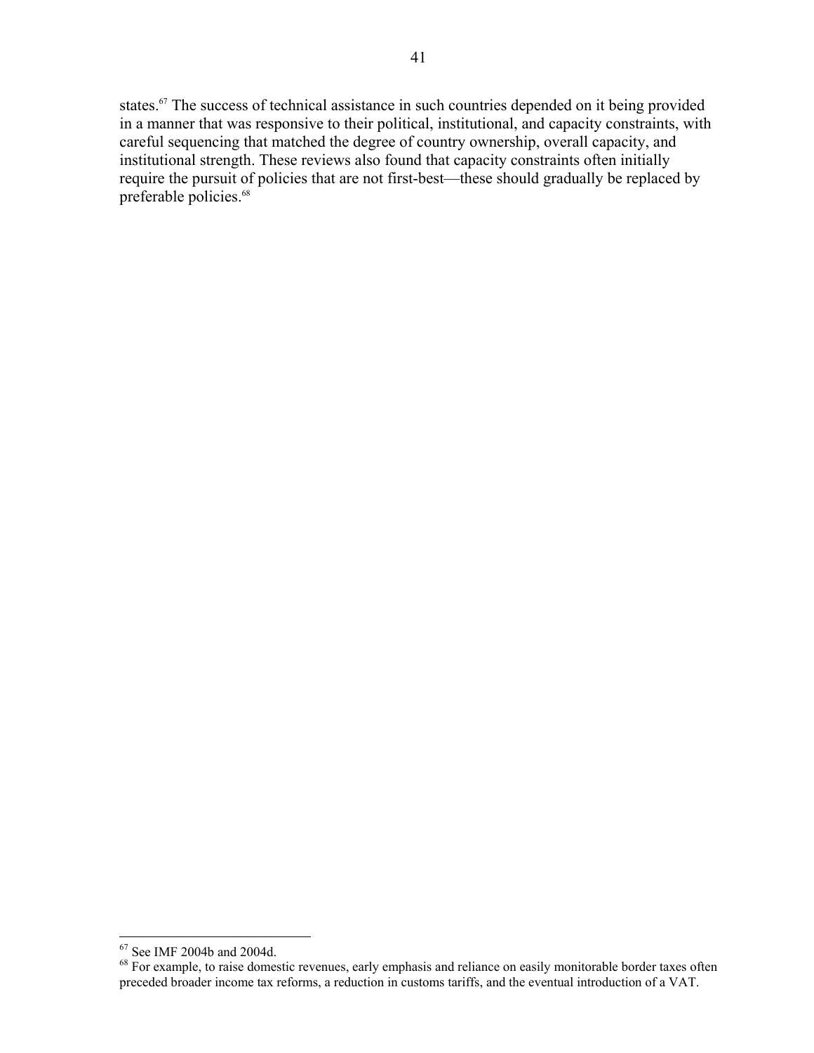states.[67] The success of technical assistance in such countries depended on it being provided in a manner that was responsive to their political, institutional, and capacity constraints, with careful sequencing that matched the degree of country ownership, overall capacity, and institutional strength. These reviews also found that capacity constraints often initially require the pursuit of policies that are not first-best—these should gradually be replaced by preferable policies.[68]

---

[67] See IMF 2004b and 2004d.

[68] For example, to raise domestic revenues, early emphasis and reliance on easily monitorable border taxes often preceded broader income tax reforms, a reduction in customs tariffs, and the eventual introduction of a VAT.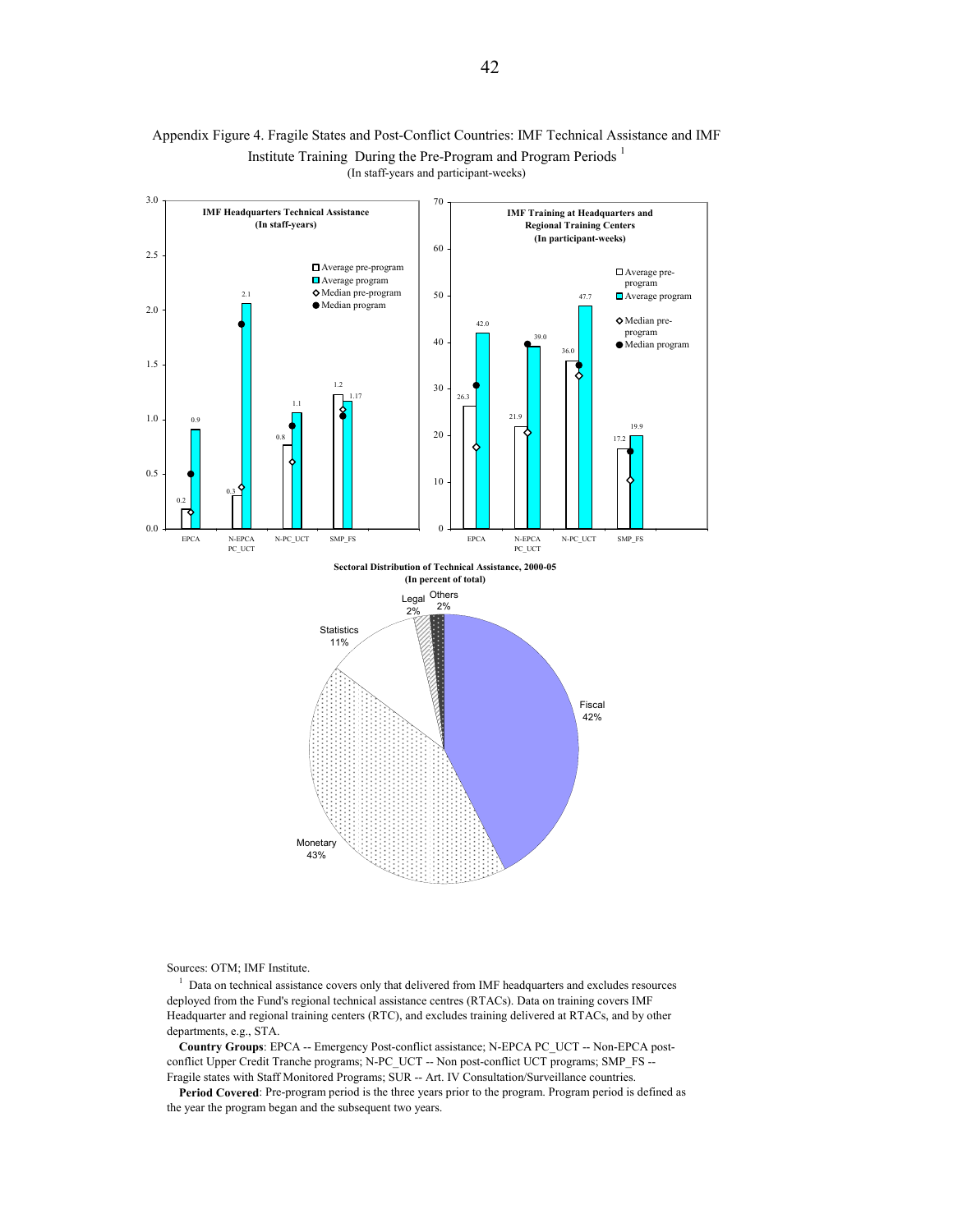Appendix Figure 4. Fragile States and Post-Conflict Countries: IMF Technical Assistance and IMF Institute Training During the Pre-Program and Program Periods [1]

(In staff-years and participant-weeks)

**IMF Headquarters Technical Assistance (In staff-years)**

| | EPCA | N-EPCA PC_UCT | N-PC_UCT | SMP_FS |
|---|---|---|---|---|
| Average pre-program | 0.2 | 0.3 | 0.8 | 1.2 |
| Average program | 0.9 | 2.1 | 1.1 | 1.17 |

**IMF Training at Headquarters and Regional Training Centers (In participant-weeks)**

| | EPCA | N-EPCA PC_UCT | N-PC_UCT | SMP_FS |
|---|---|---|---|---|
| Average pre-program | 26.3 | 21.9 | 36.0 | 17.2 |
| Average program | 42.0 | 39.0 | 47.7 | 19.9 |

**Sectoral Distribution of Technical Assistance, 2000-05 (In percent of total)**

| Sector | Percent |
|---|---|
| Fiscal | 42% |
| Monetary | 43% |
| Statistics | 11% |
| Legal | 2% |
| Others | 2% |

Sources: OTM; IMF Institute.

[1] Data on technical assistance covers only that delivered from IMF headquarters and excludes resources deployed from the Fund's regional technical assistance centres (RTACs). Data on training covers IMF Headquarter and regional training centers (RTC), and excludes training delivered at RTACs, and by other departments, e.g., STA.

**Country Groups**: EPCA -- Emergency Post-conflict assistance; N-EPCA PC_UCT -- Non-EPCA post-conflict Upper Credit Tranche programs; N-PC_UCT -- Non post-conflict UCT programs; SMP_FS -- Fragile states with Staff Monitored Programs; SUR -- Art. IV Consultation/Surveillance countries.

**Period Covered**: Pre-program period is the three years prior to the program. Program period is defined as the year the program began and the subsequent two years.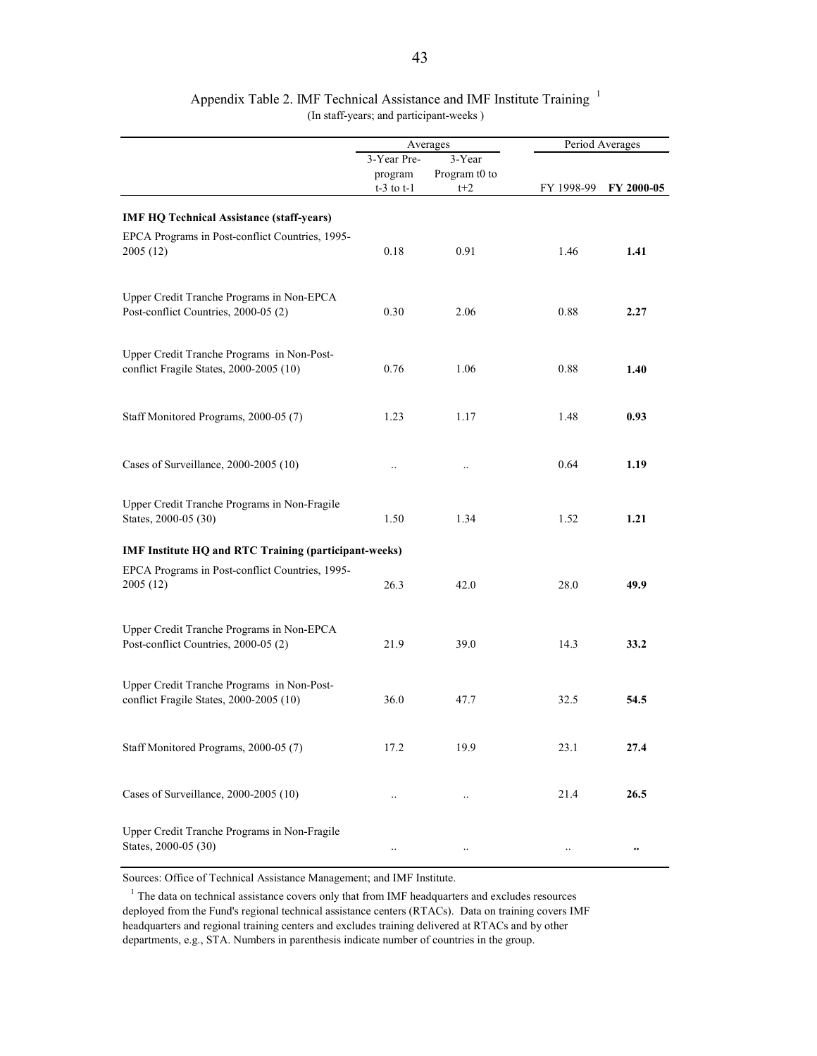Appendix Table 2. IMF Technical Assistance and IMF Institute Training [1]

(In staff-years; and participant-weeks )

| | Averages | | Period Averages | |
|---|---|---|---|---|
| | 3-Year Pre-program t-3 to t-1 | 3-Year Program t0 to t+2 | FY 1998-99 | **FY 2000-05** |
| **IMF HQ Technical Assistance (staff-years)** | | | | |
| EPCA Programs in Post-conflict Countries, 1995-2005 (12) | 0.18 | 0.91 | 1.46 | **1.41** |
| Upper Credit Tranche Programs in Non-EPCA Post-conflict Countries, 2000-05 (2) | 0.30 | 2.06 | 0.88 | **2.27** |
| Upper Credit Tranche Programs in Non-Post-conflict Fragile States, 2000-2005 (10) | 0.76 | 1.06 | 0.88 | **1.40** |
| Staff Monitored Programs, 2000-05 (7) | 1.23 | 1.17 | 1.48 | **0.93** |
| Cases of Surveillance, 2000-2005 (10) | .. | .. | 0.64 | **1.19** |
| Upper Credit Tranche Programs in Non-Fragile States, 2000-05 (30) | 1.50 | 1.34 | 1.52 | **1.21** |
| **IMF Institute HQ and RTC Training (participant-weeks)** | | | | |
| EPCA Programs in Post-conflict Countries, 1995-2005 (12) | 26.3 | 42.0 | 28.0 | **49.9** |
| Upper Credit Tranche Programs in Non-EPCA Post-conflict Countries, 2000-05 (2) | 21.9 | 39.0 | 14.3 | **33.2** |
| Upper Credit Tranche Programs in Non-Post-conflict Fragile States, 2000-2005 (10) | 36.0 | 47.7 | 32.5 | **54.5** |
| Staff Monitored Programs, 2000-05 (7) | 17.2 | 19.9 | 23.1 | **27.4** |
| Cases of Surveillance, 2000-2005 (10) | .. | .. | 21.4 | **26.5** |
| Upper Credit Tranche Programs in Non-Fragile States, 2000-05 (30) | .. | .. | .. | **..** |

Sources: Office of Technical Assistance Management; and IMF Institute.

[1] The data on technical assistance covers only that from IMF headquarters and excludes resources deployed from the Fund's regional technical assistance centers (RTACs). Data on training covers IMF headquarters and regional training centers and excludes training delivered at RTACs and by other departments, e.g., STA. Numbers in parenthesis indicate number of countries in the group.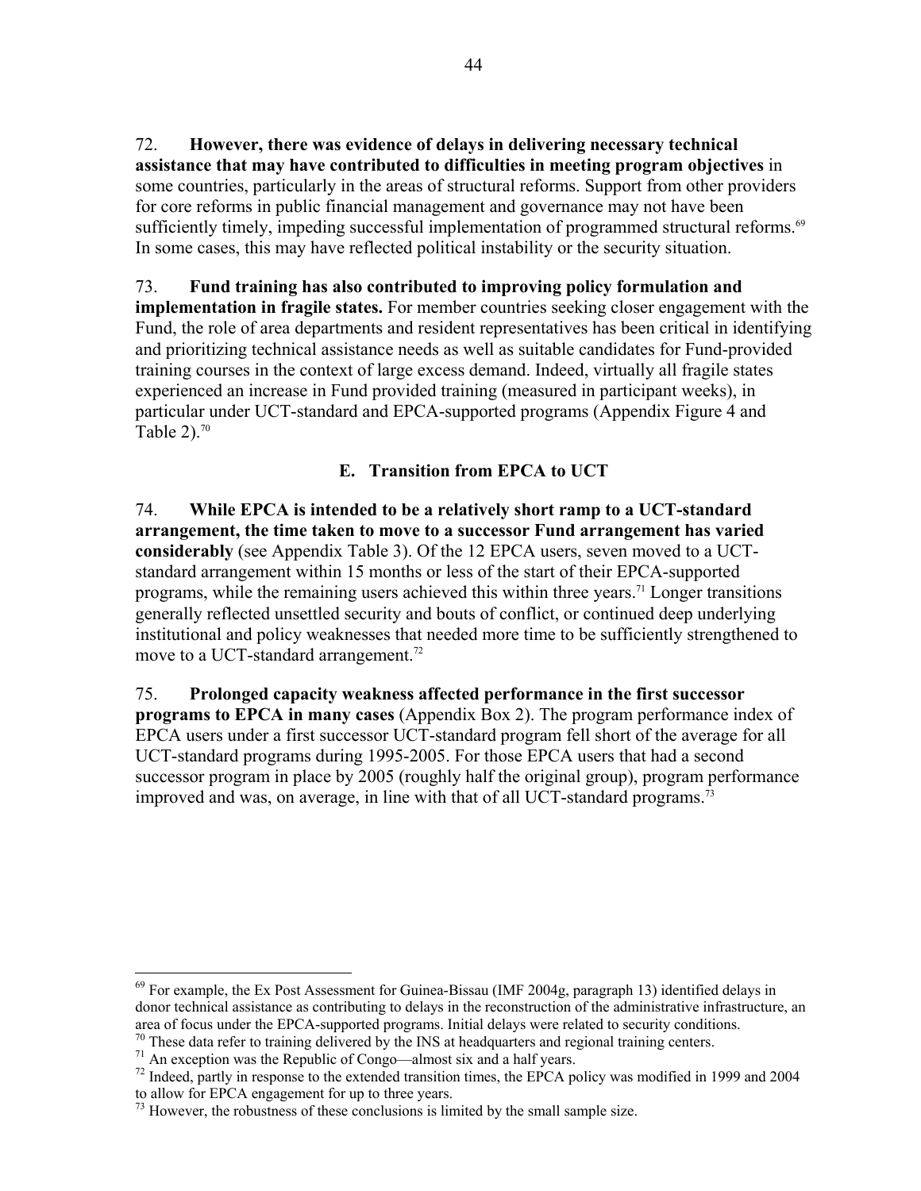72. **However, there was evidence of delays in delivering necessary technical assistance that may have contributed to difficulties in meeting program objectives** in some countries, particularly in the areas of structural reforms. Support from other providers for core reforms in public financial management and governance may not have been sufficiently timely, impeding successful implementation of programmed structural reforms.[69] In some cases, this may have reflected political instability or the security situation.

73. **Fund training has also contributed to improving policy formulation and implementation in fragile states.** For member countries seeking closer engagement with the Fund, the role of area departments and resident representatives has been critical in identifying and prioritizing technical assistance needs as well as suitable candidates for Fund-provided training courses in the context of large excess demand. Indeed, virtually all fragile states experienced an increase in Fund provided training (measured in participant weeks), in particular under UCT-standard and EPCA-supported programs (Appendix Figure 4 and Table 2).[70]

## E. Transition from EPCA to UCT

74. **While EPCA is intended to be a relatively short ramp to a UCT-standard arrangement, the time taken to move to a successor Fund arrangement has varied considerably** (see Appendix Table 3). Of the 12 EPCA users, seven moved to a UCT-standard arrangement within 15 months or less of the start of their EPCA-supported programs, while the remaining users achieved this within three years.[71] Longer transitions generally reflected unsettled security and bouts of conflict, or continued deep underlying institutional and policy weaknesses that needed more time to be sufficiently strengthened to move to a UCT-standard arrangement.[72]

75. **Prolonged capacity weakness affected performance in the first successor programs to EPCA in many cases** (Appendix Box 2). The program performance index of EPCA users under a first successor UCT-standard program fell short of the average for all UCT-standard programs during 1995-2005. For those EPCA users that had a second successor program in place by 2005 (roughly half the original group), program performance improved and was, on average, in line with that of all UCT-standard programs.[73]

---

[69] For example, the Ex Post Assessment for Guinea-Bissau (IMF 2004g, paragraph 13) identified delays in donor technical assistance as contributing to delays in the reconstruction of the administrative infrastructure, an area of focus under the EPCA-supported programs. Initial delays were related to security conditions.

[70] These data refer to training delivered by the INS at headquarters and regional training centers.

[71] An exception was the Republic of Congo—almost six and a half years.

[72] Indeed, partly in response to the extended transition times, the EPCA policy was modified in 1999 and 2004 to allow for EPCA engagement for up to three years.

[73] However, the robustness of these conclusions is limited by the small sample size.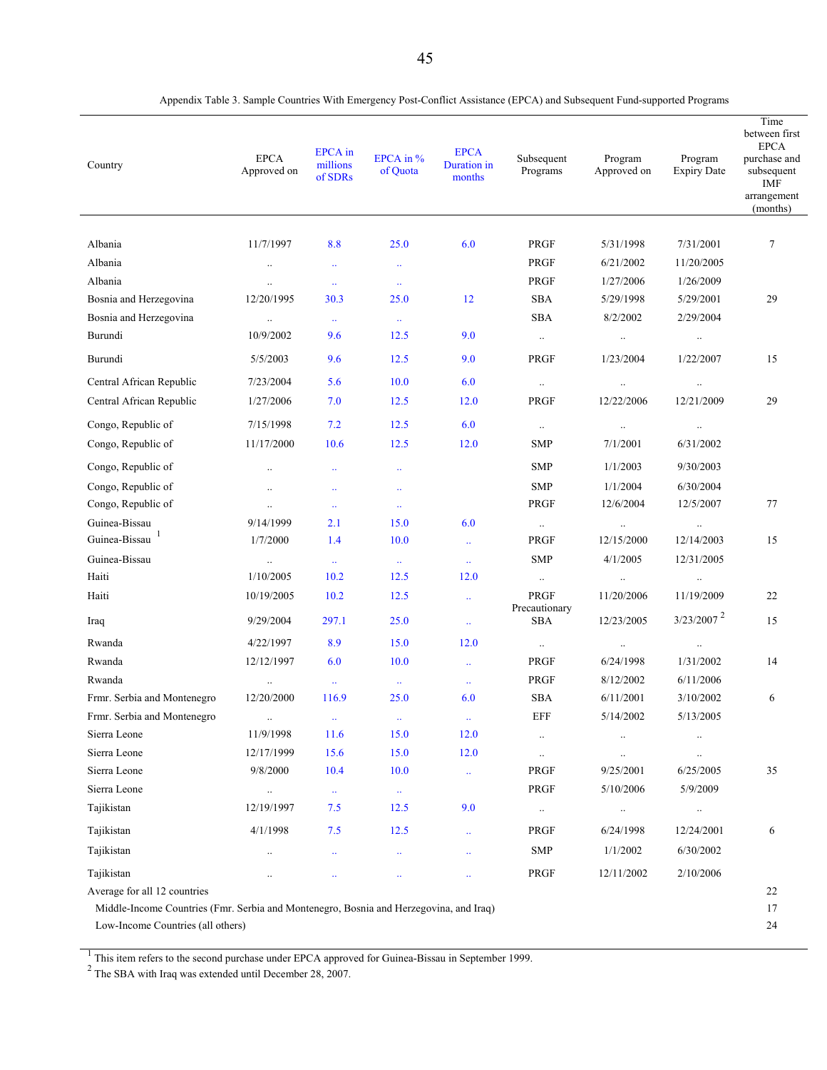Appendix Table 3. Sample Countries With Emergency Post-Conflict Assistance (EPCA) and Subsequent Fund-supported Programs

| Country | EPCA Approved on | EPCA in millions of SDRs | EPCA in % of Quota | EPCA Duration in months | Subsequent Programs | Program Approved on | Program Expiry Date | Time between first EPCA purchase and subsequent IMF arrangement (months) |
|---|---|---|---|---|---|---|---|---|
| Albania | 11/7/1997 | 8.8 | 25.0 | 6.0 | PRGF | 5/31/1998 | 7/31/2001 | 7 |
| Albania | .. | .. | .. | | PRGF | 6/21/2002 | 11/20/2005 | |
| Albania | .. | .. | .. | | PRGF | 1/27/2006 | 1/26/2009 | |
| Bosnia and Herzegovina | 12/20/1995 | 30.3 | 25.0 | 12 | SBA | 5/29/1998 | 5/29/2001 | 29 |
| Bosnia and Herzegovina | .. | .. | .. | | SBA | 8/2/2002 | 2/29/2004 | |
| Burundi | 10/9/2002 | 9.6 | 12.5 | 9.0 | .. | .. | .. | |
| Burundi | 5/5/2003 | 9.6 | 12.5 | 9.0 | PRGF | 1/23/2004 | 1/22/2007 | 15 |
| Central African Republic | 7/23/2004 | 5.6 | 10.0 | 6.0 | .. | .. | .. | |
| Central African Republic | 1/27/2006 | 7.0 | 12.5 | 12.0 | PRGF | 12/22/2006 | 12/21/2009 | 29 |
| Congo, Republic of | 7/15/1998 | 7.2 | 12.5 | 6.0 | .. | .. | .. | |
| Congo, Republic of | 11/17/2000 | 10.6 | 12.5 | 12.0 | SMP | 7/1/2001 | 6/31/2002 | |
| Congo, Republic of | .. | .. | .. | | SMP | 1/1/2003 | 9/30/2003 | |
| Congo, Republic of | .. | .. | .. | | SMP | 1/1/2004 | 6/30/2004 | |
| Congo, Republic of | .. | .. | .. | | PRGF | 12/6/2004 | 12/5/2007 | 77 |
| Guinea-Bissau | 9/14/1999 | 2.1 | 15.0 | 6.0 | .. | .. | .. | |
| Guinea-Bissau [1] | 1/7/2000 | 1.4 | 10.0 | .. | PRGF | 12/15/2000 | 12/14/2003 | 15 |
| Guinea-Bissau | .. | .. | .. | .. | SMP | 4/1/2005 | 12/31/2005 | |
| Haiti | 1/10/2005 | 10.2 | 12.5 | 12.0 | .. | .. | .. | |
| Haiti | 10/19/2005 | 10.2 | 12.5 | .. | PRGF | 11/20/2006 | 11/19/2009 | 22 |
| Iraq | 9/29/2004 | 297.1 | 25.0 | .. | Precautionary SBA | 12/23/2005 | 3/23/2007 [2] | 15 |
| Rwanda | 4/22/1997 | 8.9 | 15.0 | 12.0 | .. | .. | .. | |
| Rwanda | 12/12/1997 | 6.0 | 10.0 | .. | PRGF | 6/24/1998 | 1/31/2002 | 14 |
| Rwanda | .. | .. | .. | .. | PRGF | 8/12/2002 | 6/11/2006 | |
| Frmr. Serbia and Montenegro | 12/20/2000 | 116.9 | 25.0 | 6.0 | SBA | 6/11/2001 | 3/10/2002 | 6 |
| Frmr. Serbia and Montenegro | .. | .. | .. | .. | EFF | 5/14/2002 | 5/13/2005 | |
| Sierra Leone | 11/9/1998 | 11.6 | 15.0 | 12.0 | .. | .. | .. | |
| Sierra Leone | 12/17/1999 | 15.6 | 15.0 | 12.0 | .. | .. | .. | |
| Sierra Leone | 9/8/2000 | 10.4 | 10.0 | .. | PRGF | 9/25/2001 | 6/25/2005 | 35 |
| Sierra Leone | .. | .. | .. | | PRGF | 5/10/2006 | 5/9/2009 | |
| Tajikistan | 12/19/1997 | 7.5 | 12.5 | 9.0 | .. | .. | .. | |
| Tajikistan | 4/1/1998 | 7.5 | 12.5 | .. | PRGF | 6/24/1998 | 12/24/2001 | 6 |
| Tajikistan | .. | .. | .. | .. | SMP | 1/1/2002 | 6/30/2002 | |
| Tajikistan | .. | .. | .. | .. | PRGF | 12/11/2002 | 2/10/2006 | |
| Average for all 12 countries | | | | | | | | 22 |
| Middle-Income Countries (Frmr. Serbia and Montenegro, Bosnia and Herzegovina, and Iraq) | | | | | | | | 17 |
| Low-Income Countries (all others) | | | | | | | | 24 |

[1] This item refers to the second purchase under EPCA approved for Guinea-Bissau in September 1999.
[2] The SBA with Iraq was extended until December 28, 2007.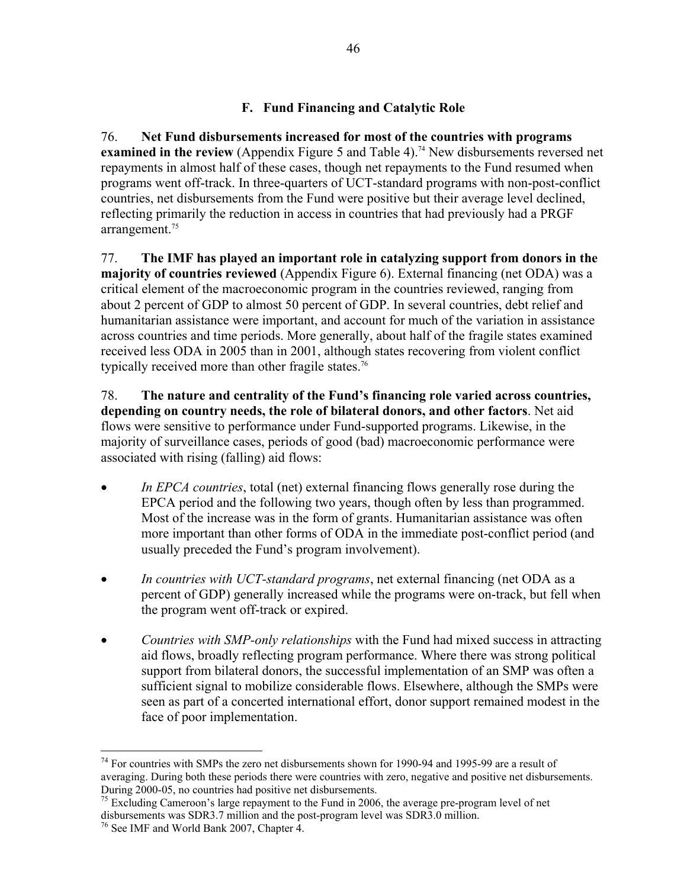## F. Fund Financing and Catalytic Role

76. **Net Fund disbursements increased for most of the countries with programs examined in the review** (Appendix Figure 5 and Table 4).[74] New disbursements reversed net repayments in almost half of these cases, though net repayments to the Fund resumed when programs went off-track. In three-quarters of UCT-standard programs with non-post-conflict countries, net disbursements from the Fund were positive but their average level declined, reflecting primarily the reduction in access in countries that had previously had a PRGF arrangement.[75]

77. **The IMF has played an important role in catalyzing support from donors in the majority of countries reviewed** (Appendix Figure 6). External financing (net ODA) was a critical element of the macroeconomic program in the countries reviewed, ranging from about 2 percent of GDP to almost 50 percent of GDP. In several countries, debt relief and humanitarian assistance were important, and account for much of the variation in assistance across countries and time periods. More generally, about half of the fragile states examined received less ODA in 2005 than in 2001, although states recovering from violent conflict typically received more than other fragile states.[76]

78. **The nature and centrality of the Fund's financing role varied across countries, depending on country needs, the role of bilateral donors, and other factors**. Net aid flows were sensitive to performance under Fund-supported programs. Likewise, in the majority of surveillance cases, periods of good (bad) macroeconomic performance were associated with rising (falling) aid flows:

- *In EPCA countries*, total (net) external financing flows generally rose during the EPCA period and the following two years, though often by less than programmed. Most of the increase was in the form of grants. Humanitarian assistance was often more important than other forms of ODA in the immediate post-conflict period (and usually preceded the Fund's program involvement).
- *In countries with UCT-standard programs*, net external financing (net ODA as a percent of GDP) generally increased while the programs were on-track, but fell when the program went off-track or expired.
- *Countries with SMP-only relationships* with the Fund had mixed success in attracting aid flows, broadly reflecting program performance. Where there was strong political support from bilateral donors, the successful implementation of an SMP was often a sufficient signal to mobilize considerable flows. Elsewhere, although the SMPs were seen as part of a concerted international effort, donor support remained modest in the face of poor implementation.

---

[74] For countries with SMPs the zero net disbursements shown for 1990-94 and 1995-99 are a result of averaging. During both these periods there were countries with zero, negative and positive net disbursements. During 2000-05, no countries had positive net disbursements.

[75] Excluding Cameroon's large repayment to the Fund in 2006, the average pre-program level of net disbursements was SDR3.7 million and the post-program level was SDR3.0 million.

[76] See IMF and World Bank 2007, Chapter 4.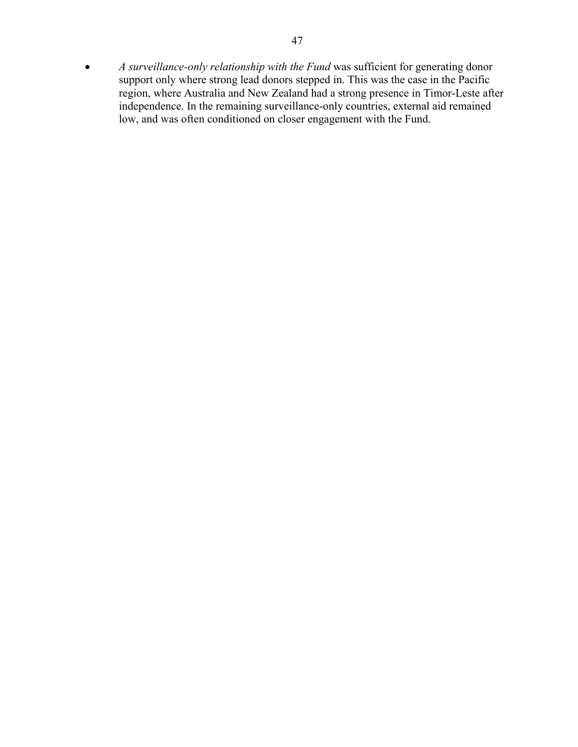- *A surveillance-only relationship with the Fund* was sufficient for generating donor support only where strong lead donors stepped in. This was the case in the Pacific region, where Australia and New Zealand had a strong presence in Timor-Leste after independence. In the remaining surveillance-only countries, external aid remained low, and was often conditioned on closer engagement with the Fund.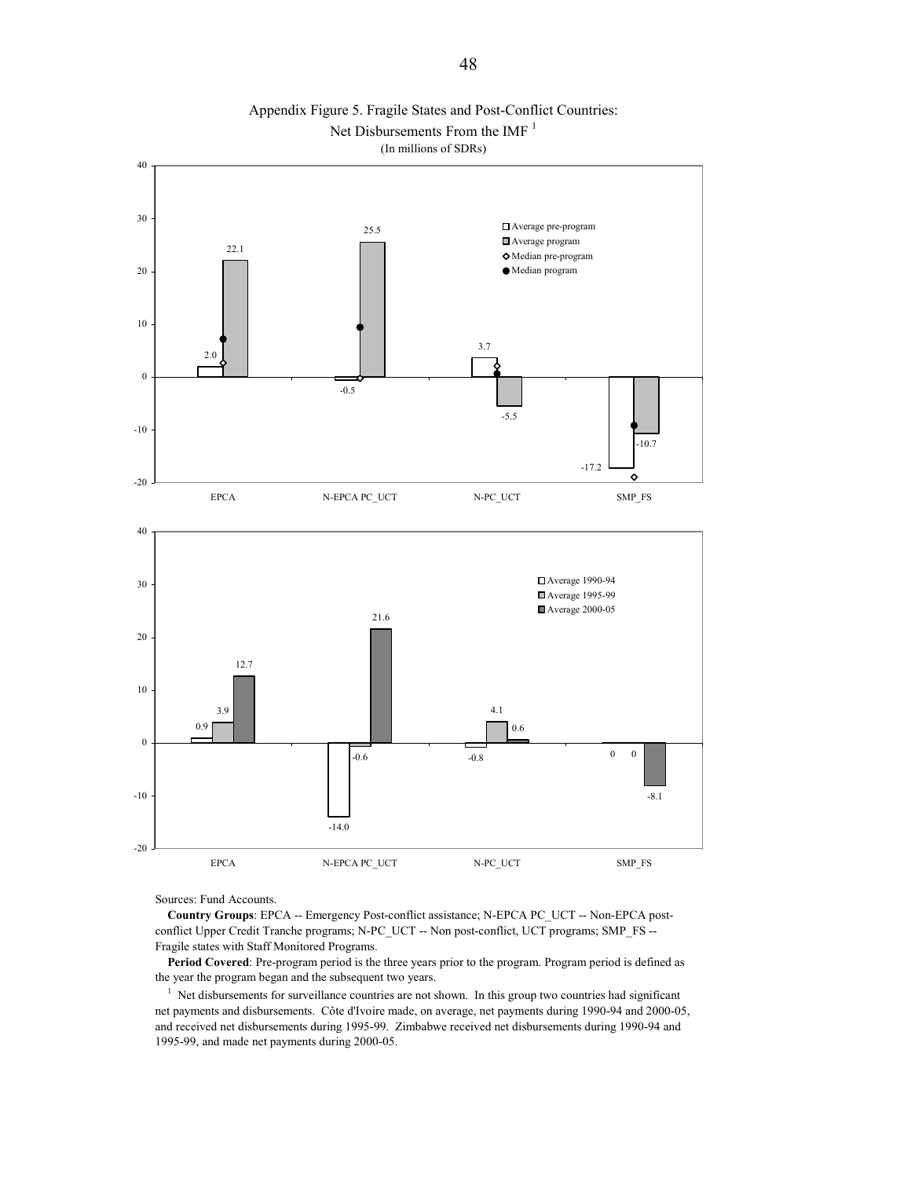Appendix Figure 5. Fragile States and Post-Conflict Countries: Net Disbursements From the IMF [1]

(In millions of SDRs)

| | Average pre-program | Average program |
|---|---|---|
| EPCA | 2.0 | 22.1 |
| N-EPCA PC_UCT | -0.5 | 25.5 |
| N-PC_UCT | 3.7 | -5.5 |
| SMP_FS | -17.2 | -10.7 |

| | Average 1990-94 | Average 1995-99 | Average 2000-05 |
|---|---|---|---|
| EPCA | 0.9 | 3.9 | 12.7 |
| N-EPCA PC_UCT | -14.0 | -0.6 | 21.6 |
| N-PC_UCT | -0.8 | 4.1 | 0.6 |
| SMP_FS | 0 | 0 | -8.1 |

Sources: Fund Accounts.

**Country Groups**: EPCA -- Emergency Post-conflict assistance; N-EPCA PC_UCT -- Non-EPCA post-conflict Upper Credit Tranche programs; N-PC_UCT -- Non post-conflict, UCT programs; SMP_FS -- Fragile states with Staff Monitored Programs.

**Period Covered**: Pre-program period is the three years prior to the program. Program period is defined as the year the program began and the subsequent two years.

[1] Net disbursements for surveillance countries are not shown. In this group two countries had significant net payments and disbursements. Côte d'Ivoire made, on average, net payments during 1990-94 and 2000-05, and received net disbursements during 1995-99. Zimbabwe received net disbursements during 1990-94 and 1995-99, and made net payments during 2000-05.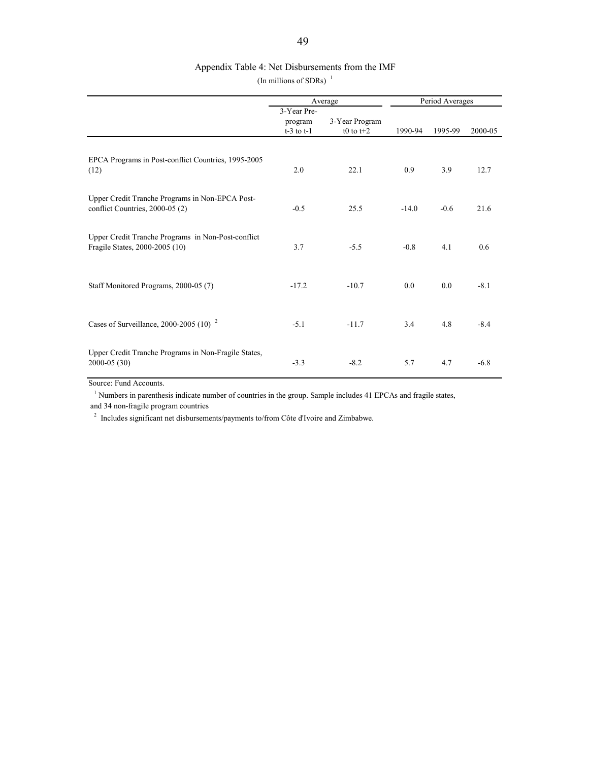## Appendix Table 4: Net Disbursements from the IMF

(In millions of SDRs) [1]

| | Average | | Period Averages | | |
|---|---|---|---|---|---|
| | 3-Year Pre-program t-3 to t-1 | 3-Year Program t0 to t+2 | 1990-94 | 1995-99 | 2000-05 |
| EPCA Programs in Post-conflict Countries, 1995-2005 (12) | 2.0 | 22.1 | 0.9 | 3.9 | 12.7 |
| Upper Credit Tranche Programs in Non-EPCA Post-conflict Countries, 2000-05 (2) | -0.5 | 25.5 | -14.0 | -0.6 | 21.6 |
| Upper Credit Tranche Programs in Non-Post-conflict Fragile States, 2000-2005 (10) | 3.7 | -5.5 | -0.8 | 4.1 | 0.6 |
| Staff Monitored Programs, 2000-05 (7) | -17.2 | -10.7 | 0.0 | 0.0 | -8.1 |
| Cases of Surveillance, 2000-2005 (10) [2] | -5.1 | -11.7 | 3.4 | 4.8 | -8.4 |
| Upper Credit Tranche Programs in Non-Fragile States, 2000-05 (30) | -3.3 | -8.2 | 5.7 | 4.7 | -6.8 |

Source: Fund Accounts.

[1] Numbers in parenthesis indicate number of countries in the group. Sample includes 41 EPCAs and fragile states, and 34 non-fragile program countries

[2] Includes significant net disbursements/payments to/from Côte d'Ivoire and Zimbabwe.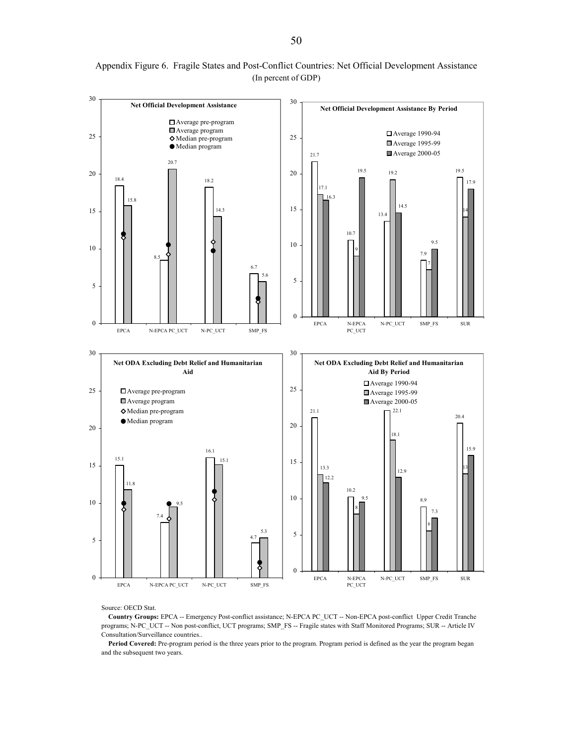Appendix Figure 6. Fragile States and Post-Conflict Countries: Net Official Development Assistance
(In percent of GDP)

**Net Official Development Assistance**

| | Average pre-program | Average program |
| --- | --- | --- |
| EPCA | 18.4 | 15.8 |
| N-EPCA PC_UCT | 8.5 | 20.7 |
| N-PC_UCT | 18.2 | 14.3 |
| SMP_FS | 6.7 | 5.6 |

**Net Official Development Assistance By Period**

| | Average 1990-94 | Average 1995-99 | Average 2000-05 |
| --- | --- | --- | --- |
| EPCA | 21.7 | 17.1 | 16.3 |
| N-EPCA PC_UCT | 10.7 | 9 | 19.5 |
| N-PC_UCT | 13.4 | 19.2 | 14.5 |
| SMP_FS | 7.9 | 7 | 9.5 |
| SUR | 19.5 | 14 | 17.9 |

**Net ODA Excluding Debt Relief and Humanitarian Aid**

| | Average pre-program | Average program |
| --- | --- | --- |
| EPCA | 15.1 | 11.8 |
| N-EPCA PC_UCT | 7.4 | 9.5 |
| N-PC_UCT | 16.1 | 15.1 |
| SMP_FS | 4.7 | 5.3 |

**Net ODA Excluding Debt Relief and Humanitarian Aid By Period**

| | Average 1990-94 | Average 1995-99 | Average 2000-05 |
| --- | --- | --- | --- |
| EPCA | 21.1 | 13.3 | 12.2 |
| N-EPCA PC_UCT | 10.2 | 8 | 9.5 |
| N-PC_UCT | 22.1 | 18.1 | 12.9 |
| SMP_FS | 8.9 | 6 | 7.3 |
| SUR | 20.4 | 13 | 15.9 |

Source: OECD Stat.

**Country Groups:** EPCA -- Emergency Post-conflict assistance; N-EPCA PC_UCT -- Non-EPCA post-conflict Upper Credit Tranche programs; N-PC_UCT -- Non post-conflict, UCT programs; SMP_FS -- Fragile states with Staff Monitored Programs; SUR -- Article IV Consultation/Surveillance countries..

**Period Covered:** Pre-program period is the three years prior to the program. Program period is defined as the year the program began and the subsequent two years.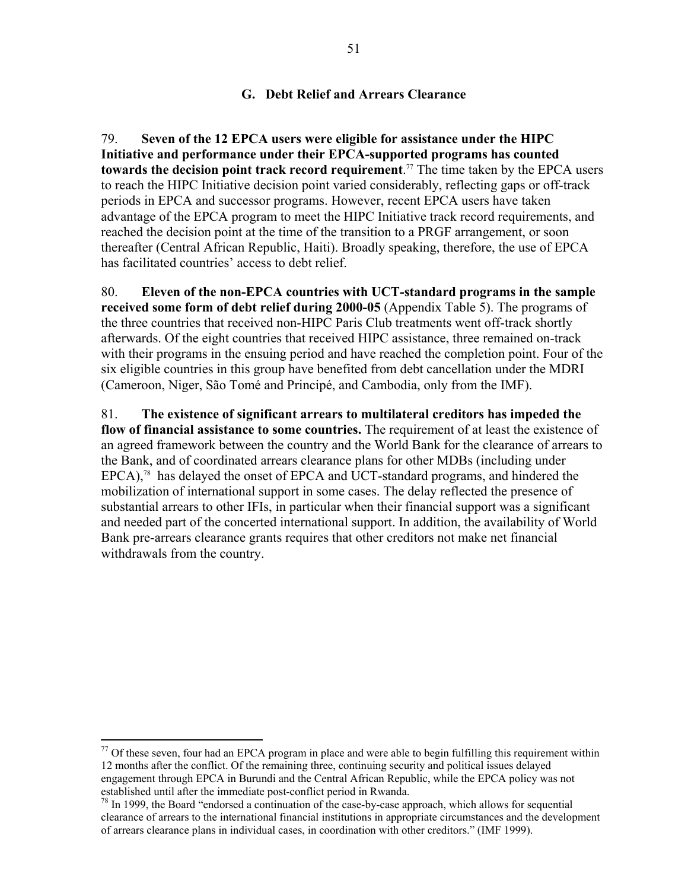### G. Debt Relief and Arrears Clearance

79. **Seven of the 12 EPCA users were eligible for assistance under the HIPC Initiative and performance under their EPCA-supported programs has counted towards the decision point track record requirement**.[77] The time taken by the EPCA users to reach the HIPC Initiative decision point varied considerably, reflecting gaps or off-track periods in EPCA and successor programs. However, recent EPCA users have taken advantage of the EPCA program to meet the HIPC Initiative track record requirements, and reached the decision point at the time of the transition to a PRGF arrangement, or soon thereafter (Central African Republic, Haiti). Broadly speaking, therefore, the use of EPCA has facilitated countries' access to debt relief.

80. **Eleven of the non-EPCA countries with UCT-standard programs in the sample received some form of debt relief during 2000-05** (Appendix Table 5). The programs of the three countries that received non-HIPC Paris Club treatments went off-track shortly afterwards. Of the eight countries that received HIPC assistance, three remained on-track with their programs in the ensuing period and have reached the completion point. Four of the six eligible countries in this group have benefited from debt cancellation under the MDRI (Cameroon, Niger, São Tomé and Principé, and Cambodia, only from the IMF).

81. **The existence of significant arrears to multilateral creditors has impeded the flow of financial assistance to some countries.** The requirement of at least the existence of an agreed framework between the country and the World Bank for the clearance of arrears to the Bank, and of coordinated arrears clearance plans for other MDBs (including under EPCA),[78] has delayed the onset of EPCA and UCT-standard programs, and hindered the mobilization of international support in some cases. The delay reflected the presence of substantial arrears to other IFIs, in particular when their financial support was a significant and needed part of the concerted international support. In addition, the availability of World Bank pre-arrears clearance grants requires that other creditors not make net financial withdrawals from the country.

---

[77] Of these seven, four had an EPCA program in place and were able to begin fulfilling this requirement within 12 months after the conflict. Of the remaining three, continuing security and political issues delayed engagement through EPCA in Burundi and the Central African Republic, while the EPCA policy was not established until after the immediate post-conflict period in Rwanda.

[78] In 1999, the Board "endorsed a continuation of the case-by-case approach, which allows for sequential clearance of arrears to the international financial institutions in appropriate circumstances and the development of arrears clearance plans in individual cases, in coordination with other creditors." (IMF 1999).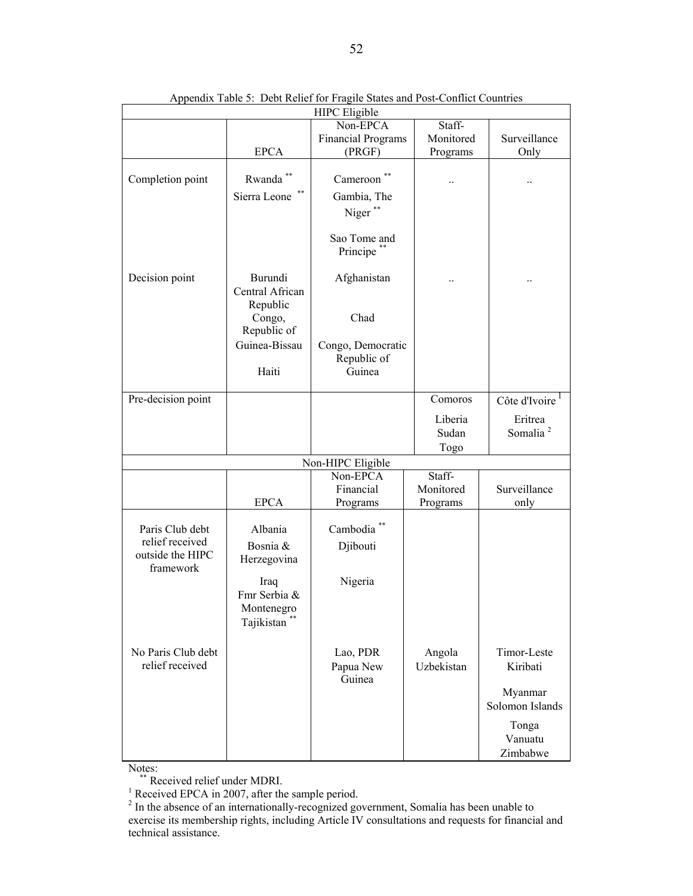Appendix Table 5: Debt Relief for Fragile States and Post-Conflict Countries

| HIPC Eligible | | | | |
|---|---|---|---|---|
| | EPCA | Non-EPCA Financial Programs (PRGF) | Staff-Monitored Programs | Surveillance Only |
| Completion point | Rwanda ** <br> Sierra Leone ** | Cameroon ** <br> Gambia, The <br> Niger ** <br> Sao Tome and Principe ** | .. | .. |
| Decision point | Burundi <br> Central African Republic <br> Congo, Republic of <br> Guinea-Bissau <br> Haiti | Afghanistan <br> Chad <br> Congo, Democratic Republic of <br> Guinea | .. | .. |
| Pre-decision point | | | Comoros <br> Liberia <br> Sudan <br> Togo | Côte d'Ivoire [1] <br> Eritrea <br> Somalia [2] |

| Non-HIPC Eligible | | | | |
|---|---|---|---|---|
| | EPCA | Non-EPCA Financial Programs | Staff-Monitored Programs | Surveillance only |
| Paris Club debt relief received outside the HIPC framework | Albania <br> Bosnia & Herzegovina <br> Iraq <br> Fmr Serbia & Montenegro <br> Tajikistan ** | Cambodia ** <br> Djibouti <br> Nigeria | | |
| No Paris Club debt relief received | | Lao, PDR <br> Papua New Guinea | Angola <br> Uzbekistan | Timor-Leste <br> Kiribati <br> Myanmar <br> Solomon Islands <br> Tonga <br> Vanuatu <br> Zimbabwe |

Notes:

** Received relief under MDRI.

[1] Received EPCA in 2007, after the sample period.

[2] In the absence of an internationally-recognized government, Somalia has been unable to exercise its membership rights, including Article IV consultations and requests for financial and technical assistance.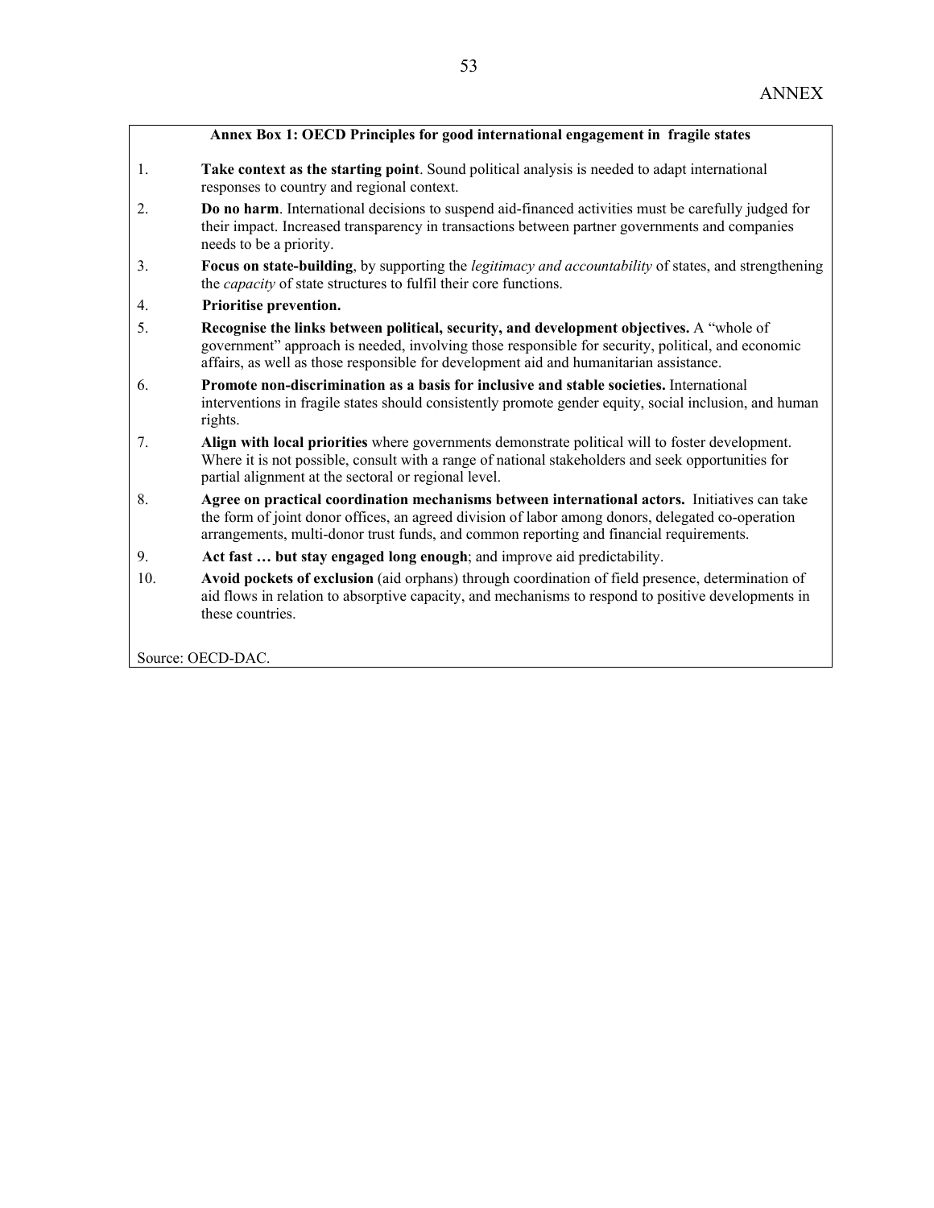ANNEX

**Annex Box 1: OECD Principles for good international engagement in fragile states**

1. **Take context as the starting point**. Sound political analysis is needed to adapt international responses to country and regional context.
2. **Do no harm**. International decisions to suspend aid-financed activities must be carefully judged for their impact. Increased transparency in transactions between partner governments and companies needs to be a priority.
3. **Focus on state-building**, by supporting the *legitimacy and accountability* of states, and strengthening the *capacity* of state structures to fulfil their core functions.
4. **Prioritise prevention.**
5. **Recognise the links between political, security, and development objectives.** A "whole of government" approach is needed, involving those responsible for security, political, and economic affairs, as well as those responsible for development aid and humanitarian assistance.
6. **Promote non-discrimination as a basis for inclusive and stable societies.** International interventions in fragile states should consistently promote gender equity, social inclusion, and human rights.
7. **Align with local priorities** where governments demonstrate political will to foster development. Where it is not possible, consult with a range of national stakeholders and seek opportunities for partial alignment at the sectoral or regional level.
8. **Agree on practical coordination mechanisms between international actors.** Initiatives can take the form of joint donor offices, an agreed division of labor among donors, delegated co-operation arrangements, multi-donor trust funds, and common reporting and financial requirements.
9. **Act fast … but stay engaged long enough**; and improve aid predictability.
10. **Avoid pockets of exclusion** (aid orphans) through coordination of field presence, determination of aid flows in relation to absorptive capacity, and mechanisms to respond to positive developments in these countries.

Source: OECD-DAC.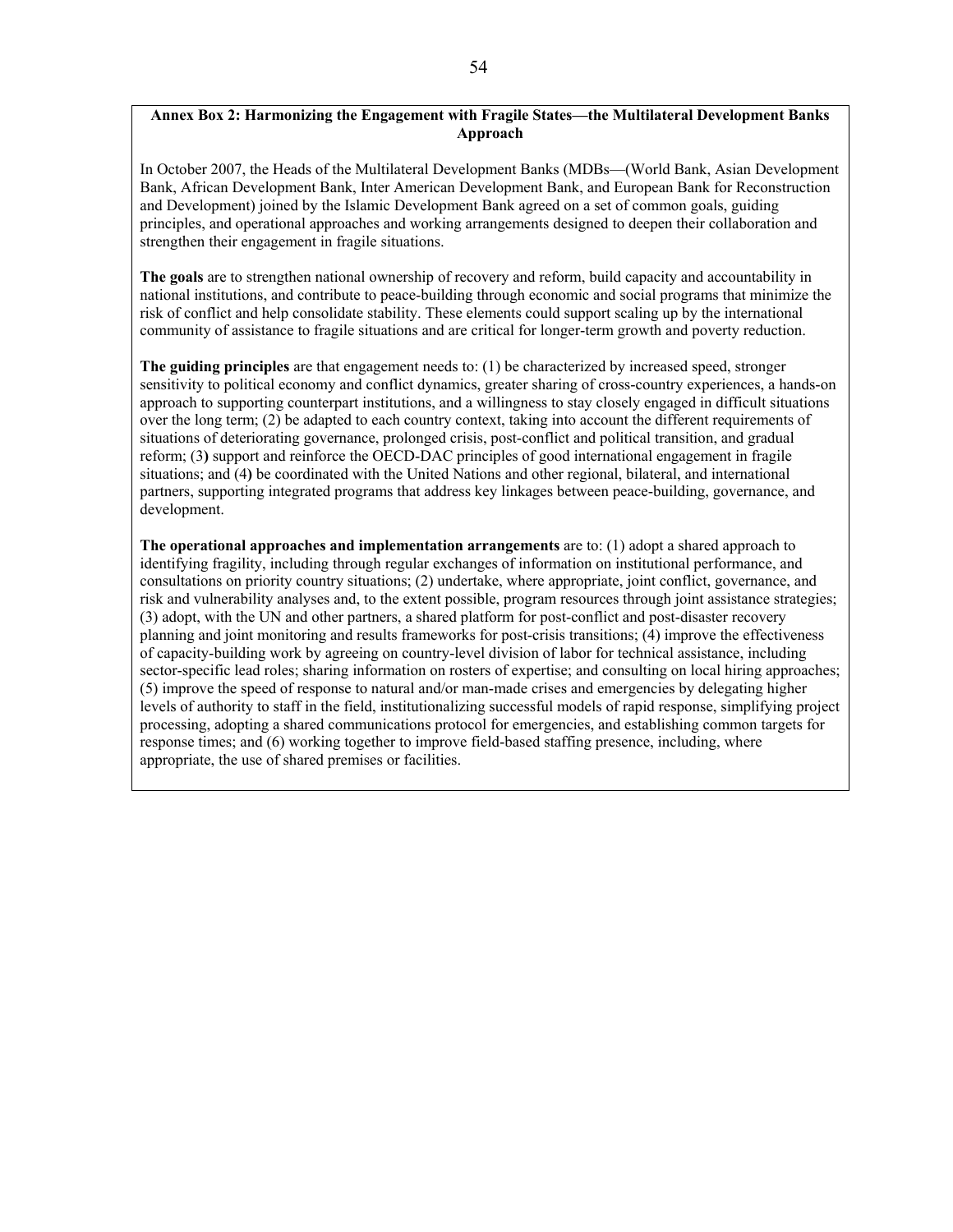**Annex Box 2: Harmonizing the Engagement with Fragile States—the Multilateral Development Banks Approach**

In October 2007, the Heads of the Multilateral Development Banks (MDBs—(World Bank, Asian Development Bank, African Development Bank, Inter American Development Bank, and European Bank for Reconstruction and Development) joined by the Islamic Development Bank agreed on a set of common goals, guiding principles, and operational approaches and working arrangements designed to deepen their collaboration and strengthen their engagement in fragile situations.

**The goals** are to strengthen national ownership of recovery and reform, build capacity and accountability in national institutions, and contribute to peace-building through economic and social programs that minimize the risk of conflict and help consolidate stability. These elements could support scaling up by the international community of assistance to fragile situations and are critical for longer-term growth and poverty reduction.

**The guiding principles** are that engagement needs to: (1) be characterized by increased speed, stronger sensitivity to political economy and conflict dynamics, greater sharing of cross-country experiences, a hands-on approach to supporting counterpart institutions, and a willingness to stay closely engaged in difficult situations over the long term; (2) be adapted to each country context, taking into account the different requirements of situations of deteriorating governance, prolonged crisis, post-conflict and political transition, and gradual reform; (3) support and reinforce the OECD-DAC principles of good international engagement in fragile situations; and (4) be coordinated with the United Nations and other regional, bilateral, and international partners, supporting integrated programs that address key linkages between peace-building, governance, and development.

**The operational approaches and implementation arrangements** are to: (1) adopt a shared approach to identifying fragility, including through regular exchanges of information on institutional performance, and consultations on priority country situations; (2) undertake, where appropriate, joint conflict, governance, and risk and vulnerability analyses and, to the extent possible, program resources through joint assistance strategies; (3) adopt, with the UN and other partners, a shared platform for post-conflict and post-disaster recovery planning and joint monitoring and results frameworks for post-crisis transitions; (4) improve the effectiveness of capacity-building work by agreeing on country-level division of labor for technical assistance, including sector-specific lead roles; sharing information on rosters of expertise; and consulting on local hiring approaches; (5) improve the speed of response to natural and/or man-made crises and emergencies by delegating higher levels of authority to staff in the field, institutionalizing successful models of rapid response, simplifying project processing, adopting a shared communications protocol for emergencies, and establishing common targets for response times; and (6) working together to improve field-based staffing presence, including, where appropriate, the use of shared premises or facilities.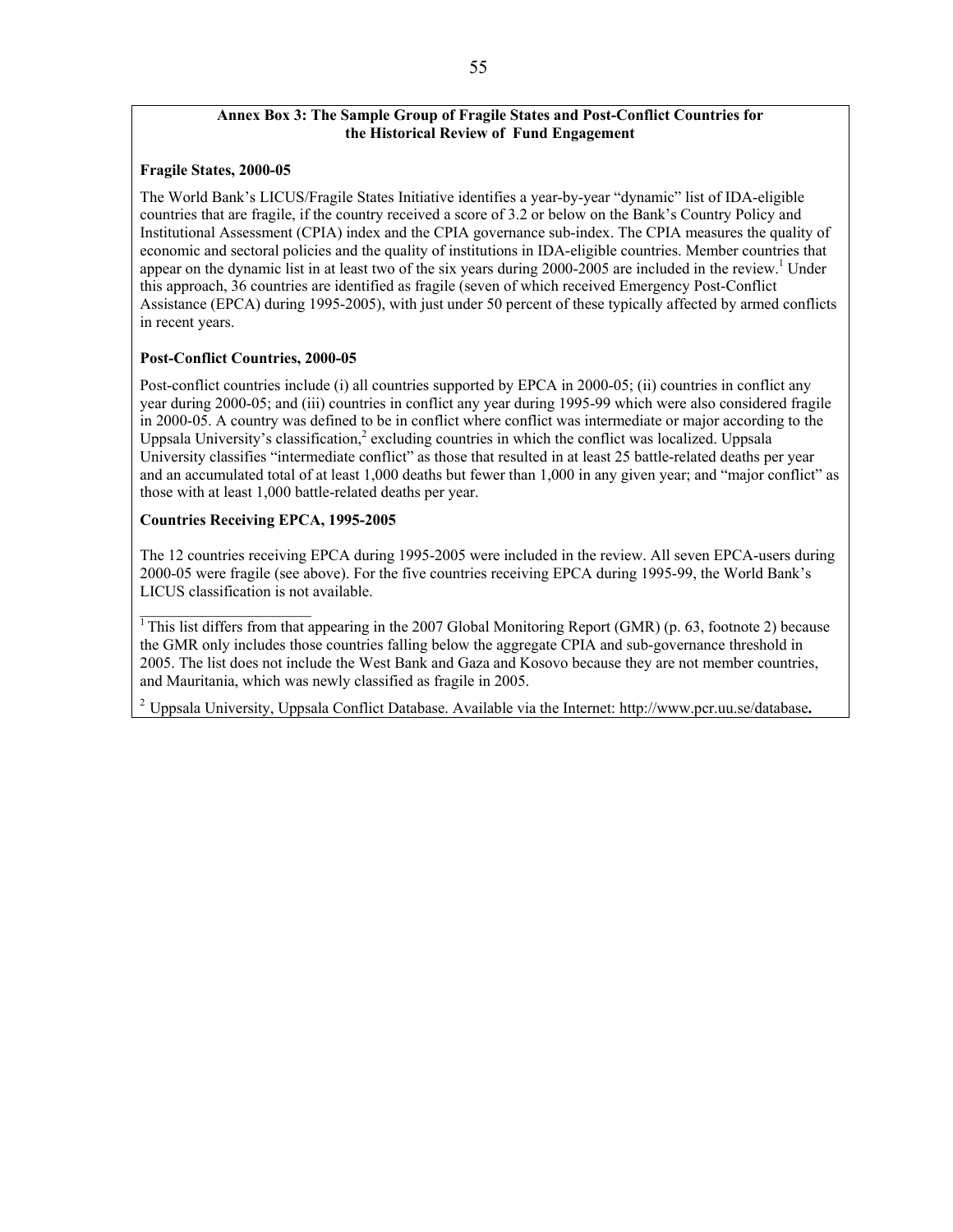**Annex Box 3: The Sample Group of Fragile States and Post-Conflict Countries for the Historical Review of Fund Engagement**

**Fragile States, 2000-05**

The World Bank's LICUS/Fragile States Initiative identifies a year-by-year "dynamic" list of IDA-eligible countries that are fragile, if the country received a score of 3.2 or below on the Bank's Country Policy and Institutional Assessment (CPIA) index and the CPIA governance sub-index. The CPIA measures the quality of economic and sectoral policies and the quality of institutions in IDA-eligible countries. Member countries that appear on the dynamic list in at least two of the six years during 2000-2005 are included in the review.[1] Under this approach, 36 countries are identified as fragile (seven of which received Emergency Post-Conflict Assistance (EPCA) during 1995-2005), with just under 50 percent of these typically affected by armed conflicts in recent years.

**Post-Conflict Countries, 2000-05**

Post-conflict countries include (i) all countries supported by EPCA in 2000-05; (ii) countries in conflict any year during 2000-05; and (iii) countries in conflict any year during 1995-99 which were also considered fragile in 2000-05. A country was defined to be in conflict where conflict was intermediate or major according to the Uppsala University's classification,[2] excluding countries in which the conflict was localized. Uppsala University classifies "intermediate conflict" as those that resulted in at least 25 battle-related deaths per year and an accumulated total of at least 1,000 deaths but fewer than 1,000 in any given year; and "major conflict" as those with at least 1,000 battle-related deaths per year.

**Countries Receiving EPCA, 1995-2005**

The 12 countries receiving EPCA during 1995-2005 were included in the review. All seven EPCA-users during 2000-05 were fragile (see above). For the five countries receiving EPCA during 1995-99, the World Bank's LICUS classification is not available.

---

[1] This list differs from that appearing in the 2007 Global Monitoring Report (GMR) (p. 63, footnote 2) because the GMR only includes those countries falling below the aggregate CPIA and sub-governance threshold in 2005. The list does not include the West Bank and Gaza and Kosovo because they are not member countries, and Mauritania, which was newly classified as fragile in 2005.

[2] Uppsala University, Uppsala Conflict Database. Available via the Internet: http://www.pcr.uu.se/database.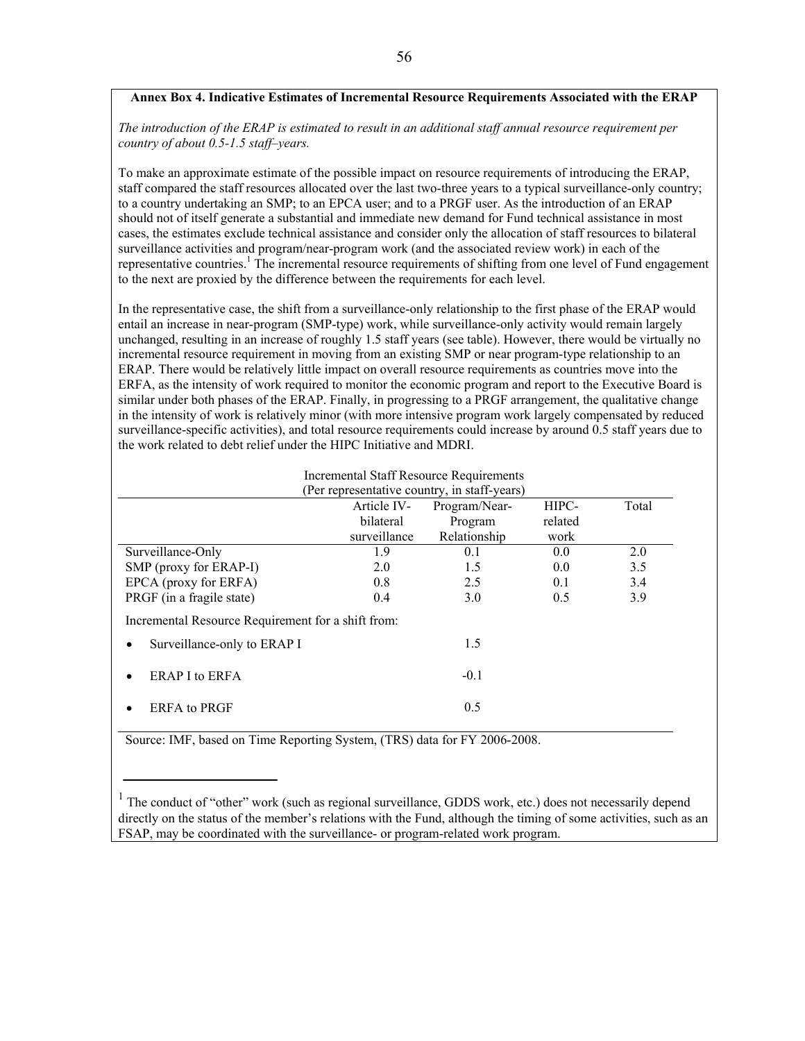**Annex Box 4. Indicative Estimates of Incremental Resource Requirements Associated with the ERAP**

*The introduction of the ERAP is estimated to result in an additional staff annual resource requirement per country of about 0.5-1.5 staff–years.*

To make an approximate estimate of the possible impact on resource requirements of introducing the ERAP, staff compared the staff resources allocated over the last two-three years to a typical surveillance-only country; to a country undertaking an SMP; to an EPCA user; and to a PRGF user. As the introduction of an ERAP should not of itself generate a substantial and immediate new demand for Fund technical assistance in most cases, the estimates exclude technical assistance and consider only the allocation of staff resources to bilateral surveillance activities and program/near-program work (and the associated review work) in each of the representative countries.[1] The incremental resource requirements of shifting from one level of Fund engagement to the next are proxied by the difference between the requirements for each level.

In the representative case, the shift from a surveillance-only relationship to the first phase of the ERAP would entail an increase in near-program (SMP-type) work, while surveillance-only activity would remain largely unchanged, resulting in an increase of roughly 1.5 staff years (see table). However, there would be virtually no incremental resource requirement in moving from an existing SMP or near program-type relationship to an ERAP. There would be relatively little impact on overall resource requirements as countries move into the ERFA, as the intensity of work required to monitor the economic program and report to the Executive Board is similar under both phases of the ERAP. Finally, in progressing to a PRGF arrangement, the qualitative change in the intensity of work is relatively minor (with more intensive program work largely compensated by reduced surveillance-specific activities), and total resource requirements could increase by around 0.5 staff years due to the work related to debt relief under the HIPC Initiative and MDRI.

Incremental Staff Resource Requirements
(Per representative country, in staff-years)

| | Article IV-bilateral surveillance | Program/Near-Program Relationship | HIPC-related work | Total |
|---|---|---|---|---|
| Surveillance-Only | 1.9 | 0.1 | 0.0 | 2.0 |
| SMP (proxy for ERAP-I) | 2.0 | 1.5 | 0.0 | 3.5 |
| EPCA (proxy for ERFA) | 0.8 | 2.5 | 0.1 | 3.4 |
| PRGF (in a fragile state) | 0.4 | 3.0 | 0.5 | 3.9 |
| Incremental Resource Requirement for a shift from: | | | | |
| • Surveillance-only to ERAP I | | 1.5 | | |
| • ERAP I to ERFA | | -0.1 | | |
| • ERFA to PRGF | | 0.5 | | |

Source: IMF, based on Time Reporting System, (TRS) data for FY 2006-2008.

[1] The conduct of "other" work (such as regional surveillance, GDDS work, etc.) does not necessarily depend directly on the status of the member's relations with the Fund, although the timing of some activities, such as an FSAP, may be coordinated with the surveillance- or program-related work program.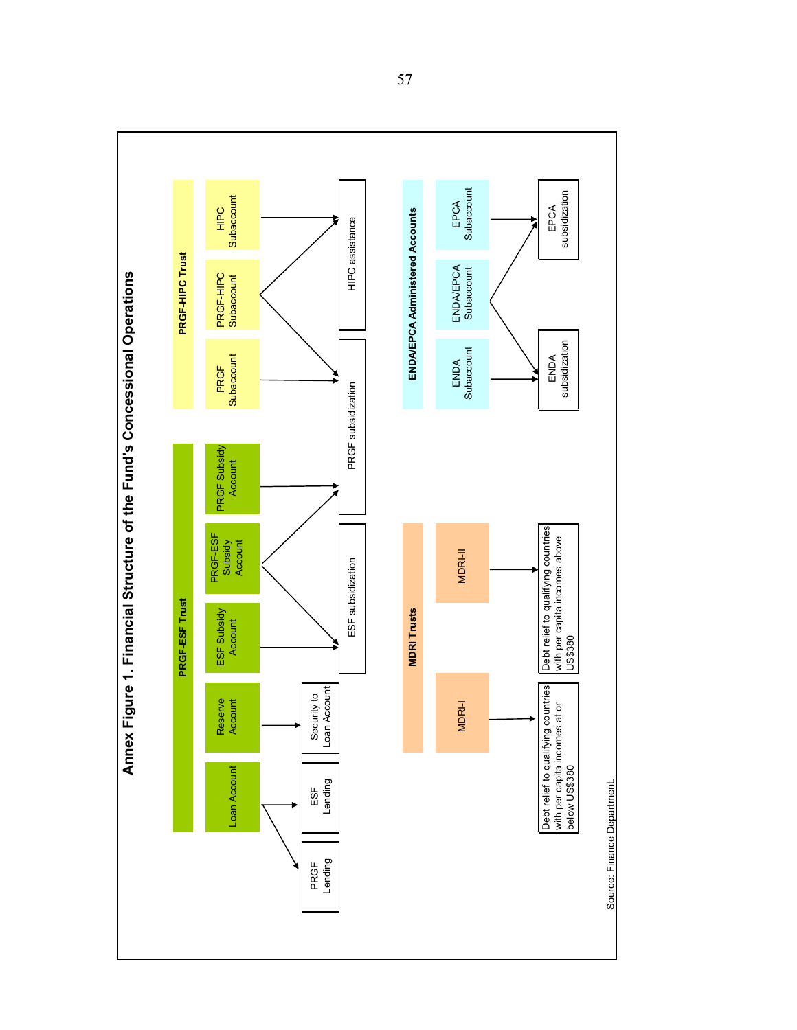# Annex Figure 1. Financial Structure of the Fund's Concessional Operations

**PRGF-ESF Trust**

- Loan Account → PRGF Lending; ESF Lending
- Reserve Account → Security to Loan Account
- ESF Subsidy Account → ESF subsidization
- PRGF-ESF Subsidy Account → ESF subsidization; PRGF subsidization
- PRGF Subsidy Account → PRGF subsidization

**PRGF-HIPC Trust**

- PRGF Subaccount → PRGF subsidization
- PRGF-HIPC Subaccount → PRGF subsidization; HIPC assistance
- HIPC Subaccount → HIPC assistance

**MDRI Trusts**

- MDRI-I → Debt relief to qualifying countries with per capita incomes at or below US$380
- MDRI-II → Debt relief to qualifying countries with per capita incomes above US$380

**ENDA/EPCA Administered Accounts**

- ENDA Subaccount → ENDA subsidization
- ENDA/EPCA Subaccount → ENDA subsidization; EPCA subsidization
- EPCA Subaccount → EPCA subsidization

Source: Finance Department.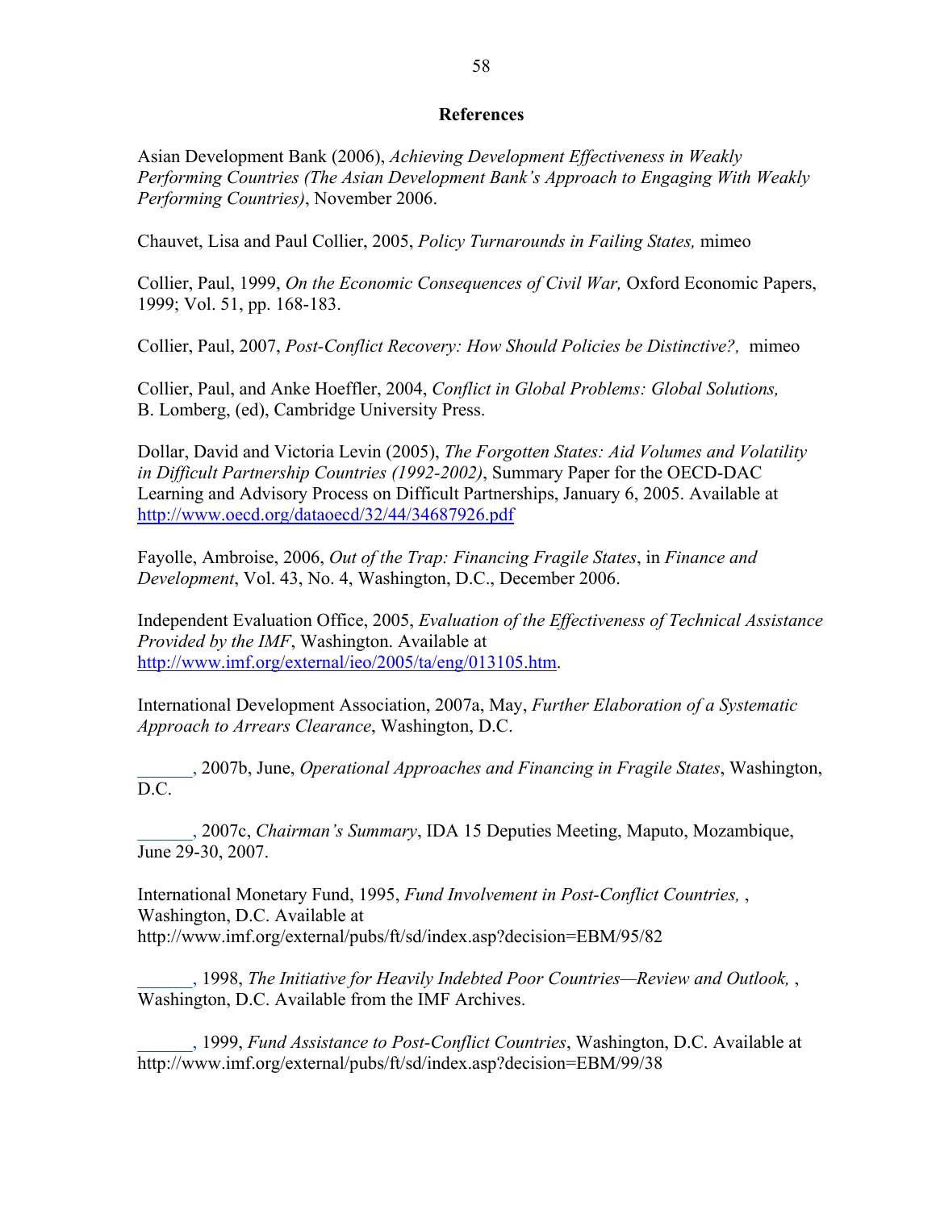## References

Asian Development Bank (2006), *Achieving Development Effectiveness in Weakly Performing Countries (The Asian Development Bank's Approach to Engaging With Weakly Performing Countries)*, November 2006.

Chauvet, Lisa and Paul Collier, 2005, *Policy Turnarounds in Failing States,* mimeo

Collier, Paul, 1999, *On the Economic Consequences of Civil War,* Oxford Economic Papers, 1999; Vol. 51, pp. 168-183.

Collier, Paul, 2007, *Post-Conflict Recovery: How Should Policies be Distinctive?,* mimeo

Collier, Paul, and Anke Hoeffler, 2004, *Conflict in Global Problems: Global Solutions,* B. Lomberg, (ed), Cambridge University Press.

Dollar, David and Victoria Levin (2005), *The Forgotten States: Aid Volumes and Volatility in Difficult Partnership Countries (1992-2002)*, Summary Paper for the OECD-DAC Learning and Advisory Process on Difficult Partnerships, January 6, 2005. Available at http://www.oecd.org/dataoecd/32/44/34687926.pdf

Fayolle, Ambroise, 2006, *Out of the Trap: Financing Fragile States*, in *Finance and Development*, Vol. 43, No. 4, Washington, D.C., December 2006.

Independent Evaluation Office, 2005, *Evaluation of the Effectiveness of Technical Assistance Provided by the IMF*, Washington. Available at http://www.imf.org/external/ieo/2005/ta/eng/013105.htm.

International Development Association, 2007a, May, *Further Elaboration of a Systematic Approach to Arrears Clearance*, Washington, D.C.

______, 2007b, June, *Operational Approaches and Financing in Fragile States*, Washington, D.C.

______, 2007c, *Chairman's Summary*, IDA 15 Deputies Meeting, Maputo, Mozambique, June 29-30, 2007.

International Monetary Fund, 1995, *Fund Involvement in Post-Conflict Countries,* , Washington, D.C. Available at http://www.imf.org/external/pubs/ft/sd/index.asp?decision=EBM/95/82

______, 1998, *The Initiative for Heavily Indebted Poor Countries—Review and Outlook,* , Washington, D.C. Available from the IMF Archives.

______, 1999, *Fund Assistance to Post-Conflict Countries*, Washington, D.C. Available at http://www.imf.org/external/pubs/ft/sd/index.asp?decision=EBM/99/38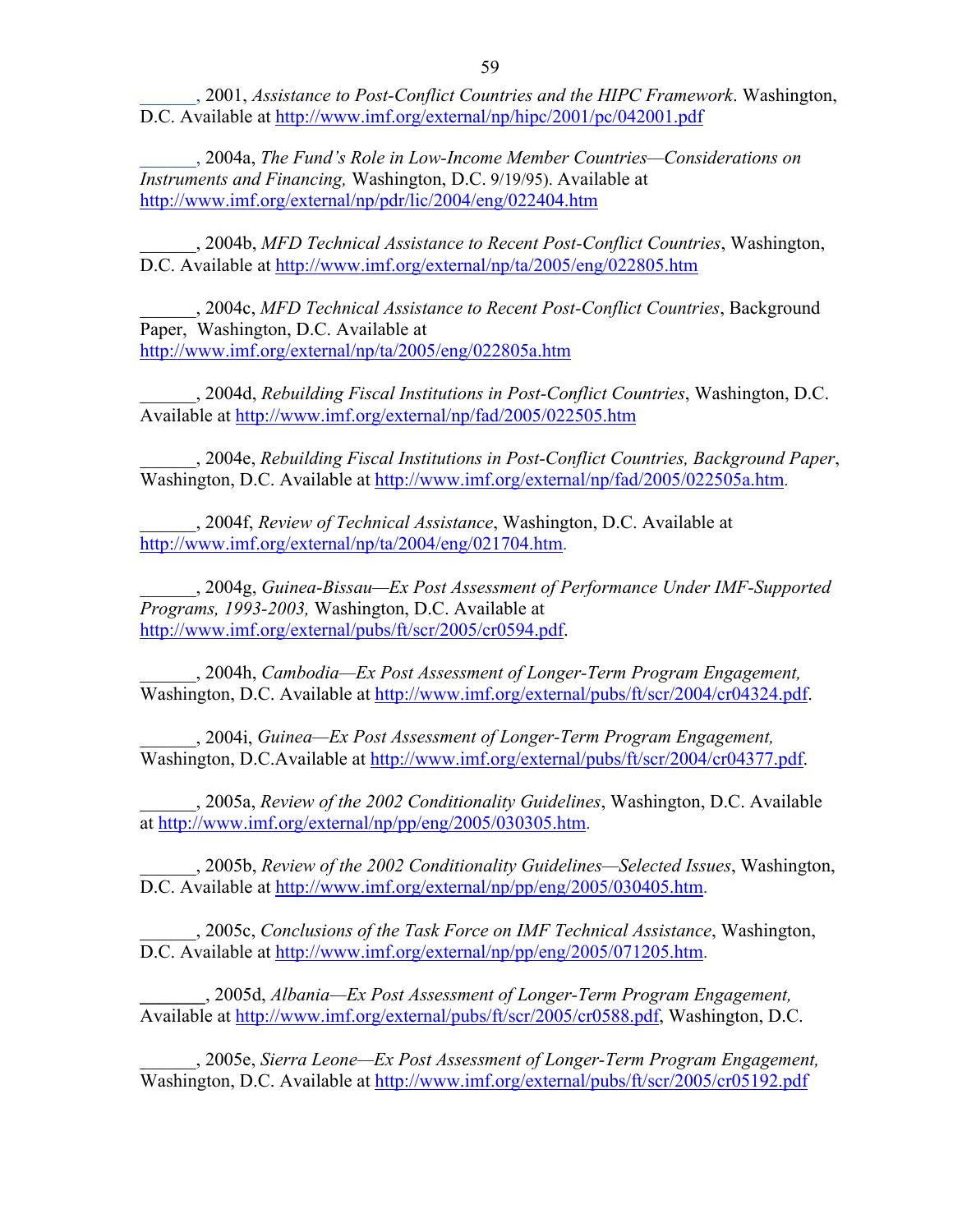______, 2001, *Assistance to Post-Conflict Countries and the HIPC Framework*. Washington, D.C. Available at http://www.imf.org/external/np/hipc/2001/pc/042001.pdf

______, 2004a, *The Fund's Role in Low-Income Member Countries—Considerations on Instruments and Financing,* Washington, D.C. 9/19/95). Available at http://www.imf.org/external/np/pdr/lic/2004/eng/022404.htm

______, 2004b, *MFD Technical Assistance to Recent Post-Conflict Countries*, Washington, D.C. Available at http://www.imf.org/external/np/ta/2005/eng/022805.htm

______, 2004c, *MFD Technical Assistance to Recent Post-Conflict Countries*, Background Paper, Washington, D.C. Available at http://www.imf.org/external/np/ta/2005/eng/022805a.htm

______, 2004d, *Rebuilding Fiscal Institutions in Post-Conflict Countries*, Washington, D.C. Available at http://www.imf.org/external/np/fad/2005/022505.htm

______, 2004e, *Rebuilding Fiscal Institutions in Post-Conflict Countries, Background Paper*, Washington, D.C. Available at http://www.imf.org/external/np/fad/2005/022505a.htm.

______, 2004f, *Review of Technical Assistance*, Washington, D.C. Available at http://www.imf.org/external/np/ta/2004/eng/021704.htm.

______, 2004g, *Guinea-Bissau—Ex Post Assessment of Performance Under IMF-Supported Programs, 1993-2003,* Washington, D.C. Available at http://www.imf.org/external/pubs/ft/scr/2005/cr0594.pdf.

______, 2004h, *Cambodia—Ex Post Assessment of Longer-Term Program Engagement,* Washington, D.C. Available at http://www.imf.org/external/pubs/ft/scr/2004/cr04324.pdf.

______, 2004i, *Guinea—Ex Post Assessment of Longer-Term Program Engagement,* Washington, D.C.Available at http://www.imf.org/external/pubs/ft/scr/2004/cr04377.pdf.

______, 2005a, *Review of the 2002 Conditionality Guidelines*, Washington, D.C. Available at http://www.imf.org/external/np/pp/eng/2005/030305.htm.

______, 2005b, *Review of the 2002 Conditionality Guidelines—Selected Issues*, Washington, D.C. Available at http://www.imf.org/external/np/pp/eng/2005/030405.htm.

______, 2005c, *Conclusions of the Task Force on IMF Technical Assistance*, Washington, D.C. Available at http://www.imf.org/external/np/pp/eng/2005/071205.htm.

______, 2005d, *Albania—Ex Post Assessment of Longer-Term Program Engagement,* Available at http://www.imf.org/external/pubs/ft/scr/2005/cr0588.pdf, Washington, D.C.

______, 2005e, *Sierra Leone—Ex Post Assessment of Longer-Term Program Engagement,* Washington, D.C. Available at http://www.imf.org/external/pubs/ft/scr/2005/cr05192.pdf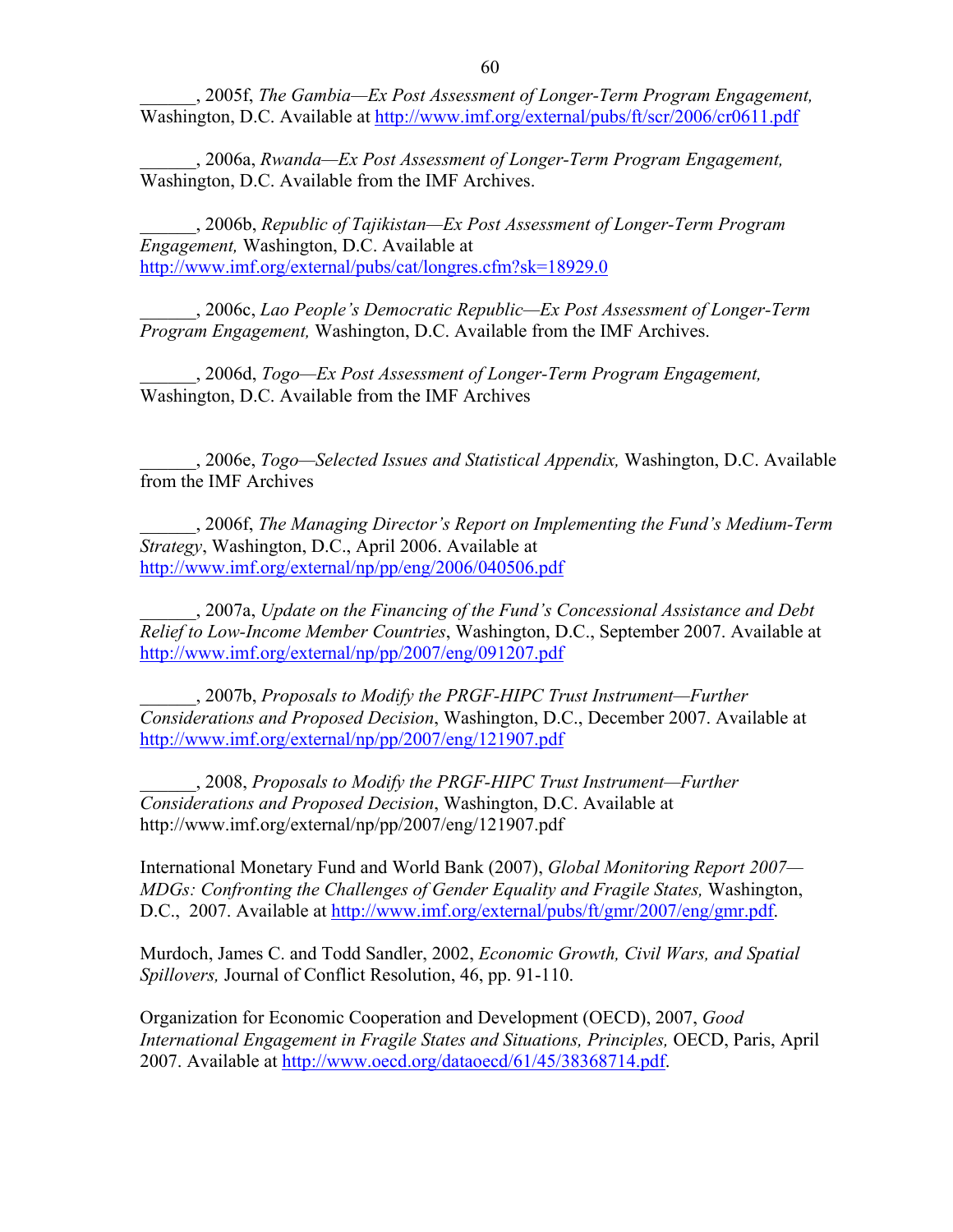______, 2005f, *The Gambia—Ex Post Assessment of Longer-Term Program Engagement,* Washington, D.C. Available at http://www.imf.org/external/pubs/ft/scr/2006/cr0611.pdf

______, 2006a, *Rwanda—Ex Post Assessment of Longer-Term Program Engagement,* Washington, D.C. Available from the IMF Archives.

______, 2006b, *Republic of Tajikistan—Ex Post Assessment of Longer-Term Program Engagement,* Washington, D.C. Available at http://www.imf.org/external/pubs/cat/longres.cfm?sk=18929.0

______, 2006c, *Lao People's Democratic Republic—Ex Post Assessment of Longer-Term Program Engagement,* Washington, D.C. Available from the IMF Archives.

______, 2006d, *Togo—Ex Post Assessment of Longer-Term Program Engagement,* Washington, D.C. Available from the IMF Archives

______, 2006e, *Togo—Selected Issues and Statistical Appendix,* Washington, D.C. Available from the IMF Archives

______, 2006f, *The Managing Director's Report on Implementing the Fund's Medium-Term Strategy*, Washington, D.C., April 2006. Available at http://www.imf.org/external/np/pp/eng/2006/040506.pdf

______, 2007a, *Update on the Financing of the Fund's Concessional Assistance and Debt Relief to Low-Income Member Countries*, Washington, D.C., September 2007. Available at http://www.imf.org/external/np/pp/2007/eng/091207.pdf

______, 2007b, *Proposals to Modify the PRGF-HIPC Trust Instrument—Further Considerations and Proposed Decision*, Washington, D.C., December 2007. Available at http://www.imf.org/external/np/pp/2007/eng/121907.pdf

______, 2008, *Proposals to Modify the PRGF-HIPC Trust Instrument—Further Considerations and Proposed Decision*, Washington, D.C. Available at http://www.imf.org/external/np/pp/2007/eng/121907.pdf

International Monetary Fund and World Bank (2007), *Global Monitoring Report 2007—MDGs: Confronting the Challenges of Gender Equality and Fragile States,* Washington, D.C., 2007. Available at http://www.imf.org/external/pubs/ft/gmr/2007/eng/gmr.pdf.

Murdoch, James C. and Todd Sandler, 2002, *Economic Growth, Civil Wars, and Spatial Spillovers,* Journal of Conflict Resolution, 46, pp. 91-110.

Organization for Economic Cooperation and Development (OECD), 2007, *Good International Engagement in Fragile States and Situations, Principles,* OECD, Paris, April 2007. Available at http://www.oecd.org/dataoecd/61/45/38368714.pdf.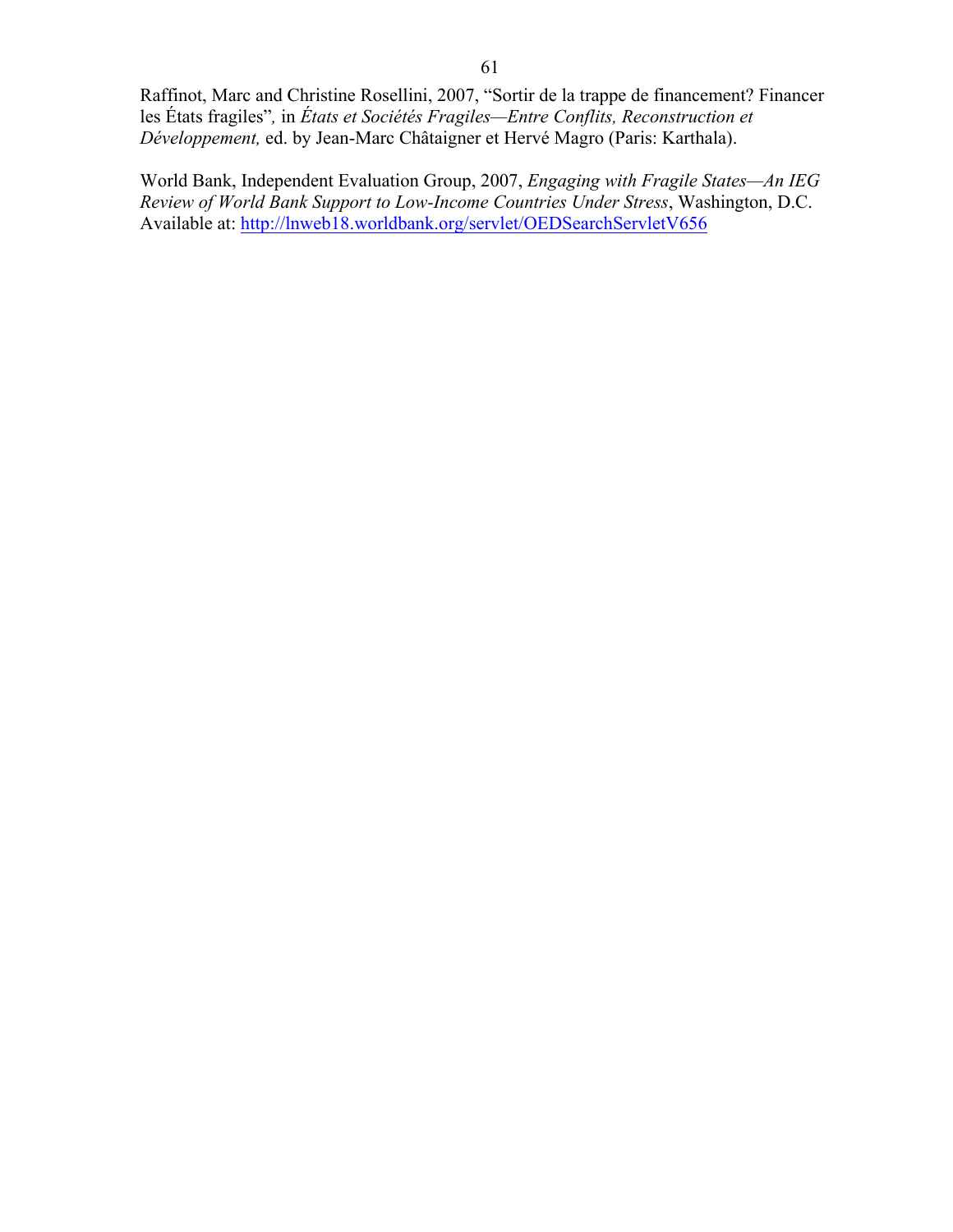Raffinot, Marc and Christine Rosellini, 2007, "Sortir de la trappe de financement? Financer les États fragiles", in *États et Sociétés Fragiles—Entre Conflits, Reconstruction et Développement,* ed. by Jean-Marc Châtaigner et Hervé Magro (Paris: Karthala).

World Bank, Independent Evaluation Group, 2007, *Engaging with Fragile States—An IEG Review of World Bank Support to Low-Income Countries Under Stress*, Washington, D.C. Available at: http://lnweb18.worldbank.org/servlet/OEDSearchServletV656